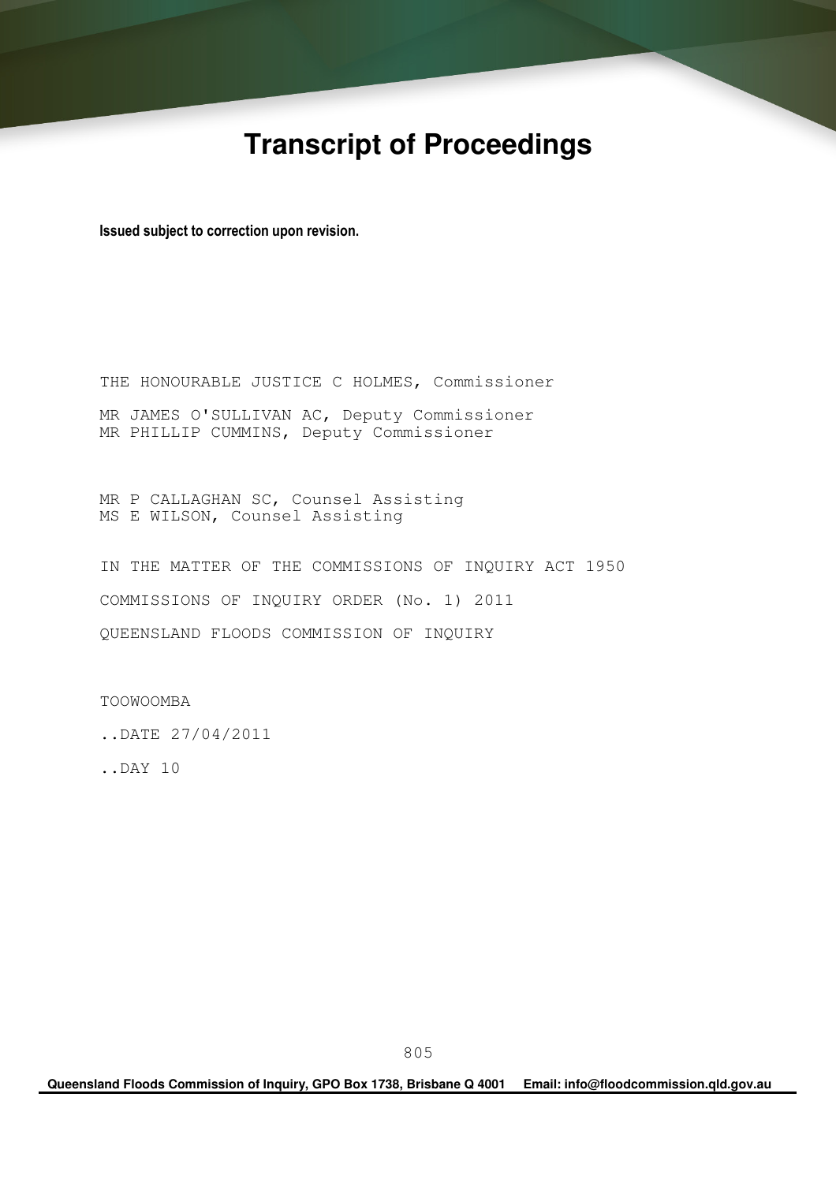# Transcript of Proceedings

**Issued subject to correction upon revision.**

THE HONOURABLE JUSTICE C HOLMES, Commissioner

MR JAMES O'SULLIVAN AC, Deputy Commissioner
MR PHILLIP CUMMINS, Deputy Commissioner

MR P CALLAGHAN SC, Counsel Assisting
MS E WILSON, Counsel Assisting

IN THE MATTER OF THE COMMISSIONS OF INQUIRY ACT 1950

COMMISSIONS OF INQUIRY ORDER (No. 1) 2011

QUEENSLAND FLOODS COMMISSION OF INQUIRY

TOOWOOMBA

..DATE 27/04/2011

..DAY 10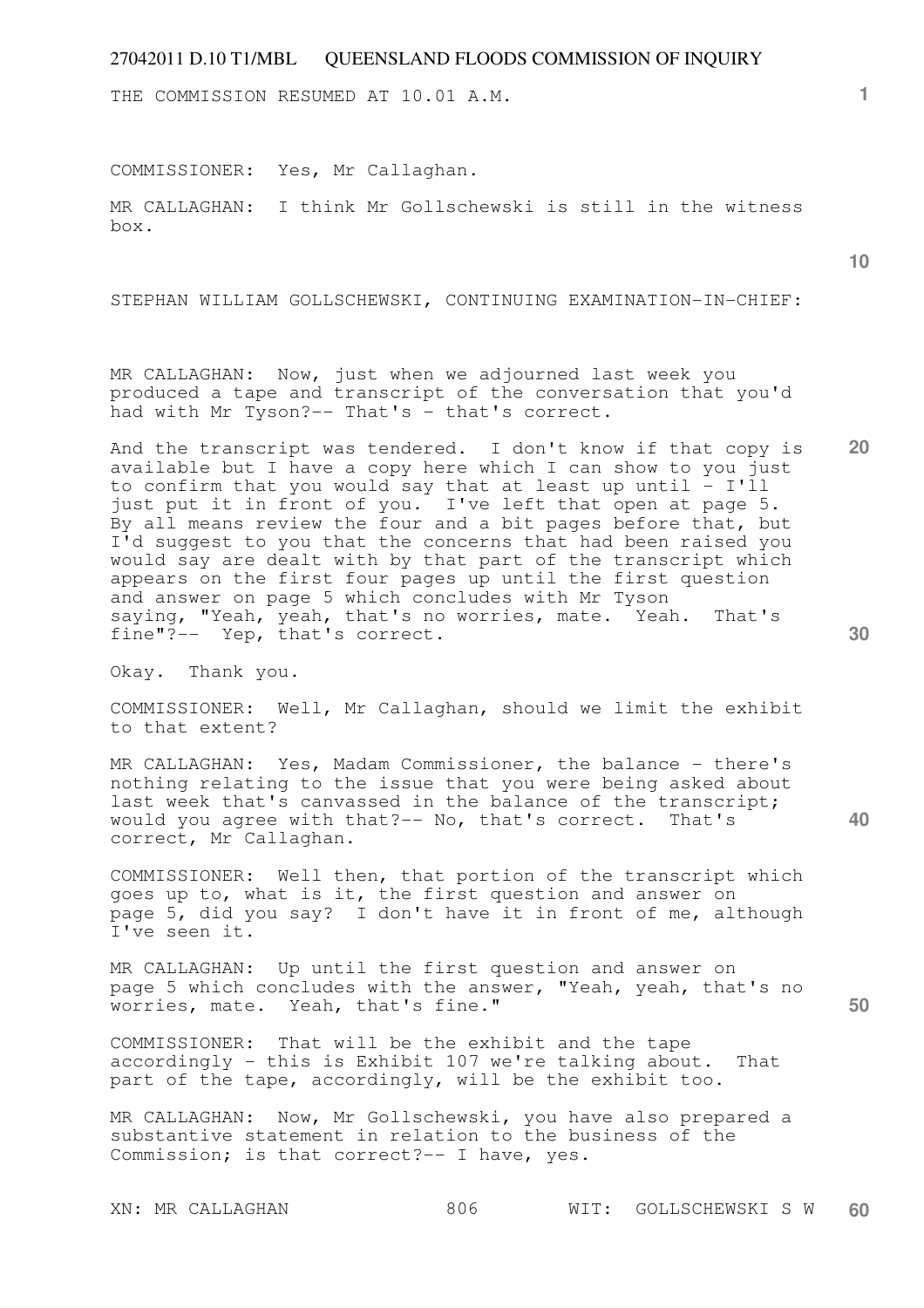THE COMMISSION RESUMED AT 10.01 A.M.

COMMISSIONER: Yes, Mr Callaghan.

MR CALLAGHAN: I think Mr Gollschewski is still in the witness box.

STEPHAN WILLIAM GOLLSCHEWSKI, CONTINUING EXAMINATION-IN-CHIEF:

MR CALLAGHAN: Now, just when we adjourned last week you produced a tape and transcript of the conversation that you'd had with Mr Tyson?-- That's - that's correct.

And the transcript was tendered. I don't know if that copy is available but I have a copy here which I can show to you just to confirm that you would say that at least up until - I'll just put it in front of you. I've left that open at page 5. By all means review the four and a bit pages before that, but I'd suggest to you that the concerns that had been raised you would say are dealt with by that part of the transcript which appears on the first four pages up until the first question and answer on page 5 which concludes with Mr Tyson saying, "Yeah, yeah, that's no worries, mate. Yeah. That's fine"?-- Yep, that's correct.

Okay. Thank you.

COMMISSIONER: Well, Mr Callaghan, should we limit the exhibit to that extent?

MR CALLAGHAN: Yes, Madam Commissioner, the balance - there's nothing relating to the issue that you were being asked about last week that's canvassed in the balance of the transcript; would you agree with that?-- No, that's correct. That's correct, Mr Callaghan.

COMMISSIONER: Well then, that portion of the transcript which goes up to, what is it, the first question and answer on page 5, did you say? I don't have it in front of me, although I've seen it.

MR CALLAGHAN: Up until the first question and answer on page 5 which concludes with the answer, "Yeah, yeah, that's no worries, mate. Yeah, that's fine."

COMMISSIONER: That will be the exhibit and the tape accordingly - this is Exhibit 107 we're talking about. That part of the tape, accordingly, will be the exhibit too.

MR CALLAGHAN: Now, Mr Gollschewski, you have also prepared a substantive statement in relation to the business of the Commission; is that correct?-- I have, yes.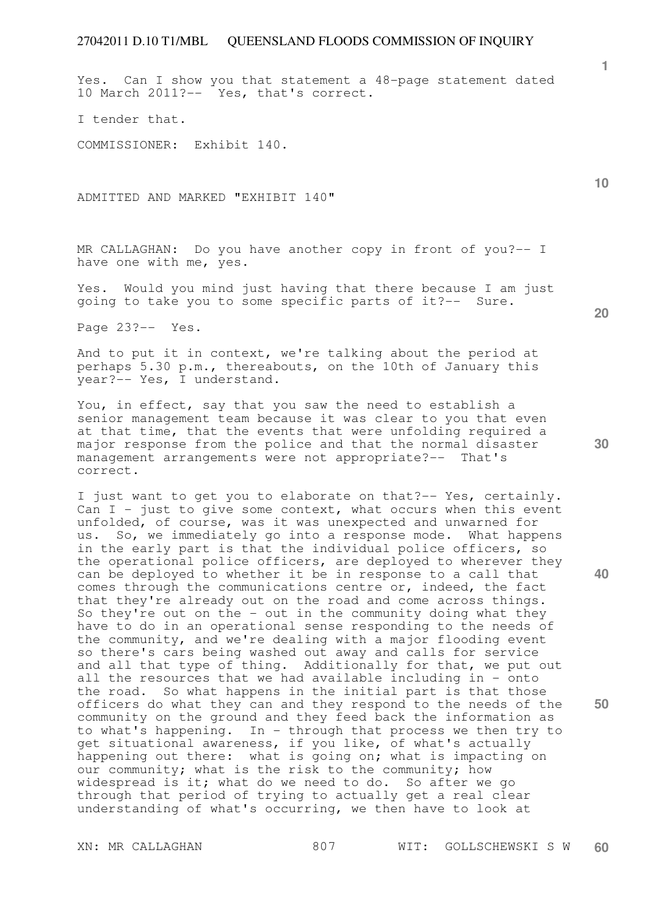Yes. Can I show you that statement a 48-page statement dated 10 March 2011?-- Yes, that's correct.

I tender that.

COMMISSIONER: Exhibit 140.

ADMITTED AND MARKED "EXHIBIT 140"

MR CALLAGHAN: Do you have another copy in front of you?-- I have one with me, yes.

Yes. Would you mind just having that there because I am just going to take you to some specific parts of it?-- Sure.

Page 23?-- Yes.

And to put it in context, we're talking about the period at perhaps 5.30 p.m., thereabouts, on the 10th of January this year?-- Yes, I understand.

You, in effect, say that you saw the need to establish a senior management team because it was clear to you that even at that time, that the events that were unfolding required a major response from the police and that the normal disaster management arrangements were not appropriate?-- That's correct.

I just want to get you to elaborate on that?-- Yes, certainly. Can I - just to give some context, what occurs when this event unfolded, of course, was it was unexpected and unwarned for us. So, we immediately go into a response mode. What happens in the early part is that the individual police officers, so the operational police officers, are deployed to wherever they can be deployed to whether it be in response to a call that comes through the communications centre or, indeed, the fact that they're already out on the road and come across things. So they're out on the - out in the community doing what they have to do in an operational sense responding to the needs of the community, and we're dealing with a major flooding event so there's cars being washed out away and calls for service and all that type of thing. Additionally for that, we put out all the resources that we had available including in - onto the road. So what happens in the initial part is that those officers do what they can and they respond to the needs of the community on the ground and they feed back the information as to what's happening. In - through that process we then try to get situational awareness, if you like, of what's actually happening out there: what is going on; what is impacting on our community; what is the risk to the community; how widespread is it; what do we need to do. So after we go through that period of trying to actually get a real clear understanding of what's occurring, we then have to look at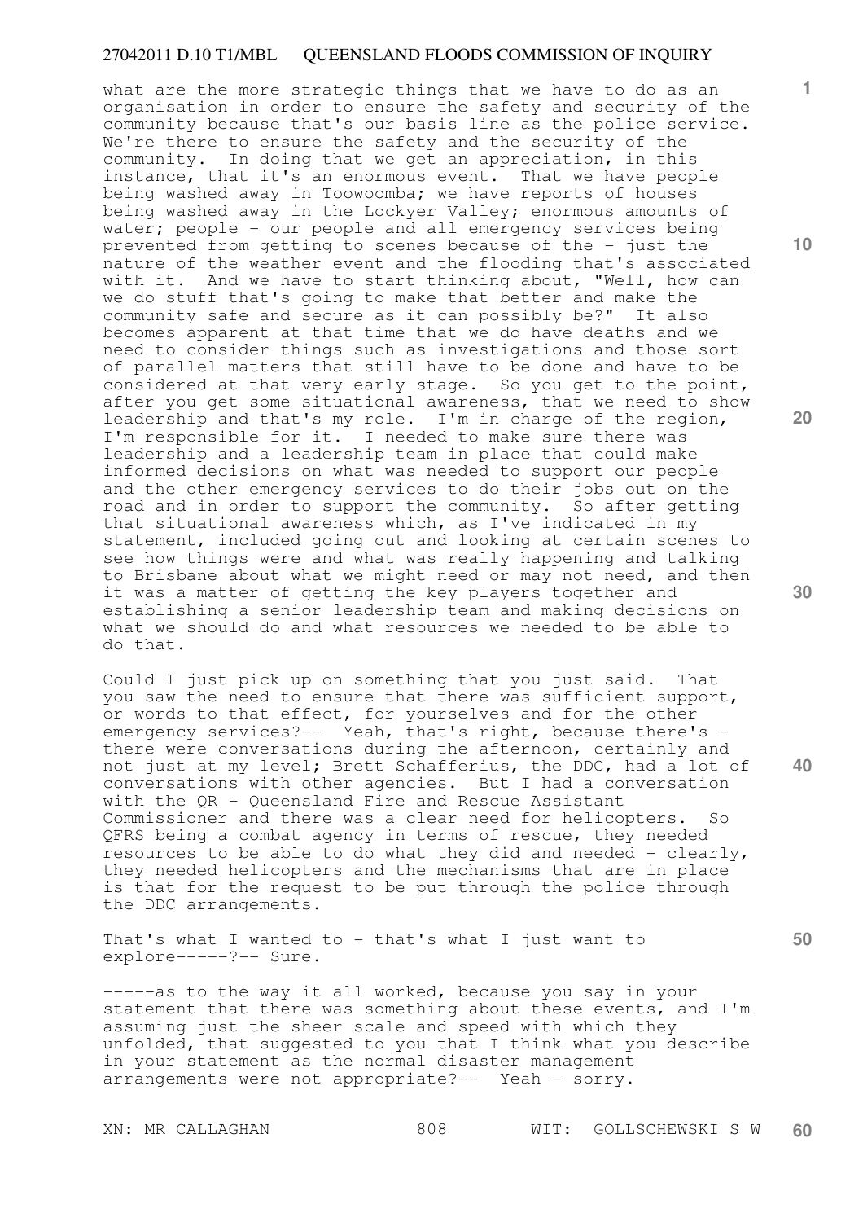what are the more strategic things that we have to do as an organisation in order to ensure the safety and security of the community because that's our basis line as the police service. We're there to ensure the safety and the security of the community. In doing that we get an appreciation, in this instance, that it's an enormous event. That we have people being washed away in Toowoomba; we have reports of houses being washed away in the Lockyer Valley; enormous amounts of water; people - our people and all emergency services being prevented from getting to scenes because of the - just the nature of the weather event and the flooding that's associated with it. And we have to start thinking about, "Well, how can we do stuff that's going to make that better and make the community safe and secure as it can possibly be?" It also becomes apparent at that time that we do have deaths and we need to consider things such as investigations and those sort of parallel matters that still have to be done and have to be considered at that very early stage. So you get to the point, after you get some situational awareness, that we need to show leadership and that's my role. I'm in charge of the region, I'm responsible for it. I needed to make sure there was leadership and a leadership team in place that could make informed decisions on what was needed to support our people and the other emergency services to do their jobs out on the road and in order to support the community. So after getting that situational awareness which, as I've indicated in my statement, included going out and looking at certain scenes to see how things were and what was really happening and talking to Brisbane about what we might need or may not need, and then it was a matter of getting the key players together and establishing a senior leadership team and making decisions on what we should do and what resources we needed to be able to do that.

Could I just pick up on something that you just said. That you saw the need to ensure that there was sufficient support, or words to that effect, for yourselves and for the other emergency services?-- Yeah, that's right, because there's - there were conversations during the afternoon, certainly and not just at my level; Brett Schafferius, the DDC, had a lot of conversations with other agencies. But I had a conversation with the QR - Queensland Fire and Rescue Assistant Commissioner and there was a clear need for helicopters. So QFRS being a combat agency in terms of rescue, they needed resources to be able to do what they did and needed - clearly, they needed helicopters and the mechanisms that are in place is that for the request to be put through the police through the DDC arrangements.

That's what I wanted to - that's what I just want to explore-----?-- Sure.

-----as to the way it all worked, because you say in your statement that there was something about these events, and I'm assuming just the sheer scale and speed with which they unfolded, that suggested to you that I think what you describe in your statement as the normal disaster management arrangements were not appropriate?-- Yeah - sorry.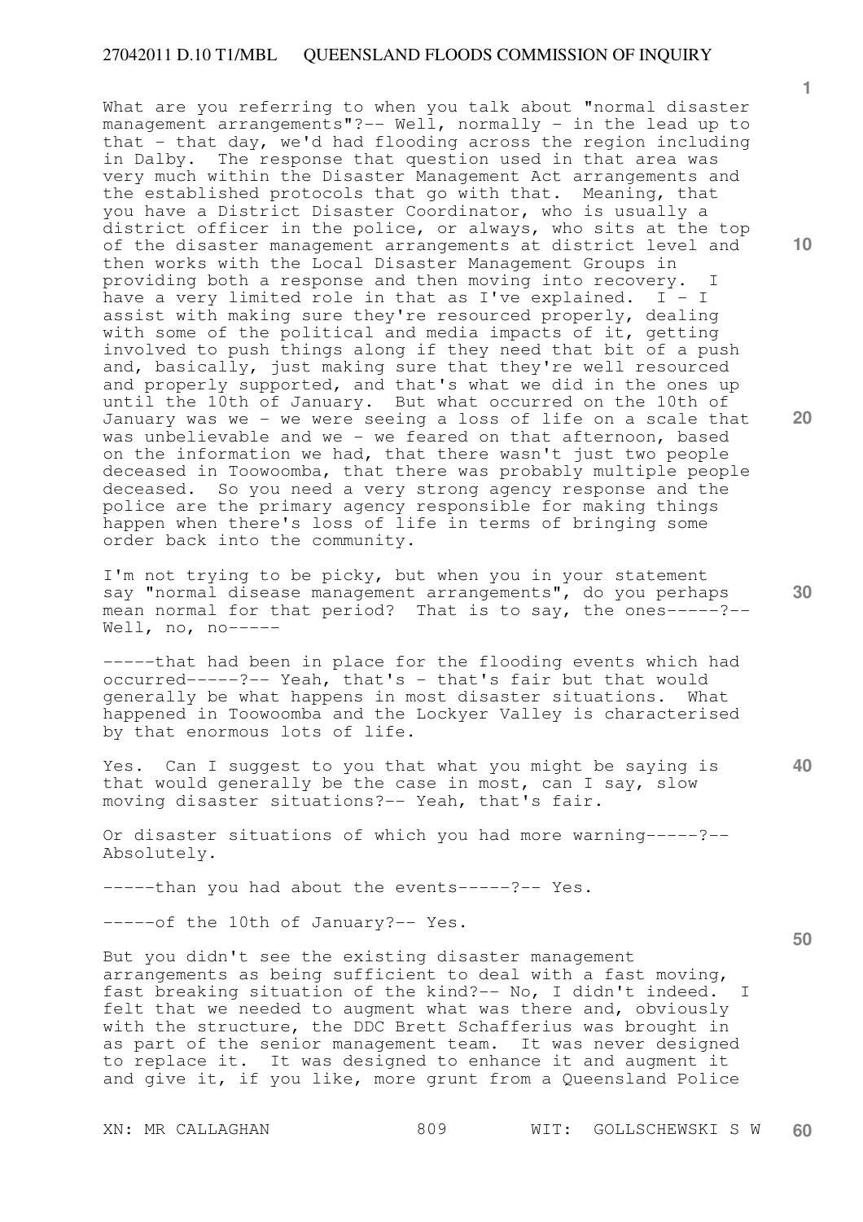What are you referring to when you talk about "normal disaster management arrangements"?-- Well, normally - in the lead up to that - that day, we'd had flooding across the region including in Dalby. The response that question used in that area was very much within the Disaster Management Act arrangements and the established protocols that go with that. Meaning, that you have a District Disaster Coordinator, who is usually a district officer in the police, or always, who sits at the top of the disaster management arrangements at district level and then works with the Local Disaster Management Groups in providing both a response and then moving into recovery. I have a very limited role in that as I've explained. I - I assist with making sure they're resourced properly, dealing with some of the political and media impacts of it, getting involved to push things along if they need that bit of a push and, basically, just making sure that they're well resourced and properly supported, and that's what we did in the ones up until the 10th of January. But what occurred on the 10th of January was we - we were seeing a loss of life on a scale that was unbelievable and we - we feared on that afternoon, based on the information we had, that there wasn't just two people deceased in Toowoomba, that there was probably multiple people deceased. So you need a very strong agency response and the police are the primary agency responsible for making things happen when there's loss of life in terms of bringing some order back into the community.

I'm not trying to be picky, but when you in your statement say "normal disease management arrangements", do you perhaps mean normal for that period? That is to say, the ones-----?-- Well, no, no-----

-----that had been in place for the flooding events which had occurred-----?-- Yeah, that's - that's fair but that would generally be what happens in most disaster situations. What happened in Toowoomba and the Lockyer Valley is characterised by that enormous lots of life.

Yes. Can I suggest to you that what you might be saying is that would generally be the case in most, can I say, slow moving disaster situations?-- Yeah, that's fair.

Or disaster situations of which you had more warning-----?-- Absolutely.

-----than you had about the events-----?-- Yes.

-----of the 10th of January?-- Yes.

But you didn't see the existing disaster management arrangements as being sufficient to deal with a fast moving, fast breaking situation of the kind?-- No, I didn't indeed. I felt that we needed to augment what was there and, obviously with the structure, the DDC Brett Schafferius was brought in as part of the senior management team. It was never designed to replace it. It was designed to enhance it and augment it and give it, if you like, more grunt from a Queensland Police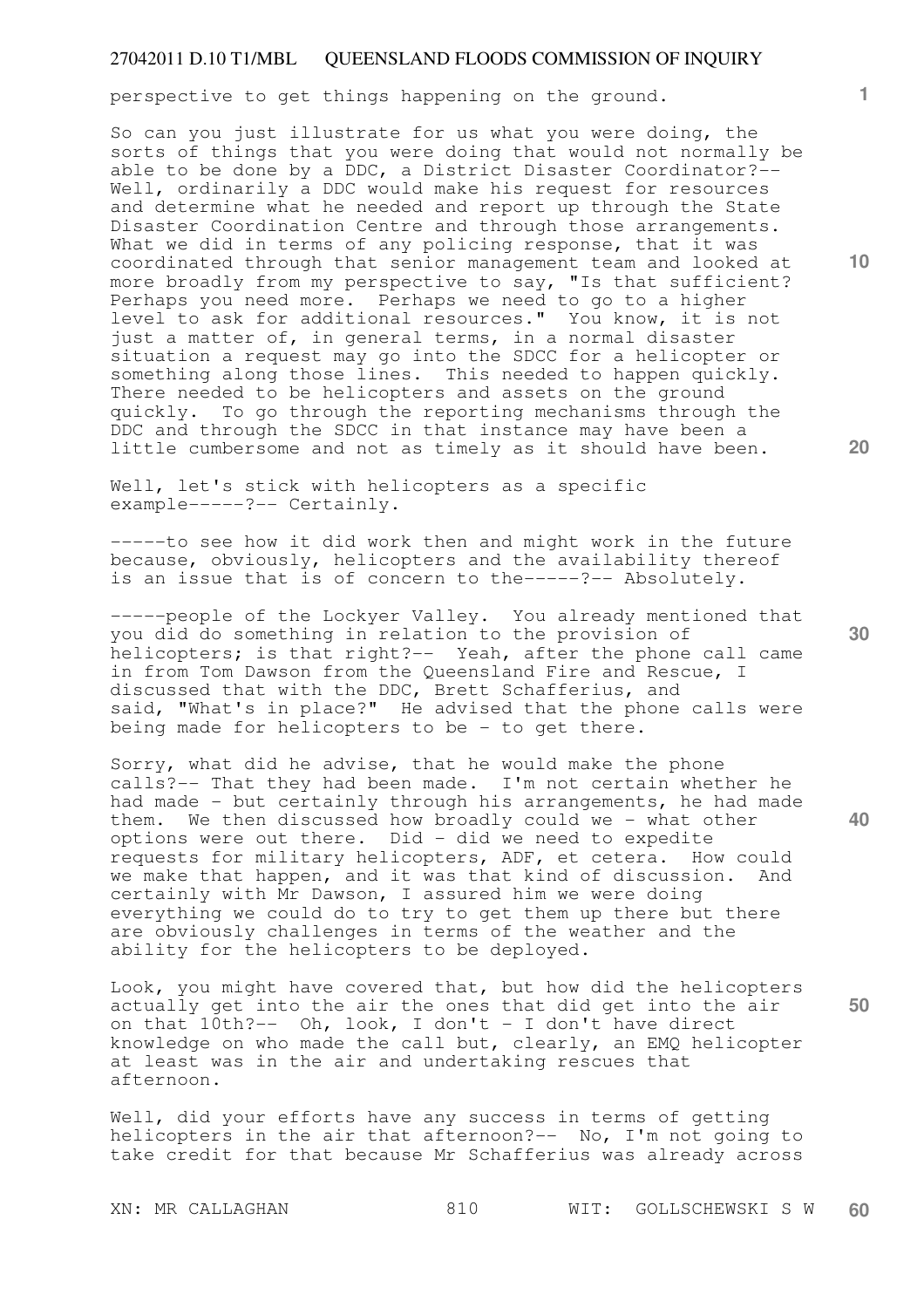perspective to get things happening on the ground.

So can you just illustrate for us what you were doing, the sorts of things that you were doing that would not normally be able to be done by a DDC, a District Disaster Coordinator?-- Well, ordinarily a DDC would make his request for resources and determine what he needed and report up through the State Disaster Coordination Centre and through those arrangements. What we did in terms of any policing response, that it was coordinated through that senior management team and looked at more broadly from my perspective to say, "Is that sufficient? Perhaps you need more. Perhaps we need to go to a higher level to ask for additional resources." You know, it is not just a matter of, in general terms, in a normal disaster situation a request may go into the SDCC for a helicopter or something along those lines. This needed to happen quickly. There needed to be helicopters and assets on the ground quickly. To go through the reporting mechanisms through the DDC and through the SDCC in that instance may have been a little cumbersome and not as timely as it should have been.

Well, let's stick with helicopters as a specific example-----?-- Certainly.

-----to see how it did work then and might work in the future because, obviously, helicopters and the availability thereof is an issue that is of concern to the-----?-- Absolutely.

-----people of the Lockyer Valley. You already mentioned that you did do something in relation to the provision of helicopters; is that right?-- Yeah, after the phone call came in from Tom Dawson from the Queensland Fire and Rescue, I discussed that with the DDC, Brett Schafferius, and said, "What's in place?" He advised that the phone calls were being made for helicopters to be - to get there.

Sorry, what did he advise, that he would make the phone calls?-- That they had been made. I'm not certain whether he had made - but certainly through his arrangements, he had made them. We then discussed how broadly could we - what other options were out there. Did - did we need to expedite requests for military helicopters, ADF, et cetera. How could we make that happen, and it was that kind of discussion. And certainly with Mr Dawson, I assured him we were doing everything we could do to try to get them up there but there are obviously challenges in terms of the weather and the ability for the helicopters to be deployed.

Look, you might have covered that, but how did the helicopters actually get into the air the ones that did get into the air on that 10th?-- Oh, look, I don't - I don't have direct knowledge on who made the call but, clearly, an EMQ helicopter at least was in the air and undertaking rescues that afternoon.

Well, did your efforts have any success in terms of getting helicopters in the air that afternoon?-- No, I'm not going to take credit for that because Mr Schafferius was already across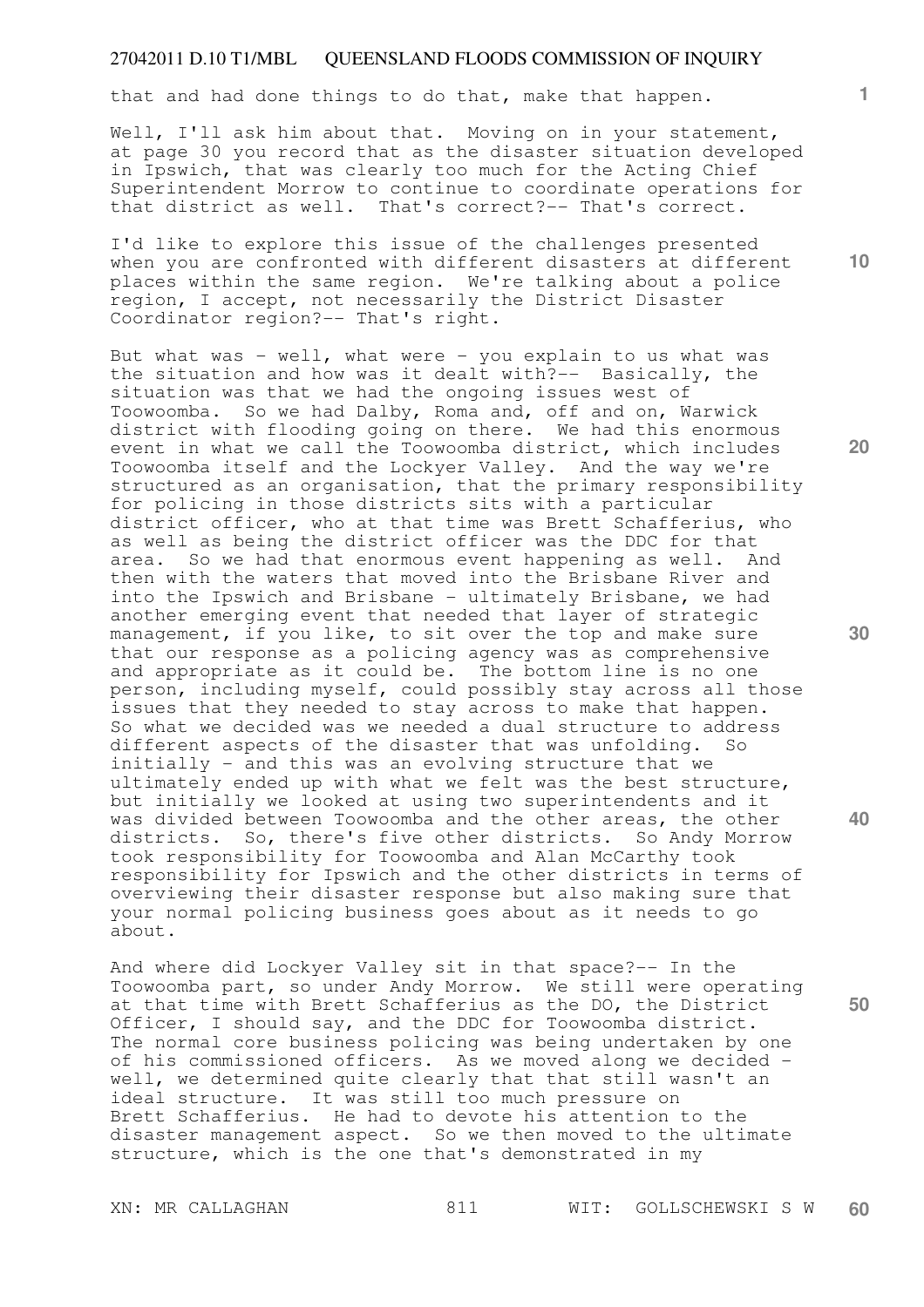that and had done things to do that, make that happen.

Well, I'll ask him about that. Moving on in your statement, at page 30 you record that as the disaster situation developed in Ipswich, that was clearly too much for the Acting Chief Superintendent Morrow to continue to coordinate operations for that district as well. That's correct?-- That's correct.

I'd like to explore this issue of the challenges presented when you are confronted with different disasters at different places within the same region. We're talking about a police region, I accept, not necessarily the District Disaster Coordinator region?-- That's right.

But what was - well, what were - you explain to us what was the situation and how was it dealt with?-- Basically, the situation was that we had the ongoing issues west of Toowoomba. So we had Dalby, Roma and, off and on, Warwick district with flooding going on there. We had this enormous event in what we call the Toowoomba district, which includes Toowoomba itself and the Lockyer Valley. And the way we're structured as an organisation, that the primary responsibility for policing in those districts sits with a particular district officer, who at that time was Brett Schafferius, who as well as being the district officer was the DDC for that area. So we had that enormous event happening as well. And then with the waters that moved into the Brisbane River and into the Ipswich and Brisbane - ultimately Brisbane, we had another emerging event that needed that layer of strategic management, if you like, to sit over the top and make sure that our response as a policing agency was as comprehensive and appropriate as it could be. The bottom line is no one person, including myself, could possibly stay across all those issues that they needed to stay across to make that happen. So what we decided was we needed a dual structure to address different aspects of the disaster that was unfolding. So initially - and this was an evolving structure that we ultimately ended up with what we felt was the best structure, but initially we looked at using two superintendents and it was divided between Toowoomba and the other areas, the other districts. So, there's five other districts. So Andy Morrow took responsibility for Toowoomba and Alan McCarthy took responsibility for Ipswich and the other districts in terms of overviewing their disaster response but also making sure that your normal policing business goes about as it needs to go about.

And where did Lockyer Valley sit in that space?-- In the Toowoomba part, so under Andy Morrow. We still were operating at that time with Brett Schafferius as the DO, the District Officer, I should say, and the DDC for Toowoomba district. The normal core business policing was being undertaken by one of his commissioned officers. As we moved along we decided - well, we determined quite clearly that that still wasn't an ideal structure. It was still too much pressure on Brett Schafferius. He had to devote his attention to the disaster management aspect. So we then moved to the ultimate structure, which is the one that's demonstrated in my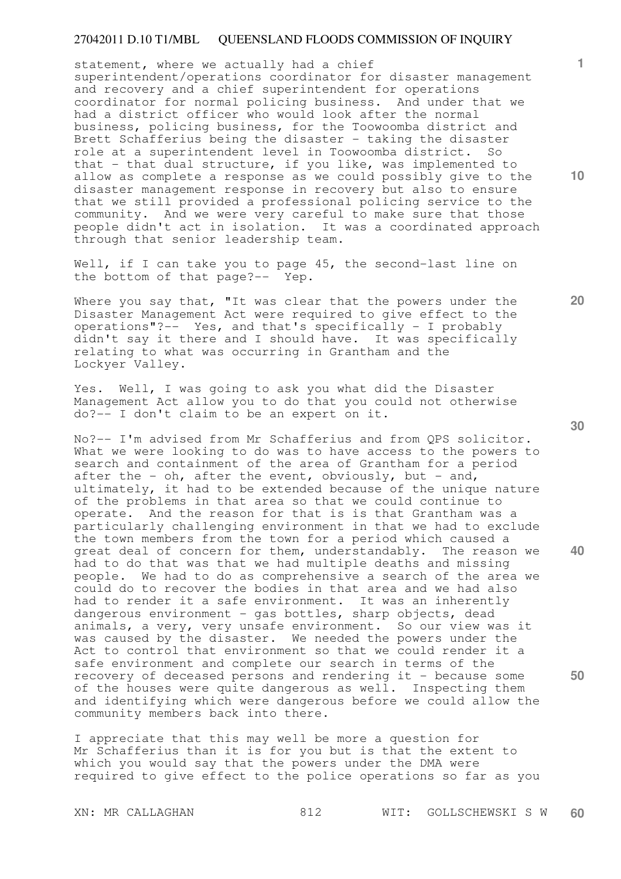statement, where we actually had a chief superintendent/operations coordinator for disaster management and recovery and a chief superintendent for operations coordinator for normal policing business. And under that we had a district officer who would look after the normal business, policing business, for the Toowoomba district and Brett Schafferius being the disaster - taking the disaster role at a superintendent level in Toowoomba district. So that - that dual structure, if you like, was implemented to allow as complete a response as we could possibly give to the disaster management response in recovery but also to ensure that we still provided a professional policing service to the community. And we were very careful to make sure that those people didn't act in isolation. It was a coordinated approach through that senior leadership team.

Well, if I can take you to page 45, the second-last line on the bottom of that page?-- Yep.

Where you say that, "It was clear that the powers under the Disaster Management Act were required to give effect to the operations"?-- Yes, and that's specifically - I probably didn't say it there and I should have. It was specifically relating to what was occurring in Grantham and the Lockyer Valley.

Yes. Well, I was going to ask you what did the Disaster Management Act allow you to do that you could not otherwise do?-- I don't claim to be an expert on it.

No?-- I'm advised from Mr Schafferius and from QPS solicitor. What we were looking to do was to have access to the powers to search and containment of the area of Grantham for a period after the - oh, after the event, obviously, but - and, ultimately, it had to be extended because of the unique nature of the problems in that area so that we could continue to operate. And the reason for that is is that Grantham was a particularly challenging environment in that we had to exclude the town members from the town for a period which caused a great deal of concern for them, understandably. The reason we had to do that was that we had multiple deaths and missing people. We had to do as comprehensive a search of the area we could do to recover the bodies in that area and we had also had to render it a safe environment. It was an inherently dangerous environment - gas bottles, sharp objects, dead animals, a very, very unsafe environment. So our view was it was caused by the disaster. We needed the powers under the Act to control that environment so that we could render it a safe environment and complete our search in terms of the recovery of deceased persons and rendering it - because some of the houses were quite dangerous as well. Inspecting them and identifying which were dangerous before we could allow the community members back into there.

I appreciate that this may well be more a question for Mr Schafferius than it is for you but is that the extent to which you would say that the powers under the DMA were required to give effect to the police operations so far as you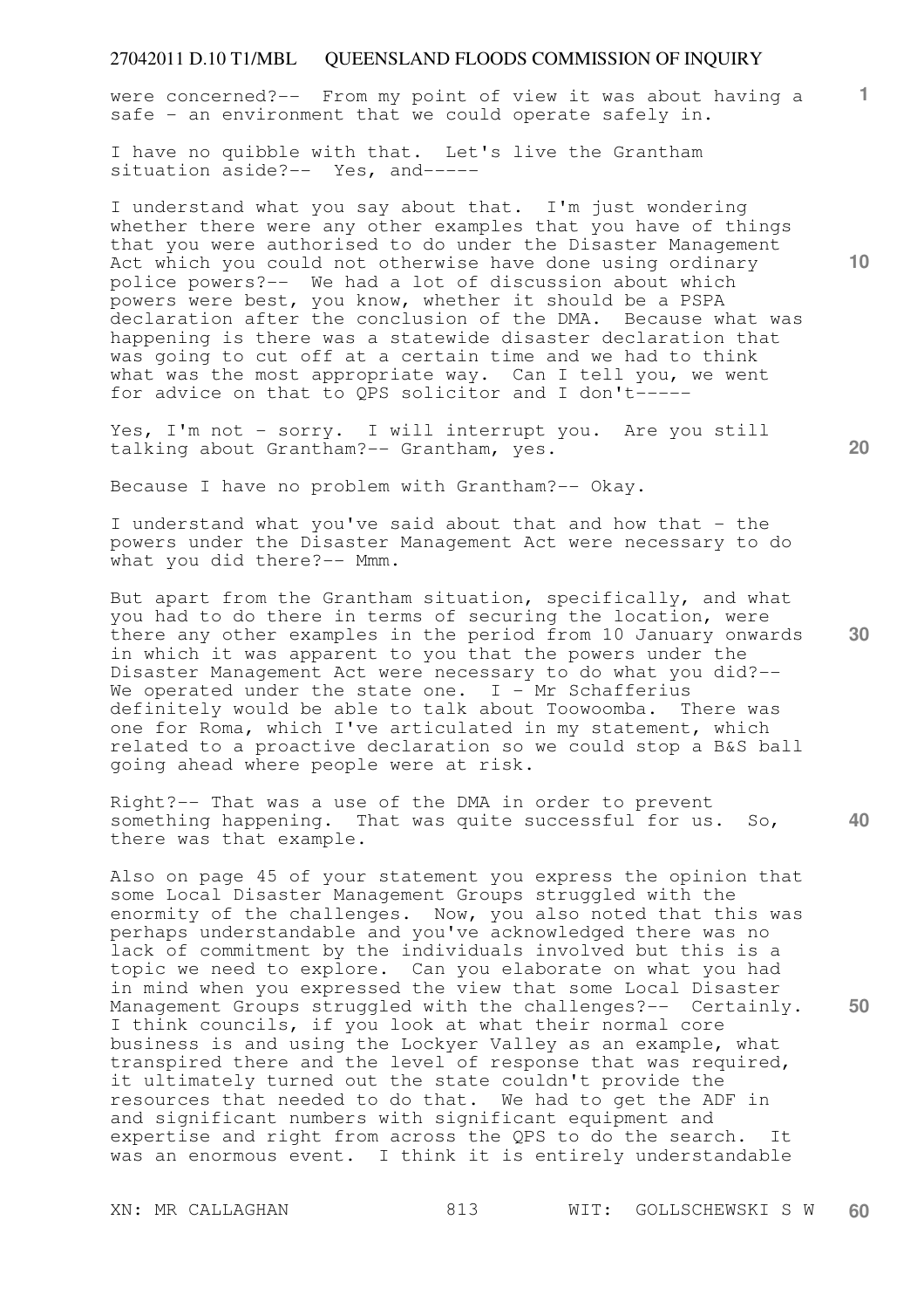were concerned?-- From my point of view it was about having a safe - an environment that we could operate safely in.

I have no quibble with that. Let's live the Grantham situation aside?-- Yes, and-----

I understand what you say about that. I'm just wondering whether there were any other examples that you have of things that you were authorised to do under the Disaster Management Act which you could not otherwise have done using ordinary police powers?-- We had a lot of discussion about which powers were best, you know, whether it should be a PSPA declaration after the conclusion of the DMA. Because what was happening is there was a statewide disaster declaration that was going to cut off at a certain time and we had to think what was the most appropriate way. Can I tell you, we went for advice on that to QPS solicitor and I don't-----

Yes, I'm not - sorry. I will interrupt you. Are you still talking about Grantham?-- Grantham, yes.

Because I have no problem with Grantham?-- Okay.

I understand what you've said about that and how that - the powers under the Disaster Management Act were necessary to do what you did there?-- Mmm.

But apart from the Grantham situation, specifically, and what you had to do there in terms of securing the location, were there any other examples in the period from 10 January onwards in which it was apparent to you that the powers under the Disaster Management Act were necessary to do what you did?-- We operated under the state one. I - Mr Schafferius definitely would be able to talk about Toowoomba. There was one for Roma, which I've articulated in my statement, which related to a proactive declaration so we could stop a B&S ball going ahead where people were at risk.

Right?-- That was a use of the DMA in order to prevent something happening. That was quite successful for us. So, there was that example.

Also on page 45 of your statement you express the opinion that some Local Disaster Management Groups struggled with the enormity of the challenges. Now, you also noted that this was perhaps understandable and you've acknowledged there was no lack of commitment by the individuals involved but this is a topic we need to explore. Can you elaborate on what you had in mind when you expressed the view that some Local Disaster Management Groups struggled with the challenges?-- Certainly. I think councils, if you look at what their normal core business is and using the Lockyer Valley as an example, what transpired there and the level of response that was required, it ultimately turned out the state couldn't provide the resources that needed to do that. We had to get the ADF in and significant numbers with significant equipment and expertise and right from across the QPS to do the search. It was an enormous event. I think it is entirely understandable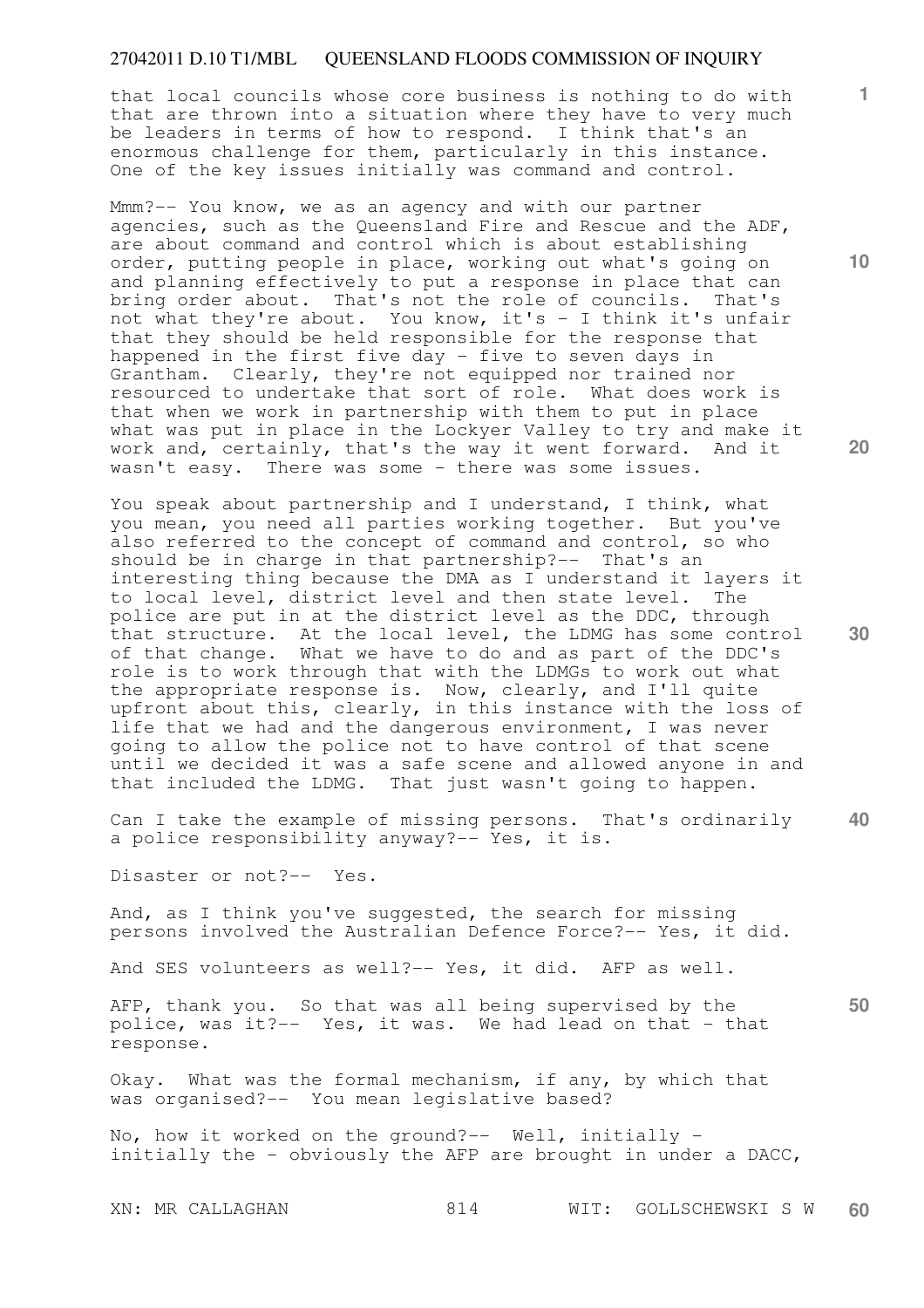that local councils whose core business is nothing to do with that are thrown into a situation where they have to very much be leaders in terms of how to respond. I think that's an enormous challenge for them, particularly in this instance. One of the key issues initially was command and control.

Mmm?-- You know, we as an agency and with our partner agencies, such as the Queensland Fire and Rescue and the ADF, are about command and control which is about establishing order, putting people in place, working out what's going on and planning effectively to put a response in place that can bring order about. That's not the role of councils. That's not what they're about. You know, it's - I think it's unfair that they should be held responsible for the response that happened in the first five day - five to seven days in Grantham. Clearly, they're not equipped nor trained nor resourced to undertake that sort of role. What does work is that when we work in partnership with them to put in place what was put in place in the Lockyer Valley to try and make it work and, certainly, that's the way it went forward. And it wasn't easy. There was some - there was some issues.

You speak about partnership and I understand, I think, what you mean, you need all parties working together. But you've also referred to the concept of command and control, so who should be in charge in that partnership?-- That's an interesting thing because the DMA as I understand it layers it to local level, district level and then state level. The police are put in at the district level as the DDC, through that structure. At the local level, the LDMG has some control of that change. What we have to do and as part of the DDC's role is to work through that with the LDMGs to work out what the appropriate response is. Now, clearly, and I'll quite upfront about this, clearly, in this instance with the loss of life that we had and the dangerous environment, I was never going to allow the police not to have control of that scene until we decided it was a safe scene and allowed anyone in and that included the LDMG. That just wasn't going to happen.

Can I take the example of missing persons. That's ordinarily a police responsibility anyway?-- Yes, it is.

Disaster or not?-- Yes.

And, as I think you've suggested, the search for missing persons involved the Australian Defence Force?-- Yes, it did.

And SES volunteers as well?-- Yes, it did. AFP as well.

AFP, thank you. So that was all being supervised by the police, was it?-- Yes, it was. We had lead on that - that response.

Okay. What was the formal mechanism, if any, by which that was organised?-- You mean legislative based?

No, how it worked on the ground?-- Well, initially - initially the - obviously the AFP are brought in under a DACC,

XN: MR CALLAGHAN 814 WIT: GOLLSCHEWSKI S W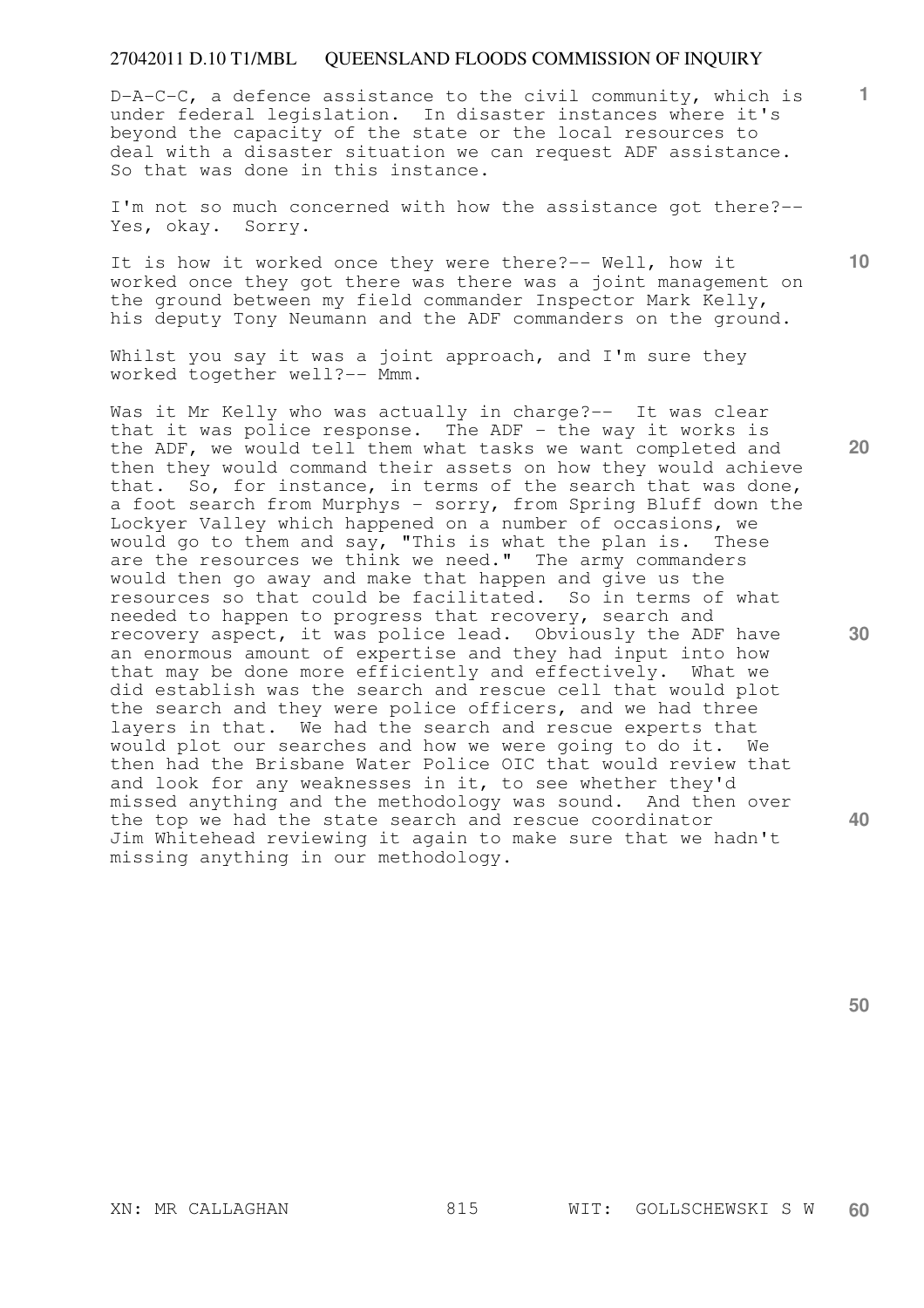D-A-C-C, a defence assistance to the civil community, which is under federal legislation. In disaster instances where it's beyond the capacity of the state or the local resources to deal with a disaster situation we can request ADF assistance. So that was done in this instance.

I'm not so much concerned with how the assistance got there?-- Yes, okay. Sorry.

It is how it worked once they were there?-- Well, how it worked once they got there was there was a joint management on the ground between my field commander Inspector Mark Kelly, his deputy Tony Neumann and the ADF commanders on the ground.

Whilst you say it was a joint approach, and I'm sure they worked together well?-- Mmm.

Was it Mr Kelly who was actually in charge?-- It was clear that it was police response. The ADF - the way it works is the ADF, we would tell them what tasks we want completed and then they would command their assets on how they would achieve that. So, for instance, in terms of the search that was done, a foot search from Murphys - sorry, from Spring Bluff down the Lockyer Valley which happened on a number of occasions, we would go to them and say, "This is what the plan is. These are the resources we think we need." The army commanders would then go away and make that happen and give us the resources so that could be facilitated. So in terms of what needed to happen to progress that recovery, search and recovery aspect, it was police lead. Obviously the ADF have an enormous amount of expertise and they had input into how that may be done more efficiently and effectively. What we did establish was the search and rescue cell that would plot the search and they were police officers, and we had three layers in that. We had the search and rescue experts that would plot our searches and how we were going to do it. We then had the Brisbane Water Police OIC that would review that and look for any weaknesses in it, to see whether they'd missed anything and the methodology was sound. And then over the top we had the state search and rescue coordinator Jim Whitehead reviewing it again to make sure that we hadn't missing anything in our methodology.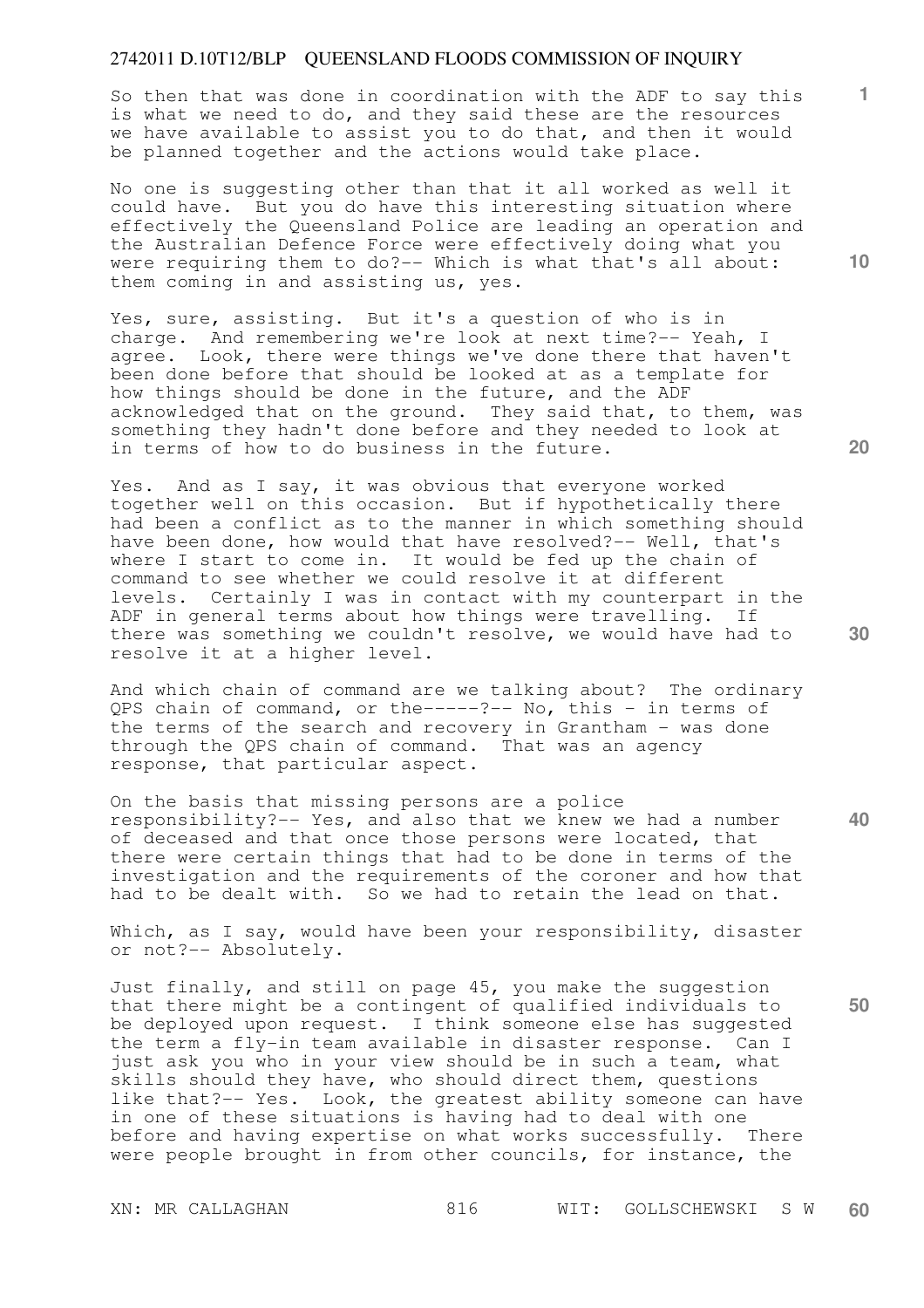So then that was done in coordination with the ADF to say this is what we need to do, and they said these are the resources we have available to assist you to do that, and then it would be planned together and the actions would take place.

No one is suggesting other than that it all worked as well it could have. But you do have this interesting situation where effectively the Queensland Police are leading an operation and the Australian Defence Force were effectively doing what you were requiring them to do?-- Which is what that's all about: them coming in and assisting us, yes.

Yes, sure, assisting. But it's a question of who is in charge. And remembering we're look at next time?-- Yeah, I agree. Look, there were things we've done there that haven't been done before that should be looked at as a template for how things should be done in the future, and the ADF acknowledged that on the ground. They said that, to them, was something they hadn't done before and they needed to look at in terms of how to do business in the future.

Yes. And as I say, it was obvious that everyone worked together well on this occasion. But if hypothetically there had been a conflict as to the manner in which something should have been done, how would that have resolved?-- Well, that's where I start to come in. It would be fed up the chain of command to see whether we could resolve it at different levels. Certainly I was in contact with my counterpart in the ADF in general terms about how things were travelling. If there was something we couldn't resolve, we would have had to resolve it at a higher level.

And which chain of command are we talking about? The ordinary QPS chain of command, or the-----?-- No, this - in terms of the terms of the search and recovery in Grantham - was done through the QPS chain of command. That was an agency response, that particular aspect.

On the basis that missing persons are a police responsibility?-- Yes, and also that we knew we had a number of deceased and that once those persons were located, that there were certain things that had to be done in terms of the investigation and the requirements of the coroner and how that had to be dealt with. So we had to retain the lead on that.

Which, as I say, would have been your responsibility, disaster or not?-- Absolutely.

Just finally, and still on page 45, you make the suggestion that there might be a contingent of qualified individuals to be deployed upon request. I think someone else has suggested the term a fly-in team available in disaster response. Can I just ask you who in your view should be in such a team, what skills should they have, who should direct them, questions like that?-- Yes. Look, the greatest ability someone can have in one of these situations is having had to deal with one before and having expertise on what works successfully. There were people brought in from other councils, for instance, the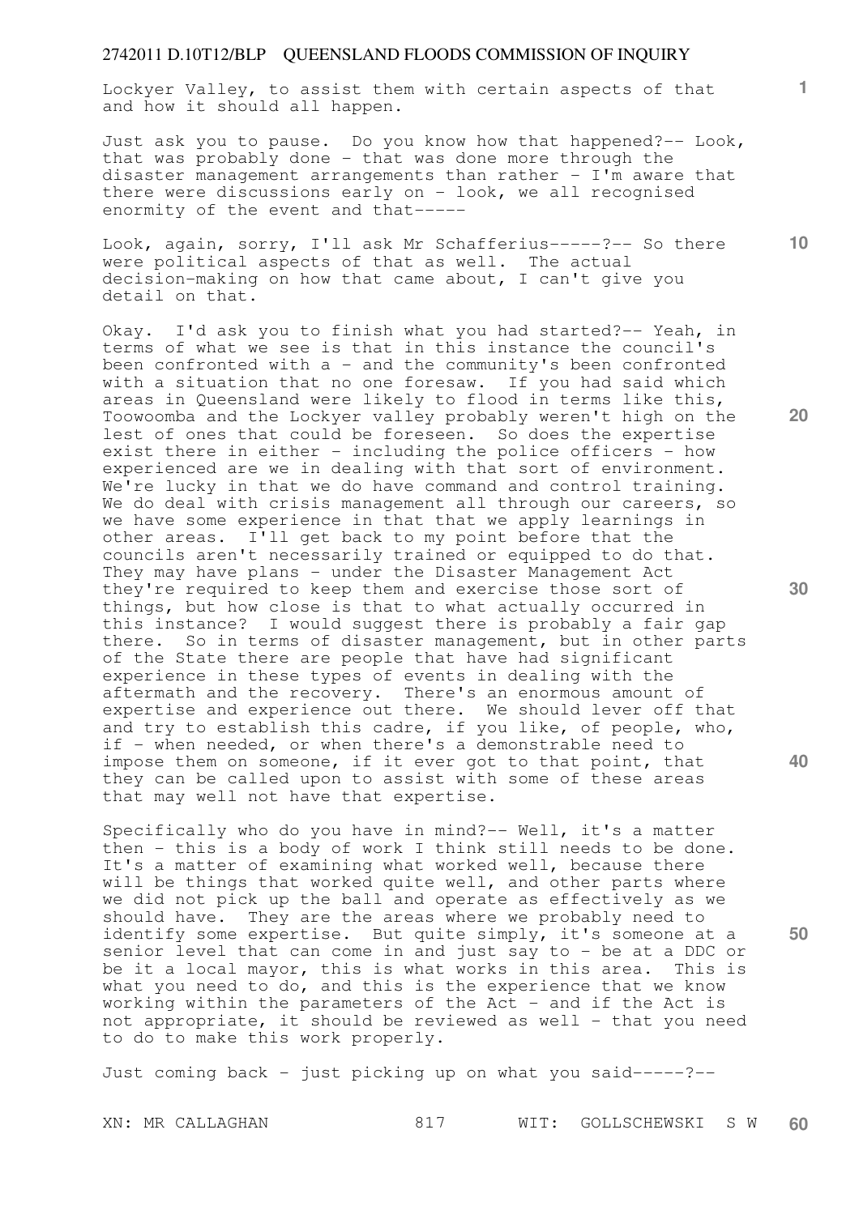Lockyer Valley, to assist them with certain aspects of that and how it should all happen.

Just ask you to pause. Do you know how that happened?-- Look, that was probably done - that was done more through the disaster management arrangements than rather - I'm aware that there were discussions early on - look, we all recognised enormity of the event and that-----

Look, again, sorry, I'll ask Mr Schafferius-----?-- So there were political aspects of that as well. The actual decision-making on how that came about, I can't give you detail on that.

Okay. I'd ask you to finish what you had started?-- Yeah, in terms of what we see is that in this instance the council's been confronted with a - and the community's been confronted with a situation that no one foresaw. If you had said which areas in Queensland were likely to flood in terms like this, Toowoomba and the Lockyer valley probably weren't high on the lest of ones that could be foreseen. So does the expertise exist there in either - including the police officers - how experienced are we in dealing with that sort of environment. We're lucky in that we do have command and control training. We do deal with crisis management all through our careers, so we have some experience in that that we apply learnings in other areas. I'll get back to my point before that the councils aren't necessarily trained or equipped to do that. They may have plans - under the Disaster Management Act they're required to keep them and exercise those sort of things, but how close is that to what actually occurred in this instance? I would suggest there is probably a fair gap there. So in terms of disaster management, but in other parts of the State there are people that have had significant experience in these types of events in dealing with the aftermath and the recovery. There's an enormous amount of expertise and experience out there. We should lever off that and try to establish this cadre, if you like, of people, who, if - when needed, or when there's a demonstrable need to impose them on someone, if it ever got to that point, that they can be called upon to assist with some of these areas that may well not have that expertise.

Specifically who do you have in mind?-- Well, it's a matter then - this is a body of work I think still needs to be done. It's a matter of examining what worked well, because there will be things that worked quite well, and other parts where we did not pick up the ball and operate as effectively as we should have. They are the areas where we probably need to identify some expertise. But quite simply, it's someone at a senior level that can come in and just say to - be at a DDC or be it a local mayor, this is what works in this area. This is what you need to do, and this is the experience that we know working within the parameters of the Act - and if the Act is not appropriate, it should be reviewed as well - that you need to do to make this work properly.

Just coming back - just picking up on what you said-----?--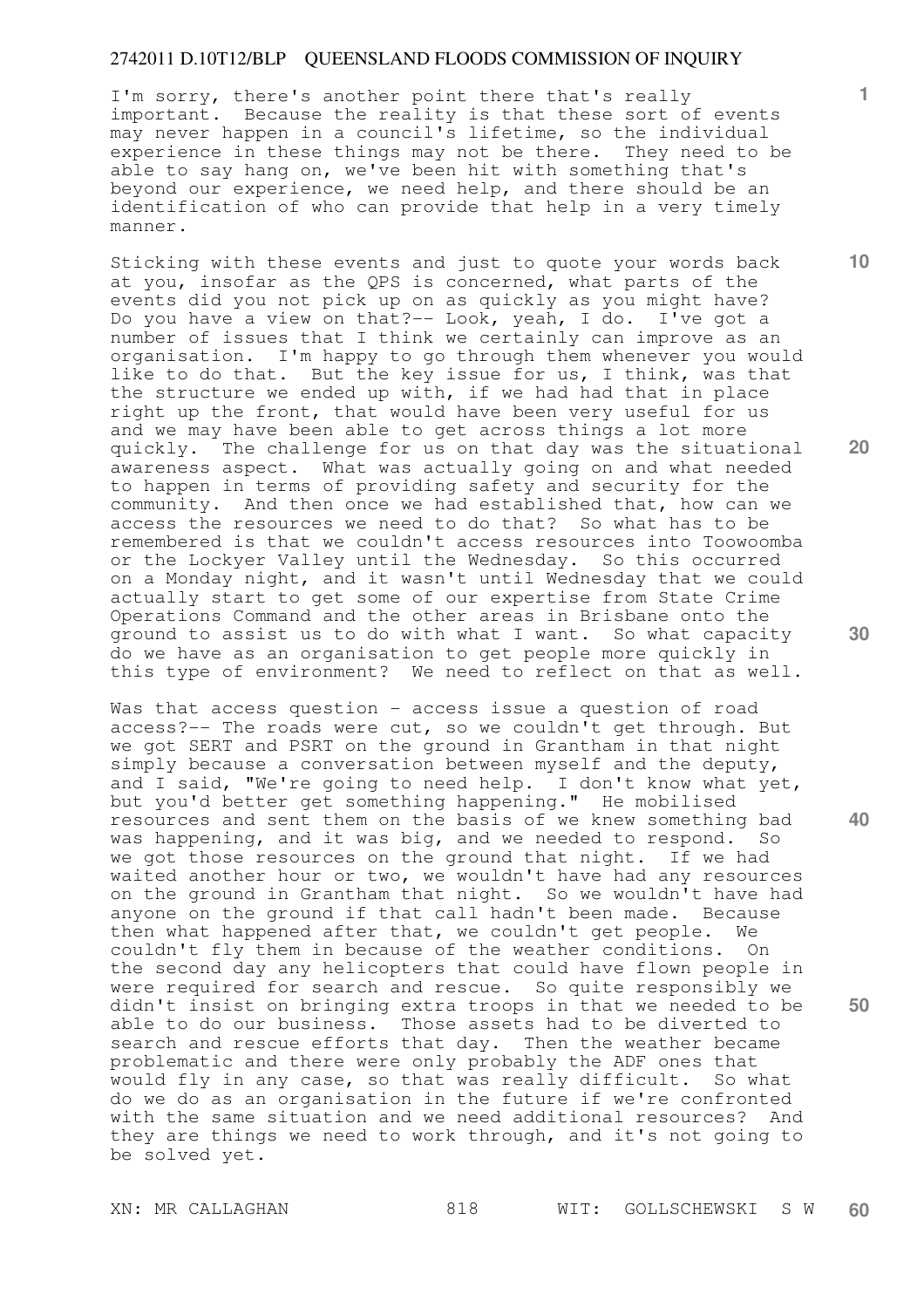I'm sorry, there's another point there that's really important. Because the reality is that these sort of events may never happen in a council's lifetime, so the individual experience in these things may not be there. They need to be able to say hang on, we've been hit with something that's beyond our experience, we need help, and there should be an identification of who can provide that help in a very timely manner.

Sticking with these events and just to quote your words back at you, insofar as the QPS is concerned, what parts of the events did you not pick up on as quickly as you might have? Do you have a view on that?-- Look, yeah, I do. I've got a number of issues that I think we certainly can improve as an organisation. I'm happy to go through them whenever you would like to do that. But the key issue for us, I think, was that the structure we ended up with, if we had had that in place right up the front, that would have been very useful for us and we may have been able to get across things a lot more quickly. The challenge for us on that day was the situational awareness aspect. What was actually going on and what needed to happen in terms of providing safety and security for the community. And then once we had established that, how can we access the resources we need to do that? So what has to be remembered is that we couldn't access resources into Toowoomba or the Lockyer Valley until the Wednesday. So this occurred on a Monday night, and it wasn't until Wednesday that we could actually start to get some of our expertise from State Crime Operations Command and the other areas in Brisbane onto the ground to assist us to do with what I want. So what capacity do we have as an organisation to get people more quickly in this type of environment? We need to reflect on that as well.

Was that access question - access issue a question of road access?-- The roads were cut, so we couldn't get through. But we got SERT and PSRT on the ground in Grantham in that night simply because a conversation between myself and the deputy, and I said, "We're going to need help. I don't know what yet, but you'd better get something happening." He mobilised resources and sent them on the basis of we knew something bad was happening, and it was big, and we needed to respond. So we got those resources on the ground that night. If we had waited another hour or two, we wouldn't have had any resources on the ground in Grantham that night. So we wouldn't have had anyone on the ground if that call hadn't been made. Because then what happened after that, we couldn't get people. We couldn't fly them in because of the weather conditions. On the second day any helicopters that could have flown people in were required for search and rescue. So quite responsibly we didn't insist on bringing extra troops in that we needed to be able to do our business. Those assets had to be diverted to search and rescue efforts that day. Then the weather became problematic and there were only probably the ADF ones that would fly in any case, so that was really difficult. So what do we do as an organisation in the future if we're confronted with the same situation and we need additional resources? And they are things we need to work through, and it's not going to be solved yet.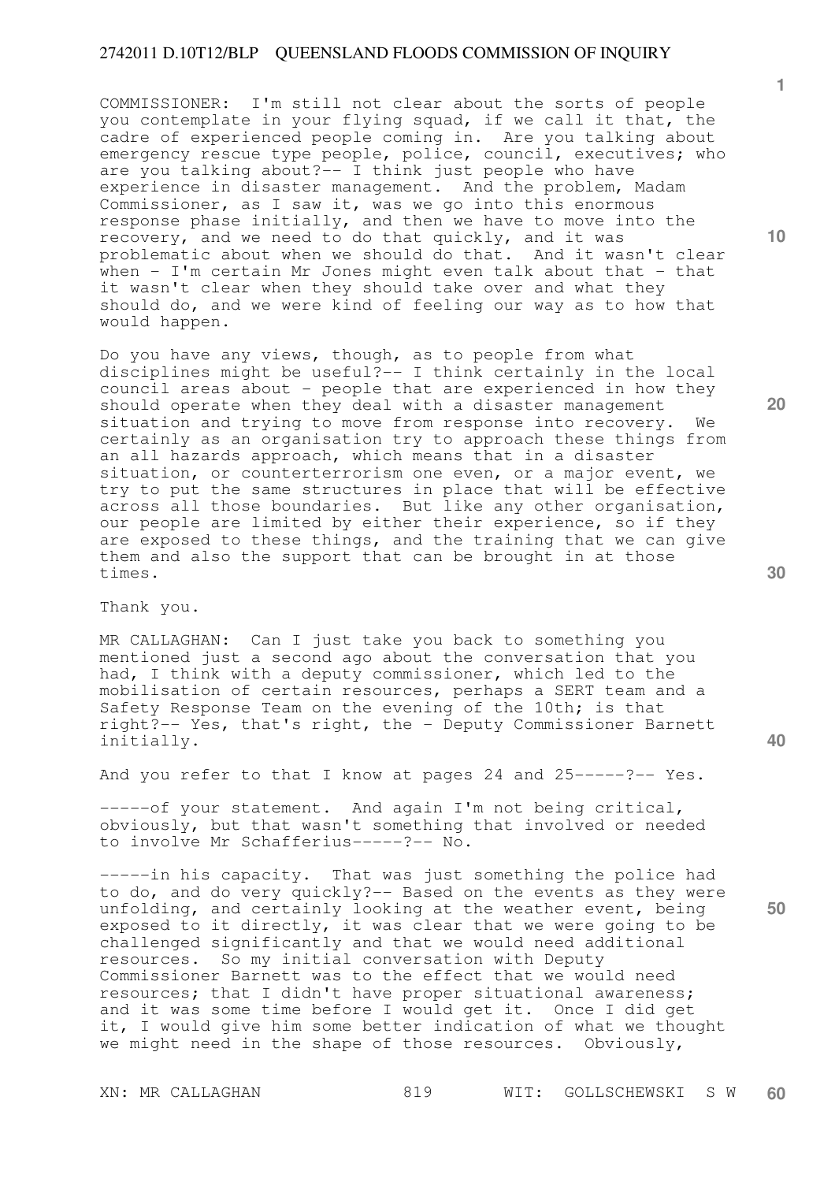COMMISSIONER: I'm still not clear about the sorts of people you contemplate in your flying squad, if we call it that, the cadre of experienced people coming in. Are you talking about emergency rescue type people, police, council, executives; who are you talking about?-- I think just people who have experience in disaster management. And the problem, Madam Commissioner, as I saw it, was we go into this enormous response phase initially, and then we have to move into the recovery, and we need to do that quickly, and it was problematic about when we should do that. And it wasn't clear when - I'm certain Mr Jones might even talk about that - that it wasn't clear when they should take over and what they should do, and we were kind of feeling our way as to how that would happen.

Do you have any views, though, as to people from what disciplines might be useful?-- I think certainly in the local council areas about - people that are experienced in how they should operate when they deal with a disaster management situation and trying to move from response into recovery. We certainly as an organisation try to approach these things from an all hazards approach, which means that in a disaster situation, or counterterrorism one even, or a major event, we try to put the same structures in place that will be effective across all those boundaries. But like any other organisation, our people are limited by either their experience, so if they are exposed to these things, and the training that we can give them and also the support that can be brought in at those times.

Thank you.

MR CALLAGHAN: Can I just take you back to something you mentioned just a second ago about the conversation that you had, I think with a deputy commissioner, which led to the mobilisation of certain resources, perhaps a SERT team and a Safety Response Team on the evening of the 10th; is that right?-- Yes, that's right, the - Deputy Commissioner Barnett initially.

And you refer to that I know at pages 24 and 25-----?-- Yes.

-----of your statement. And again I'm not being critical, obviously, but that wasn't something that involved or needed to involve Mr Schafferius-----?-- No.

-----in his capacity. That was just something the police had to do, and do very quickly?-- Based on the events as they were unfolding, and certainly looking at the weather event, being exposed to it directly, it was clear that we were going to be challenged significantly and that we would need additional resources. So my initial conversation with Deputy Commissioner Barnett was to the effect that we would need resources; that I didn't have proper situational awareness; and it was some time before I would get it. Once I did get it, I would give him some better indication of what we thought we might need in the shape of those resources. Obviously,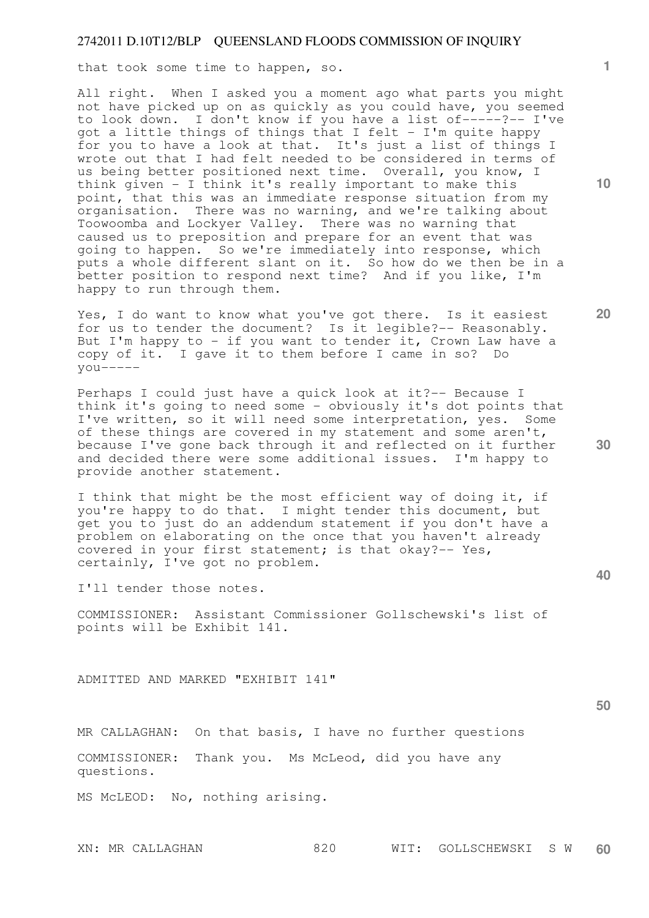that took some time to happen, so.

All right. When I asked you a moment ago what parts you might not have picked up on as quickly as you could have, you seemed to look down. I don't know if you have a list of-----?-- I've got a little things of things that I felt - I'm quite happy for you to have a look at that. It's just a list of things I wrote out that I had felt needed to be considered in terms of us being better positioned next time. Overall, you know, I think given - I think it's really important to make this point, that this was an immediate response situation from my organisation. There was no warning, and we're talking about Toowoomba and Lockyer Valley. There was no warning that caused us to preposition and prepare for an event that was going to happen. So we're immediately into response, which puts a whole different slant on it. So how do we then be in a better position to respond next time? And if you like, I'm happy to run through them.

Yes, I do want to know what you've got there. Is it easiest for us to tender the document? Is it legible?-- Reasonably. But I'm happy to - if you want to tender it, Crown Law have a copy of it. I gave it to them before I came in so? Do you-----

Perhaps I could just have a quick look at it?-- Because I think it's going to need some - obviously it's dot points that I've written, so it will need some interpretation, yes. Some of these things are covered in my statement and some aren't, because I've gone back through it and reflected on it further and decided there were some additional issues. I'm happy to provide another statement.

I think that might be the most efficient way of doing it, if you're happy to do that. I might tender this document, but get you to just do an addendum statement if you don't have a problem on elaborating on the once that you haven't already covered in your first statement; is that okay?-- Yes, certainly, I've got no problem.

I'll tender those notes.

COMMISSIONER: Assistant Commissioner Gollschewski's list of points will be Exhibit 141.

ADMITTED AND MARKED "EXHIBIT 141"

MR CALLAGHAN: On that basis, I have no further questions

COMMISSIONER: Thank you. Ms McLeod, did you have any questions.

MS McLEOD: No, nothing arising.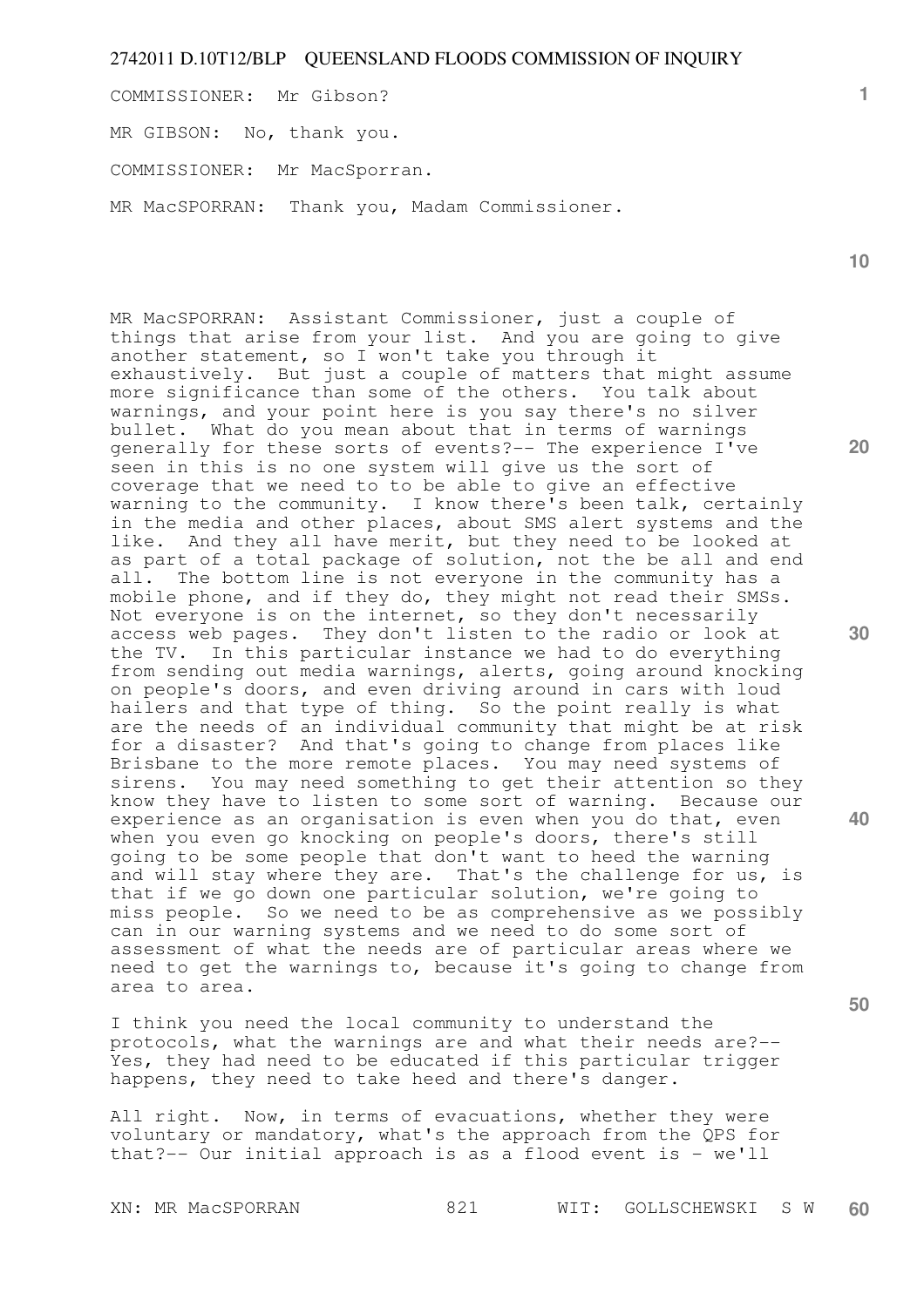COMMISSIONER: Mr Gibson?

MR GIBSON: No, thank you.

COMMISSIONER: Mr MacSporran.

MR MacSPORRAN: Thank you, Madam Commissioner.

MR MacSPORRAN: Assistant Commissioner, just a couple of things that arise from your list. And you are going to give another statement, so I won't take you through it exhaustively. But just a couple of matters that might assume more significance than some of the others. You talk about warnings, and your point here is you say there's no silver bullet. What do you mean about that in terms of warnings generally for these sorts of events?-- The experience I've seen in this is no one system will give us the sort of coverage that we need to to be able to give an effective warning to the community. I know there's been talk, certainly in the media and other places, about SMS alert systems and the like. And they all have merit, but they need to be looked at as part of a total package of solution, not the be all and end all. The bottom line is not everyone in the community has a mobile phone, and if they do, they might not read their SMSs. Not everyone is on the internet, so they don't necessarily access web pages. They don't listen to the radio or look at the TV. In this particular instance we had to do everything from sending out media warnings, alerts, going around knocking on people's doors, and even driving around in cars with loud hailers and that type of thing. So the point really is what are the needs of an individual community that might be at risk for a disaster? And that's going to change from places like Brisbane to the more remote places. You may need systems of sirens. You may need something to get their attention so they know they have to listen to some sort of warning. Because our experience as an organisation is even when you do that, even when you even go knocking on people's doors, there's still going to be some people that don't want to heed the warning and will stay where they are. That's the challenge for us, is that if we go down one particular solution, we're going to miss people. So we need to be as comprehensive as we possibly can in our warning systems and we need to do some sort of assessment of what the needs are of particular areas where we need to get the warnings to, because it's going to change from area to area.

I think you need the local community to understand the protocols, what the warnings are and what their needs are?-- Yes, they had need to be educated if this particular trigger happens, they need to take heed and there's danger.

All right. Now, in terms of evacuations, whether they were voluntary or mandatory, what's the approach from the QPS for that?-- Our initial approach is as a flood event is - we'll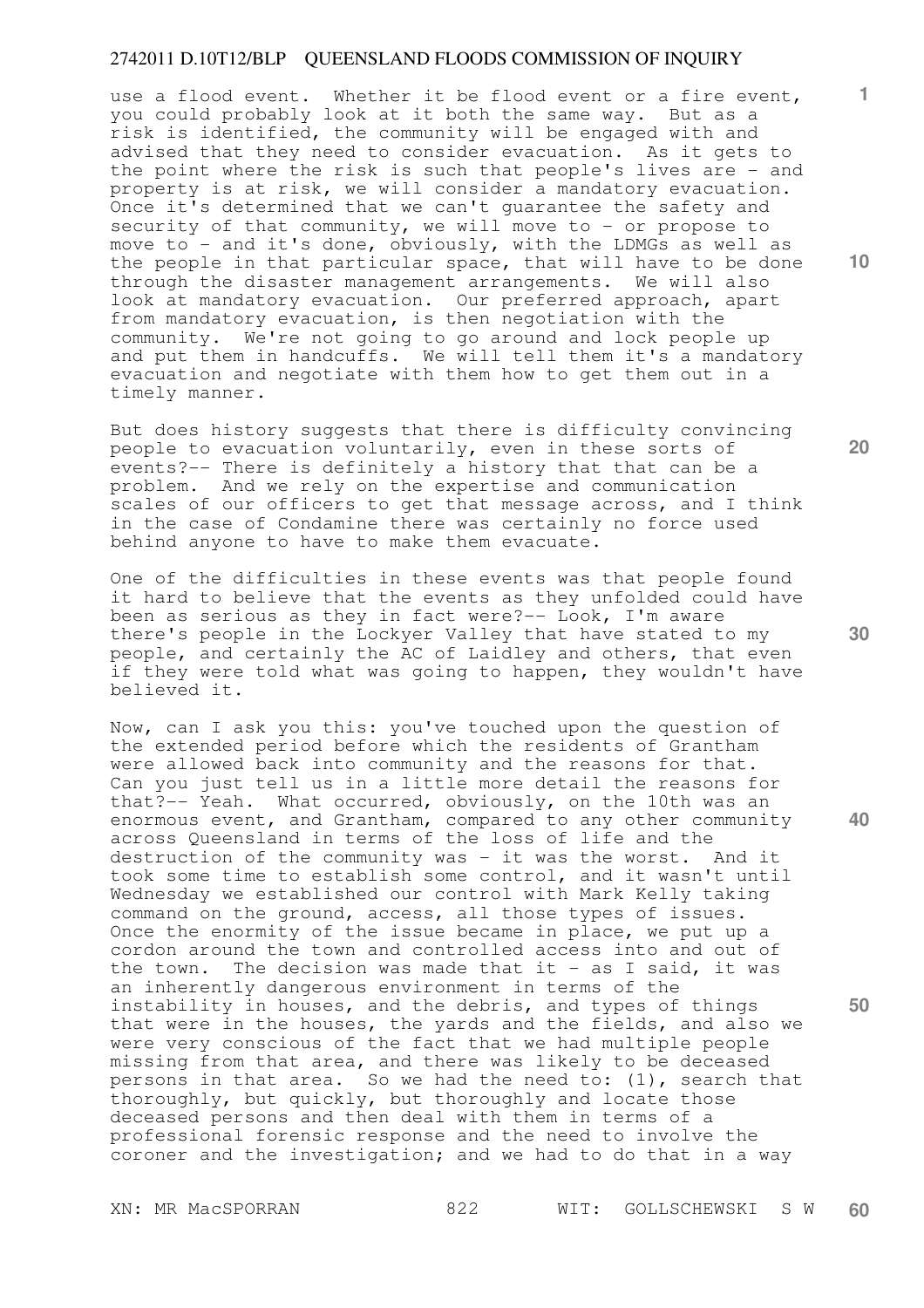use a flood event. Whether it be flood event or a fire event, you could probably look at it both the same way. But as a risk is identified, the community will be engaged with and advised that they need to consider evacuation. As it gets to the point where the risk is such that people's lives are - and property is at risk, we will consider a mandatory evacuation. Once it's determined that we can't guarantee the safety and security of that community, we will move to - or propose to move to - and it's done, obviously, with the LDMGs as well as the people in that particular space, that will have to be done through the disaster management arrangements. We will also look at mandatory evacuation. Our preferred approach, apart from mandatory evacuation, is then negotiation with the community. We're not going to go around and lock people up and put them in handcuffs. We will tell them it's a mandatory evacuation and negotiate with them how to get them out in a timely manner.

But does history suggests that there is difficulty convincing people to evacuation voluntarily, even in these sorts of events?-- There is definitely a history that that can be a problem. And we rely on the expertise and communication scales of our officers to get that message across, and I think in the case of Condamine there was certainly no force used behind anyone to have to make them evacuate.

One of the difficulties in these events was that people found it hard to believe that the events as they unfolded could have been as serious as they in fact were?-- Look, I'm aware there's people in the Lockyer Valley that have stated to my people, and certainly the AC of Laidley and others, that even if they were told what was going to happen, they wouldn't have believed it.

Now, can I ask you this: you've touched upon the question of the extended period before which the residents of Grantham were allowed back into community and the reasons for that. Can you just tell us in a little more detail the reasons for that?-- Yeah. What occurred, obviously, on the 10th was an enormous event, and Grantham, compared to any other community across Queensland in terms of the loss of life and the destruction of the community was - it was the worst. And it took some time to establish some control, and it wasn't until Wednesday we established our control with Mark Kelly taking command on the ground, access, all those types of issues. Once the enormity of the issue became in place, we put up a cordon around the town and controlled access into and out of the town. The decision was made that it - as I said, it was an inherently dangerous environment in terms of the instability in houses, and the debris, and types of things that were in the houses, the yards and the fields, and also we were very conscious of the fact that we had multiple people missing from that area, and there was likely to be deceased persons in that area. So we had the need to: (1), search that thoroughly, but quickly, but thoroughly and locate those deceased persons and then deal with them in terms of a professional forensic response and the need to involve the coroner and the investigation; and we had to do that in a way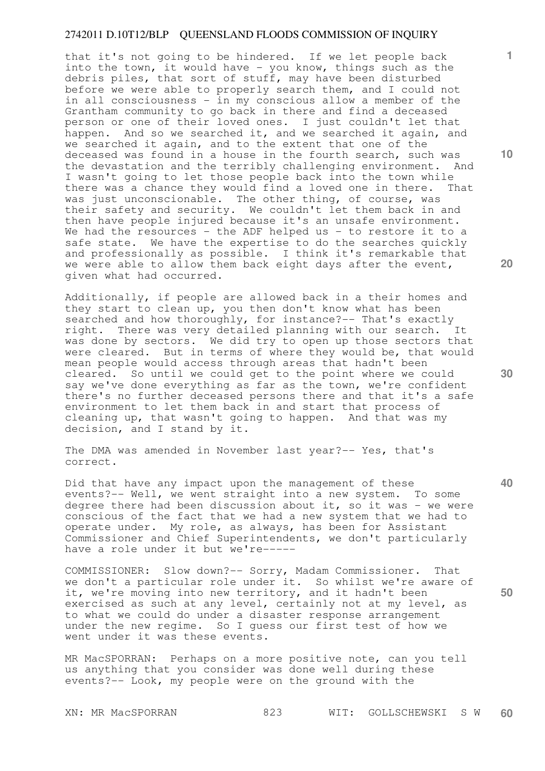that it's not going to be hindered. If we let people back into the town, it would have - you know, things such as the debris piles, that sort of stuff, may have been disturbed before we were able to properly search them, and I could not in all consciousness - in my conscious allow a member of the Grantham community to go back in there and find a deceased person or one of their loved ones. I just couldn't let that happen. And so we searched it, and we searched it again, and we searched it again, and to the extent that one of the deceased was found in a house in the fourth search, such was the devastation and the terribly challenging environment. And I wasn't going to let those people back into the town while there was a chance they would find a loved one in there. That was just unconscionable. The other thing, of course, was their safety and security. We couldn't let them back in and then have people injured because it's an unsafe environment. We had the resources - the ADF helped us - to restore it to a safe state. We have the expertise to do the searches quickly and professionally as possible. I think it's remarkable that we were able to allow them back eight days after the event, given what had occurred.

Additionally, if people are allowed back in a their homes and they start to clean up, you then don't know what has been searched and how thoroughly, for instance?-- That's exactly right. There was very detailed planning with our search. It was done by sectors. We did try to open up those sectors that were cleared. But in terms of where they would be, that would mean people would access through areas that hadn't been cleared. So until we could get to the point where we could say we've done everything as far as the town, we're confident there's no further deceased persons there and that it's a safe environment to let them back in and start that process of cleaning up, that wasn't going to happen. And that was my decision, and I stand by it.

The DMA was amended in November last year?-- Yes, that's correct.

Did that have any impact upon the management of these events?-- Well, we went straight into a new system. To some degree there had been discussion about it, so it was - we were conscious of the fact that we had a new system that we had to operate under. My role, as always, has been for Assistant Commissioner and Chief Superintendents, we don't particularly have a role under it but we're-----

COMMISSIONER: Slow down?-- Sorry, Madam Commissioner. That we don't a particular role under it. So whilst we're aware of it, we're moving into new territory, and it hadn't been exercised as such at any level, certainly not at my level, as to what we could do under a disaster response arrangement under the new regime. So I guess our first test of how we went under it was these events.

MR MacSPORRAN: Perhaps on a more positive note, can you tell us anything that you consider was done well during these events?-- Look, my people were on the ground with the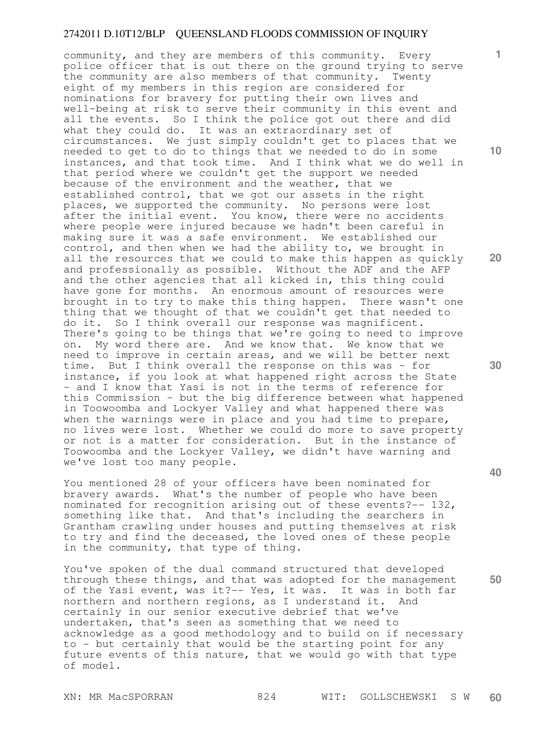community, and they are members of this community. Every police officer that is out there on the ground trying to serve the community are also members of that community. Twenty eight of my members in this region are considered for nominations for bravery for putting their own lives and well-being at risk to serve their community in this event and all the events. So I think the police got out there and did what they could do. It was an extraordinary set of circumstances. We just simply couldn't get to places that we needed to get to do to things that we needed to do in some instances, and that took time. And I think what we do well in that period where we couldn't get the support we needed because of the environment and the weather, that we established control, that we got our assets in the right places, we supported the community. No persons were lost after the initial event. You know, there were no accidents where people were injured because we hadn't been careful in making sure it was a safe environment. We established our control, and then when we had the ability to, we brought in all the resources that we could to make this happen as quickly and professionally as possible. Without the ADF and the AFP and the other agencies that all kicked in, this thing could have gone for months. An enormous amount of resources were brought in to try to make this thing happen. There wasn't one thing that we thought of that we couldn't get that needed to do it. So I think overall our response was magnificent. There's going to be things that we're going to need to improve on. My word there are. And we know that. We know that we need to improve in certain areas, and we will be better next time. But I think overall the response on this was - for instance, if you look at what happened right across the State - and I know that Yasi is not in the terms of reference for this Commission - but the big difference between what happened in Toowoomba and Lockyer Valley and what happened there was when the warnings were in place and you had time to prepare, no lives were lost. Whether we could do more to save property or not is a matter for consideration. But in the instance of Toowoomba and the Lockyer Valley, we didn't have warning and we've lost too many people.

You mentioned 28 of your officers have been nominated for bravery awards. What's the number of people who have been nominated for recognition arising out of these events?-- 132, something like that. And that's including the searchers in Grantham crawling under houses and putting themselves at risk to try and find the deceased, the loved ones of these people in the community, that type of thing.

You've spoken of the dual command structured that developed through these things, and that was adopted for the management of the Yasi event, was it?-- Yes, it was. It was in both far northern and northern regions, as I understand it. And certainly in our senior executive debrief that we've undertaken, that's seen as something that we need to acknowledge as a good methodology and to build on if necessary to - but certainly that would be the starting point for any future events of this nature, that we would go with that type of model.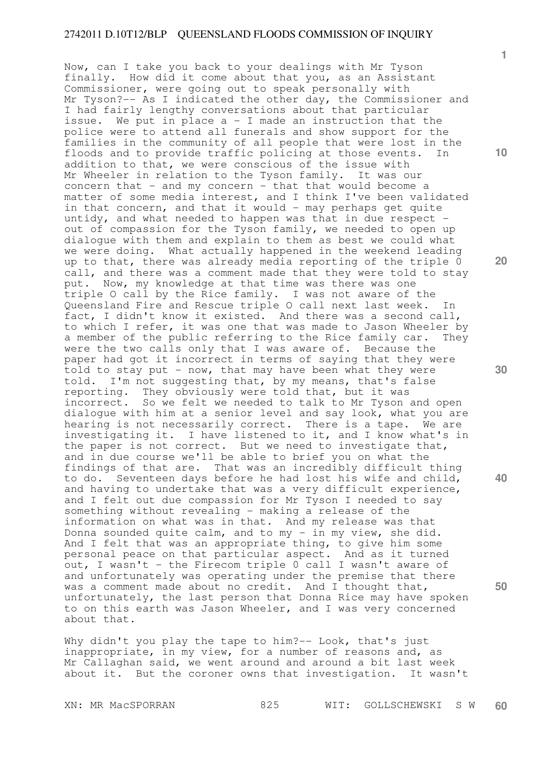Now, can I take you back to your dealings with Mr Tyson finally. How did it come about that you, as an Assistant Commissioner, were going out to speak personally with Mr Tyson?-- As I indicated the other day, the Commissioner and I had fairly lengthy conversations about that particular issue. We put in place a - I made an instruction that the police were to attend all funerals and show support for the families in the community of all people that were lost in the floods and to provide traffic policing at those events. In addition to that, we were conscious of the issue with Mr Wheeler in relation to the Tyson family. It was our concern that - and my concern - that that would become a matter of some media interest, and I think I've been validated in that concern, and that it would - may perhaps get quite untidy, and what needed to happen was that in due respect - out of compassion for the Tyson family, we needed to open up dialogue with them and explain to them as best we could what we were doing. What actually happened in the weekend leading up to that, there was already media reporting of the triple 0 call, and there was a comment made that they were told to stay put. Now, my knowledge at that time was there was one triple O call by the Rice family. I was not aware of the Queensland Fire and Rescue triple O call next last week. In fact, I didn't know it existed. And there was a second call, to which I refer, it was one that was made to Jason Wheeler by a member of the public referring to the Rice family car. They were the two calls only that I was aware of. Because the paper had got it incorrect in terms of saying that they were told to stay put - now, that may have been what they were told. I'm not suggesting that, by my means, that's false reporting. They obviously were told that, but it was incorrect. So we felt we needed to talk to Mr Tyson and open dialogue with him at a senior level and say look, what you are hearing is not necessarily correct. There is a tape. We are investigating it. I have listened to it, and I know what's in the paper is not correct. But we need to investigate that, and in due course we'll be able to brief you on what the findings of that are. That was an incredibly difficult thing to do. Seventeen days before he had lost his wife and child, and having to undertake that was a very difficult experience, and I felt out due compassion for Mr Tyson I needed to say something without revealing - making a release of the information on what was in that. And my release was that Donna sounded quite calm, and to my - in my view, she did. And I felt that was an appropriate thing, to give him some personal peace on that particular aspect. And as it turned out, I wasn't - the Firecom triple 0 call I wasn't aware of and unfortunately was operating under the premise that there was a comment made about no credit. And I thought that, unfortunately, the last person that Donna Rice may have spoken to on this earth was Jason Wheeler, and I was very concerned about that.

Why didn't you play the tape to him?-- Look, that's just inappropriate, in my view, for a number of reasons and, as Mr Callaghan said, we went around and around a bit last week about it. But the coroner owns that investigation. It wasn't

XN: MR MacSPORRAN WIT: GOLLSCHEWSKI S W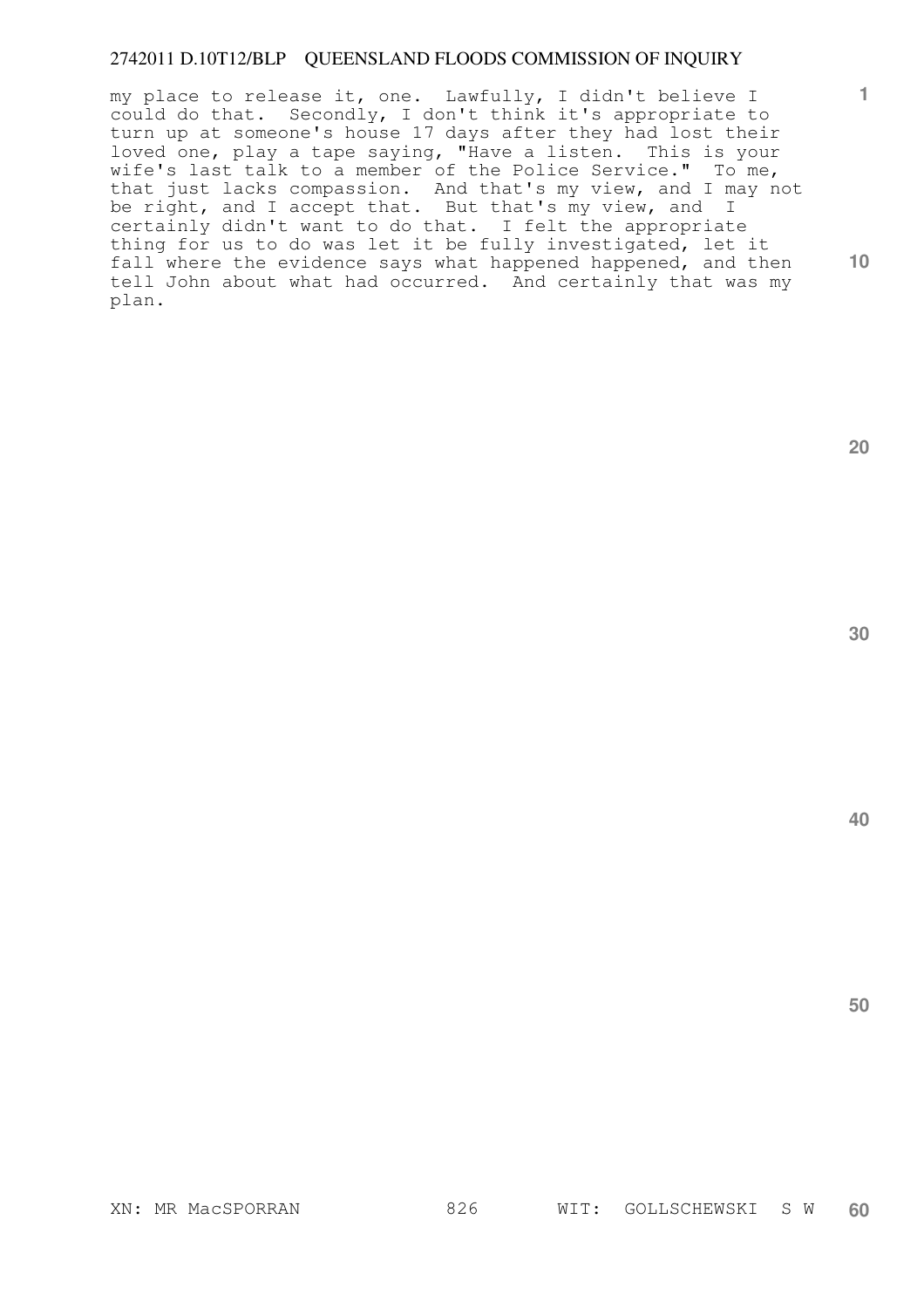my place to release it, one. Lawfully, I didn't believe I could do that. Secondly, I don't think it's appropriate to turn up at someone's house 17 days after they had lost their loved one, play a tape saying, "Have a listen. This is your wife's last talk to a member of the Police Service." To me, that just lacks compassion. And that's my view, and I may not be right, and I accept that. But that's my view, and I certainly didn't want to do that. I felt the appropriate thing for us to do was let it be fully investigated, let it fall where the evidence says what happened happened, and then tell John about what had occurred. And certainly that was my plan.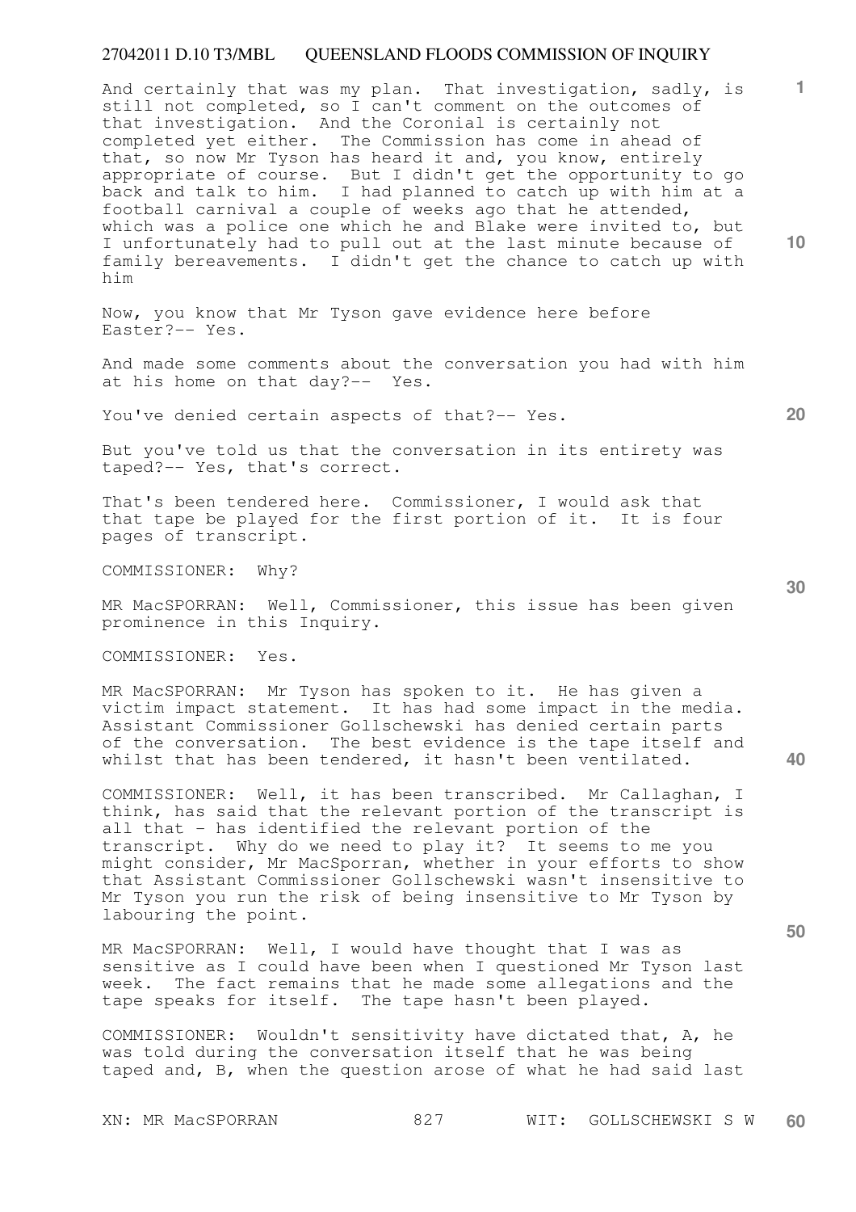And certainly that was my plan. That investigation, sadly, is still not completed, so I can't comment on the outcomes of that investigation. And the Coronial is certainly not completed yet either. The Commission has come in ahead of that, so now Mr Tyson has heard it and, you know, entirely appropriate of course. But I didn't get the opportunity to go back and talk to him. I had planned to catch up with him at a football carnival a couple of weeks ago that he attended, which was a police one which he and Blake were invited to, but I unfortunately had to pull out at the last minute because of family bereavements. I didn't get the chance to catch up with him

Now, you know that Mr Tyson gave evidence here before Easter?-- Yes.

And made some comments about the conversation you had with him at his home on that day?-- Yes.

You've denied certain aspects of that?-- Yes.

But you've told us that the conversation in its entirety was taped?-- Yes, that's correct.

That's been tendered here. Commissioner, I would ask that that tape be played for the first portion of it. It is four pages of transcript.

COMMISSIONER: Why?

MR MacSPORRAN: Well, Commissioner, this issue has been given prominence in this Inquiry.

COMMISSIONER: Yes.

MR MacSPORRAN: Mr Tyson has spoken to it. He has given a victim impact statement. It has had some impact in the media. Assistant Commissioner Gollschewski has denied certain parts of the conversation. The best evidence is the tape itself and whilst that has been tendered, it hasn't been ventilated.

COMMISSIONER: Well, it has been transcribed. Mr Callaghan, I think, has said that the relevant portion of the transcript is all that - has identified the relevant portion of the transcript. Why do we need to play it? It seems to me you might consider, Mr MacSporran, whether in your efforts to show that Assistant Commissioner Gollschewski wasn't insensitive to Mr Tyson you run the risk of being insensitive to Mr Tyson by labouring the point.

MR MacSPORRAN: Well, I would have thought that I was as sensitive as I could have been when I questioned Mr Tyson last week. The fact remains that he made some allegations and the tape speaks for itself. The tape hasn't been played.

COMMISSIONER: Wouldn't sensitivity have dictated that, A, he was told during the conversation itself that he was being taped and, B, when the question arose of what he had said last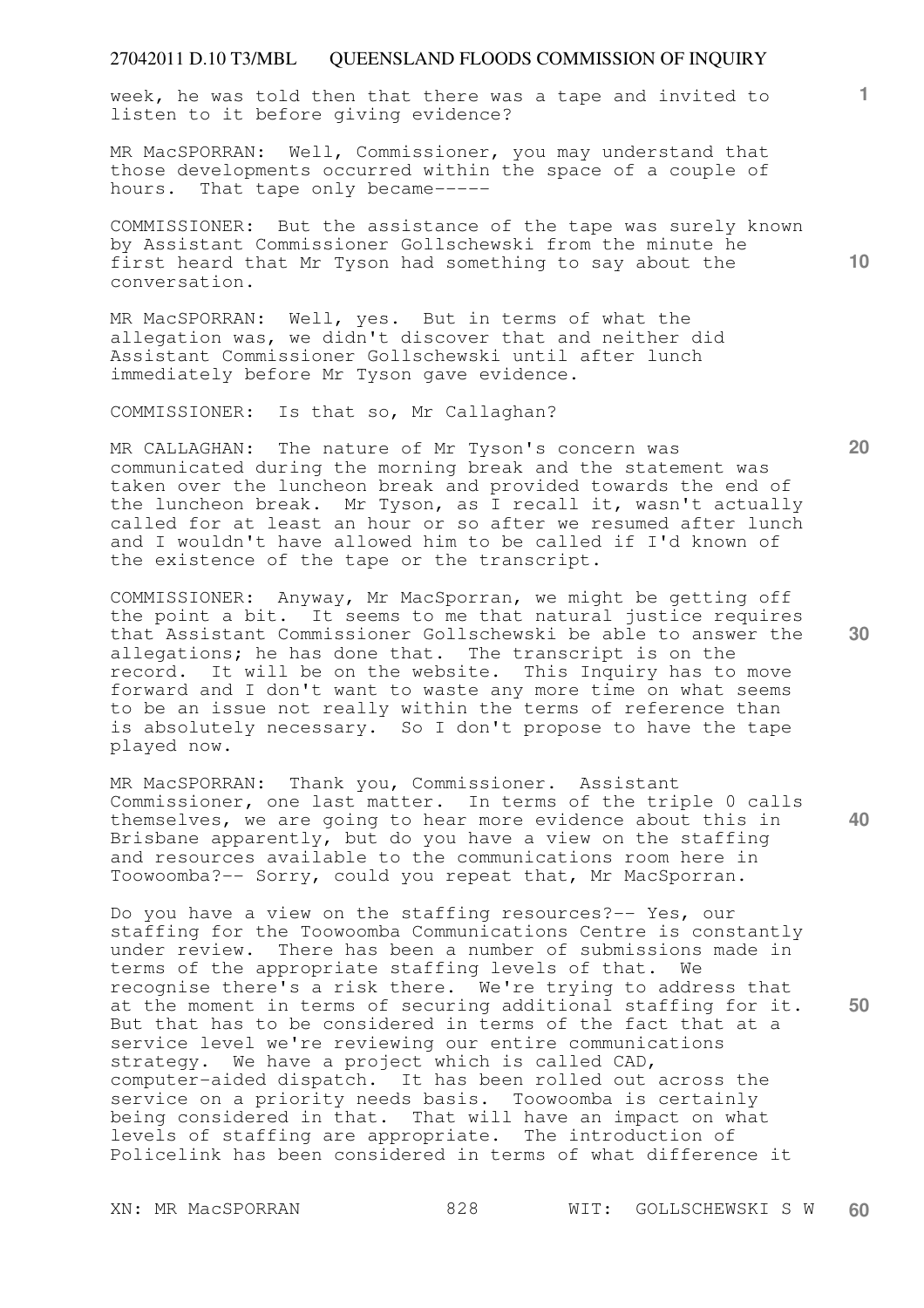week, he was told then that there was a tape and invited to listen to it before giving evidence?

MR MacSPORRAN: Well, Commissioner, you may understand that those developments occurred within the space of a couple of hours. That tape only became-----

COMMISSIONER: But the assistance of the tape was surely known by Assistant Commissioner Gollschewski from the minute he first heard that Mr Tyson had something to say about the conversation.

MR MacSPORRAN: Well, yes. But in terms of what the allegation was, we didn't discover that and neither did Assistant Commissioner Gollschewski until after lunch immediately before Mr Tyson gave evidence.

COMMISSIONER: Is that so, Mr Callaghan?

MR CALLAGHAN: The nature of Mr Tyson's concern was communicated during the morning break and the statement was taken over the luncheon break and provided towards the end of the luncheon break. Mr Tyson, as I recall it, wasn't actually called for at least an hour or so after we resumed after lunch and I wouldn't have allowed him to be called if I'd known of the existence of the tape or the transcript.

COMMISSIONER: Anyway, Mr MacSporran, we might be getting off the point a bit. It seems to me that natural justice requires that Assistant Commissioner Gollschewski be able to answer the allegations; he has done that. The transcript is on the record. It will be on the website. This Inquiry has to move forward and I don't want to waste any more time on what seems to be an issue not really within the terms of reference than is absolutely necessary. So I don't propose to have the tape played now.

MR MacSPORRAN: Thank you, Commissioner. Assistant Commissioner, one last matter. In terms of the triple 0 calls themselves, we are going to hear more evidence about this in Brisbane apparently, but do you have a view on the staffing and resources available to the communications room here in Toowoomba?-- Sorry, could you repeat that, Mr MacSporran.

Do you have a view on the staffing resources?-- Yes, our staffing for the Toowoomba Communications Centre is constantly under review. There has been a number of submissions made in terms of the appropriate staffing levels of that. We recognise there's a risk there. We're trying to address that at the moment in terms of securing additional staffing for it. But that has to be considered in terms of the fact that at a service level we're reviewing our entire communications strategy. We have a project which is called CAD, computer-aided dispatch. It has been rolled out across the service on a priority needs basis. Toowoomba is certainly being considered in that. That will have an impact on what levels of staffing are appropriate. The introduction of Policelink has been considered in terms of what difference it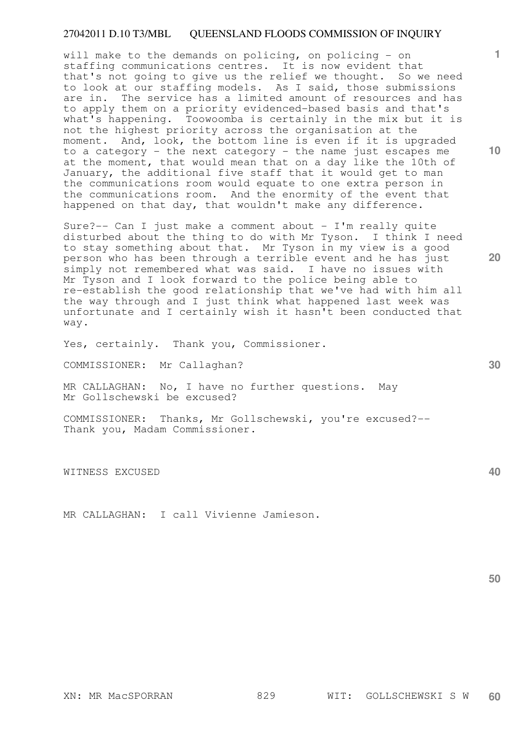will make to the demands on policing, on policing - on staffing communications centres. It is now evident that that's not going to give us the relief we thought. So we need to look at our staffing models. As I said, those submissions are in. The service has a limited amount of resources and has to apply them on a priority evidenced-based basis and that's what's happening. Toowoomba is certainly in the mix but it is not the highest priority across the organisation at the moment. And, look, the bottom line is even if it is upgraded to a category - the next category - the name just escapes me at the moment, that would mean that on a day like the 10th of January, the additional five staff that it would get to man the communications room would equate to one extra person in the communications room. And the enormity of the event that happened on that day, that wouldn't make any difference.

Sure?-- Can I just make a comment about - I'm really quite disturbed about the thing to do with Mr Tyson. I think I need to stay something about that. Mr Tyson in my view is a good person who has been through a terrible event and he has just simply not remembered what was said. I have no issues with Mr Tyson and I look forward to the police being able to re-establish the good relationship that we've had with him all the way through and I just think what happened last week was unfortunate and I certainly wish it hasn't been conducted that way.

Yes, certainly. Thank you, Commissioner.

COMMISSIONER: Mr Callaghan?

MR CALLAGHAN: No, I have no further questions. May Mr Gollschewski be excused?

COMMISSIONER: Thanks, Mr Gollschewski, you're excused?-- Thank you, Madam Commissioner.

WITNESS EXCUSED

MR CALLAGHAN: I call Vivienne Jamieson.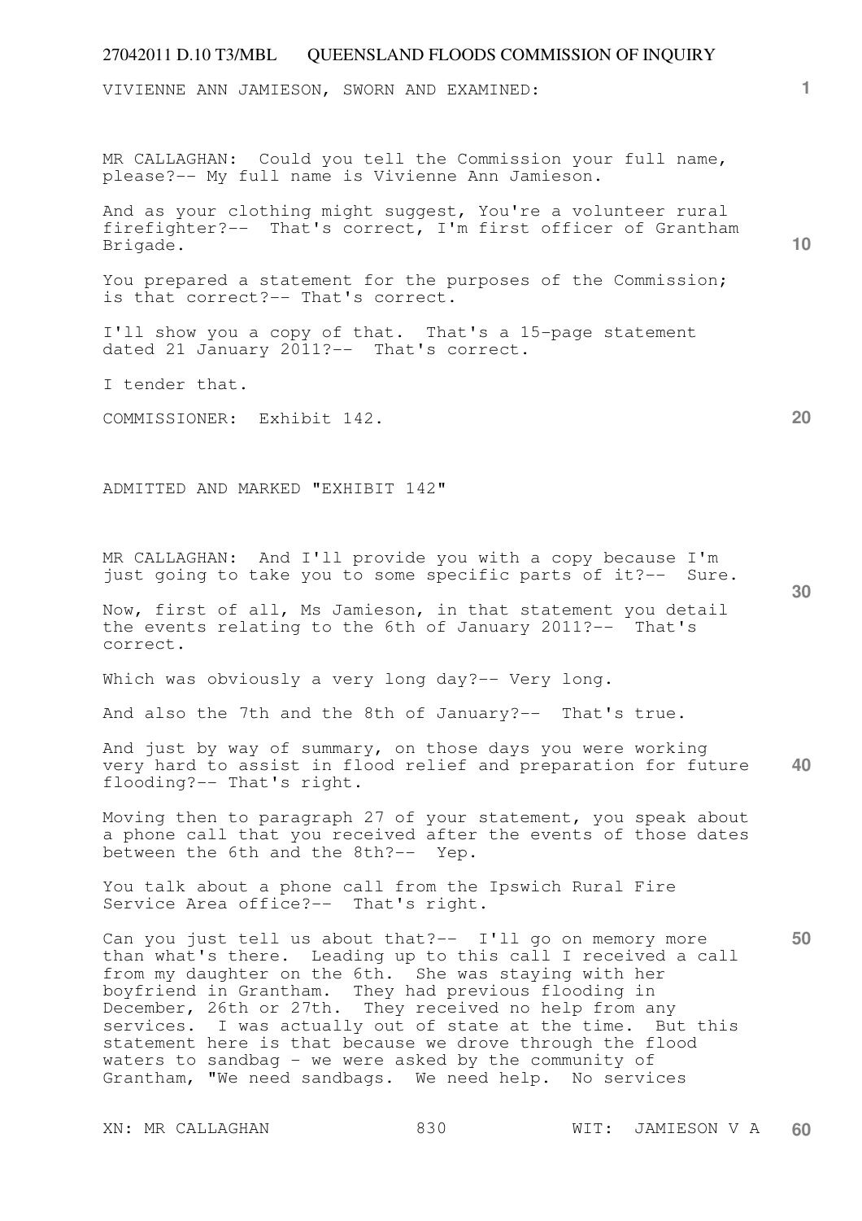VIVIENNE ANN JAMIESON, SWORN AND EXAMINED:

MR CALLAGHAN: Could you tell the Commission your full name, please?-- My full name is Vivienne Ann Jamieson.

And as your clothing might suggest, You're a volunteer rural firefighter?-- That's correct, I'm first officer of Grantham Brigade.

You prepared a statement for the purposes of the Commission; is that correct?-- That's correct.

I'll show you a copy of that. That's a 15-page statement dated 21 January 2011?-- That's correct.

I tender that.

COMMISSIONER: Exhibit 142.

ADMITTED AND MARKED "EXHIBIT 142"

MR CALLAGHAN: And I'll provide you with a copy because I'm just going to take you to some specific parts of it?-- Sure.

Now, first of all, Ms Jamieson, in that statement you detail the events relating to the 6th of January 2011?-- That's correct.

Which was obviously a very long day?-- Very long.

And also the 7th and the 8th of January?-- That's true.

And just by way of summary, on those days you were working very hard to assist in flood relief and preparation for future flooding?-- That's right.

Moving then to paragraph 27 of your statement, you speak about a phone call that you received after the events of those dates between the 6th and the 8th?-- Yep.

You talk about a phone call from the Ipswich Rural Fire Service Area office?-- That's right.

Can you just tell us about that?-- I'll go on memory more than what's there. Leading up to this call I received a call from my daughter on the 6th. She was staying with her boyfriend in Grantham. They had previous flooding in December, 26th or 27th. They received no help from any services. I was actually out of state at the time. But this statement here is that because we drove through the flood waters to sandbag - we were asked by the community of Grantham, "We need sandbags. We need help. No services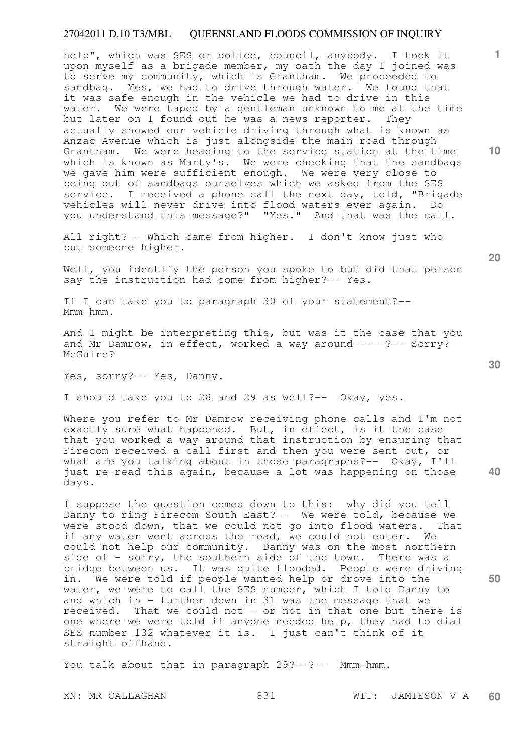help", which was SES or police, council, anybody. I took it upon myself as a brigade member, my oath the day I joined was to serve my community, which is Grantham. We proceeded to sandbag. Yes, we had to drive through water. We found that it was safe enough in the vehicle we had to drive in this water. We were taped by a gentleman unknown to me at the time but later on I found out he was a news reporter. They actually showed our vehicle driving through what is known as Anzac Avenue which is just alongside the main road through Grantham. We were heading to the service station at the time which is known as Marty's. We were checking that the sandbags we gave him were sufficient enough. We were very close to being out of sandbags ourselves which we asked from the SES service. I received a phone call the next day, told, "Brigade vehicles will never drive into flood waters ever again. Do you understand this message?" "Yes." And that was the call.

All right?-- Which came from higher. I don't know just who but someone higher.

Well, you identify the person you spoke to but did that person say the instruction had come from higher?-- Yes.

If I can take you to paragraph 30 of your statement?-- Mmm-hmm.

And I might be interpreting this, but was it the case that you and Mr Damrow, in effect, worked a way around-----?-- Sorry? McGuire?

Yes, sorry?-- Yes, Danny.

I should take you to 28 and 29 as well?-- Okay, yes.

Where you refer to Mr Damrow receiving phone calls and I'm not exactly sure what happened. But, in effect, is it the case that you worked a way around that instruction by ensuring that Firecom received a call first and then you were sent out, or what are you talking about in those paragraphs?-- Okay, I'll just re-read this again, because a lot was happening on those days.

I suppose the question comes down to this: why did you tell Danny to ring Firecom South East?-- We were told, because we were stood down, that we could not go into flood waters. That if any water went across the road, we could not enter. We could not help our community. Danny was on the most northern side of - sorry, the southern side of the town. There was a bridge between us. It was quite flooded. People were driving in. We were told if people wanted help or drove into the water, we were to call the SES number, which I told Danny to and which in - further down in 31 was the message that we received. That we could not - or not in that one but there is one where we were told if anyone needed help, they had to dial SES number 132 whatever it is. I just can't think of it straight offhand.

You talk about that in paragraph 29?--?-- Mmm-hmm.

XN: MR CALLAGHAN WIT: JAMIESON V A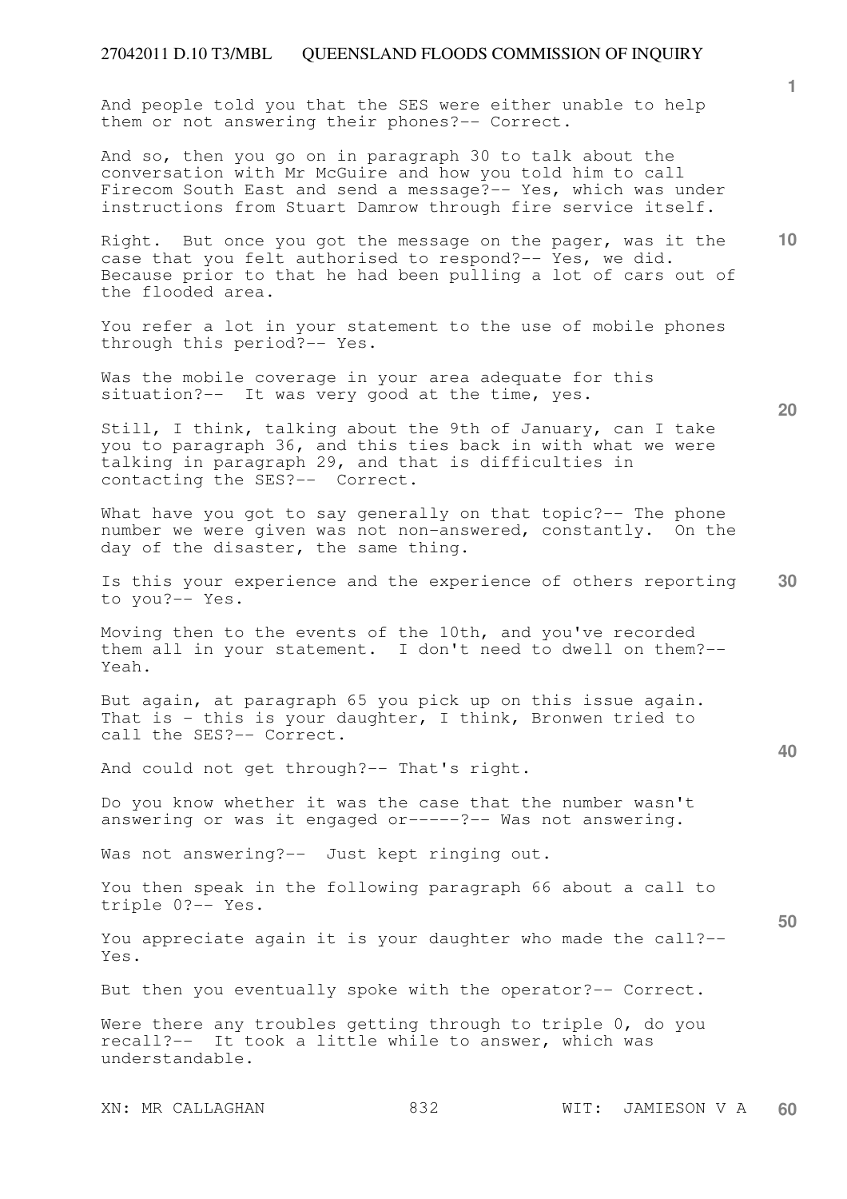And people told you that the SES were either unable to help them or not answering their phones?-- Correct.

And so, then you go on in paragraph 30 to talk about the conversation with Mr McGuire and how you told him to call Firecom South East and send a message?-- Yes, which was under instructions from Stuart Damrow through fire service itself.

Right. But once you got the message on the pager, was it the case that you felt authorised to respond?-- Yes, we did. Because prior to that he had been pulling a lot of cars out of the flooded area.

You refer a lot in your statement to the use of mobile phones through this period?-- Yes.

Was the mobile coverage in your area adequate for this situation?-- It was very good at the time, yes.

Still, I think, talking about the 9th of January, can I take you to paragraph 36, and this ties back in with what we were talking in paragraph 29, and that is difficulties in contacting the SES?-- Correct.

What have you got to say generally on that topic?-- The phone number we were given was not non-answered, constantly. On the day of the disaster, the same thing.

Is this your experience and the experience of others reporting to you?-- Yes.

Moving then to the events of the 10th, and you've recorded them all in your statement. I don't need to dwell on them?-- Yeah.

But again, at paragraph 65 you pick up on this issue again. That is - this is your daughter, I think, Bronwen tried to call the SES?-- Correct.

And could not get through?-- That's right.

Do you know whether it was the case that the number wasn't answering or was it engaged or-----?-- Was not answering.

Was not answering?-- Just kept ringing out.

You then speak in the following paragraph 66 about a call to triple 0?-- Yes.

You appreciate again it is your daughter who made the call?-- Yes.

But then you eventually spoke with the operator?-- Correct.

Were there any troubles getting through to triple 0, do you recall?-- It took a little while to answer, which was understandable.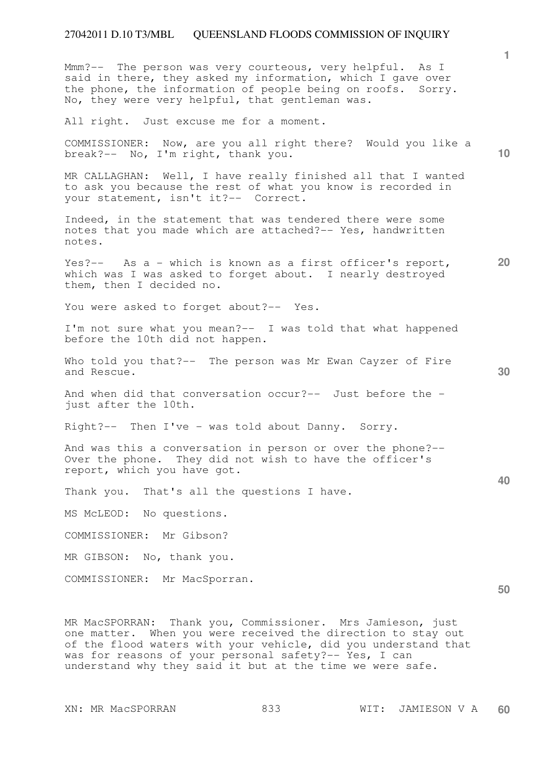Mmm?-- The person was very courteous, very helpful. As I said in there, they asked my information, which I gave over the phone, the information of people being on roofs. Sorry. No, they were very helpful, that gentleman was.

All right. Just excuse me for a moment.

COMMISSIONER: Now, are you all right there? Would you like a break?-- No, I'm right, thank you.

MR CALLAGHAN: Well, I have really finished all that I wanted to ask you because the rest of what you know is recorded in your statement, isn't it?-- Correct.

Indeed, in the statement that was tendered there were some notes that you made which are attached?-- Yes, handwritten notes.

Yes?-- As a - which is known as a first officer's report, which was I was asked to forget about. I nearly destroyed them, then I decided no.

You were asked to forget about?-- Yes.

I'm not sure what you mean?-- I was told that what happened before the 10th did not happen.

Who told you that?-- The person was Mr Ewan Cayzer of Fire and Rescue.

And when did that conversation occur?-- Just before the - just after the 10th.

Right?-- Then I've - was told about Danny. Sorry.

And was this a conversation in person or over the phone?-- Over the phone. They did not wish to have the officer's report, which you have got.

Thank you. That's all the questions I have.

MS McLEOD: No questions.

COMMISSIONER: Mr Gibson?

MR GIBSON: No, thank you.

COMMISSIONER: Mr MacSporran.

MR MacSPORRAN: Thank you, Commissioner. Mrs Jamieson, just one matter. When you were received the direction to stay out of the flood waters with your vehicle, did you understand that was for reasons of your personal safety?-- Yes, I can understand why they said it but at the time we were safe.

XN: MR MacSPORRAN WIT: JAMIESON V A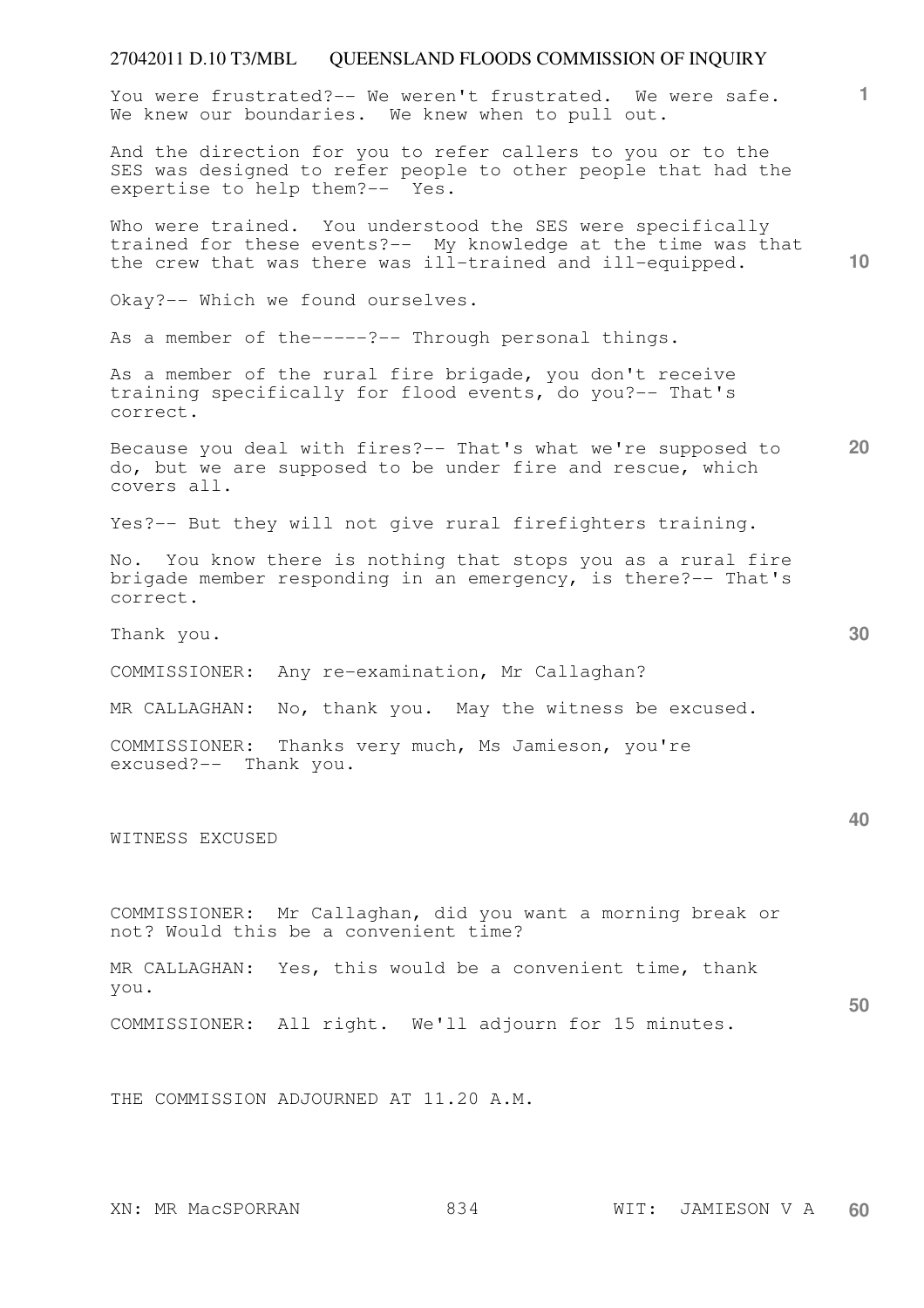You were frustrated?-- We weren't frustrated. We were safe. We knew our boundaries. We knew when to pull out.

And the direction for you to refer callers to you or to the SES was designed to refer people to other people that had the expertise to help them?-- Yes.

Who were trained. You understood the SES were specifically trained for these events?-- My knowledge at the time was that the crew that was there was ill-trained and ill-equipped.

Okay?-- Which we found ourselves.

As a member of the-----?-- Through personal things.

As a member of the rural fire brigade, you don't receive training specifically for flood events, do you?-- That's correct.

Because you deal with fires?-- That's what we're supposed to do, but we are supposed to be under fire and rescue, which covers all.

Yes?-- But they will not give rural firefighters training.

No. You know there is nothing that stops you as a rural fire brigade member responding in an emergency, is there?-- That's correct.

Thank you.

COMMISSIONER: Any re-examination, Mr Callaghan?

MR CALLAGHAN: No, thank you. May the witness be excused.

COMMISSIONER: Thanks very much, Ms Jamieson, you're excused?-- Thank you.

WITNESS EXCUSED

COMMISSIONER: Mr Callaghan, did you want a morning break or not? Would this be a convenient time?

MR CALLAGHAN: Yes, this would be a convenient time, thank you.

COMMISSIONER: All right. We'll adjourn for 15 minutes.

THE COMMISSION ADJOURNED AT 11.20 A.M.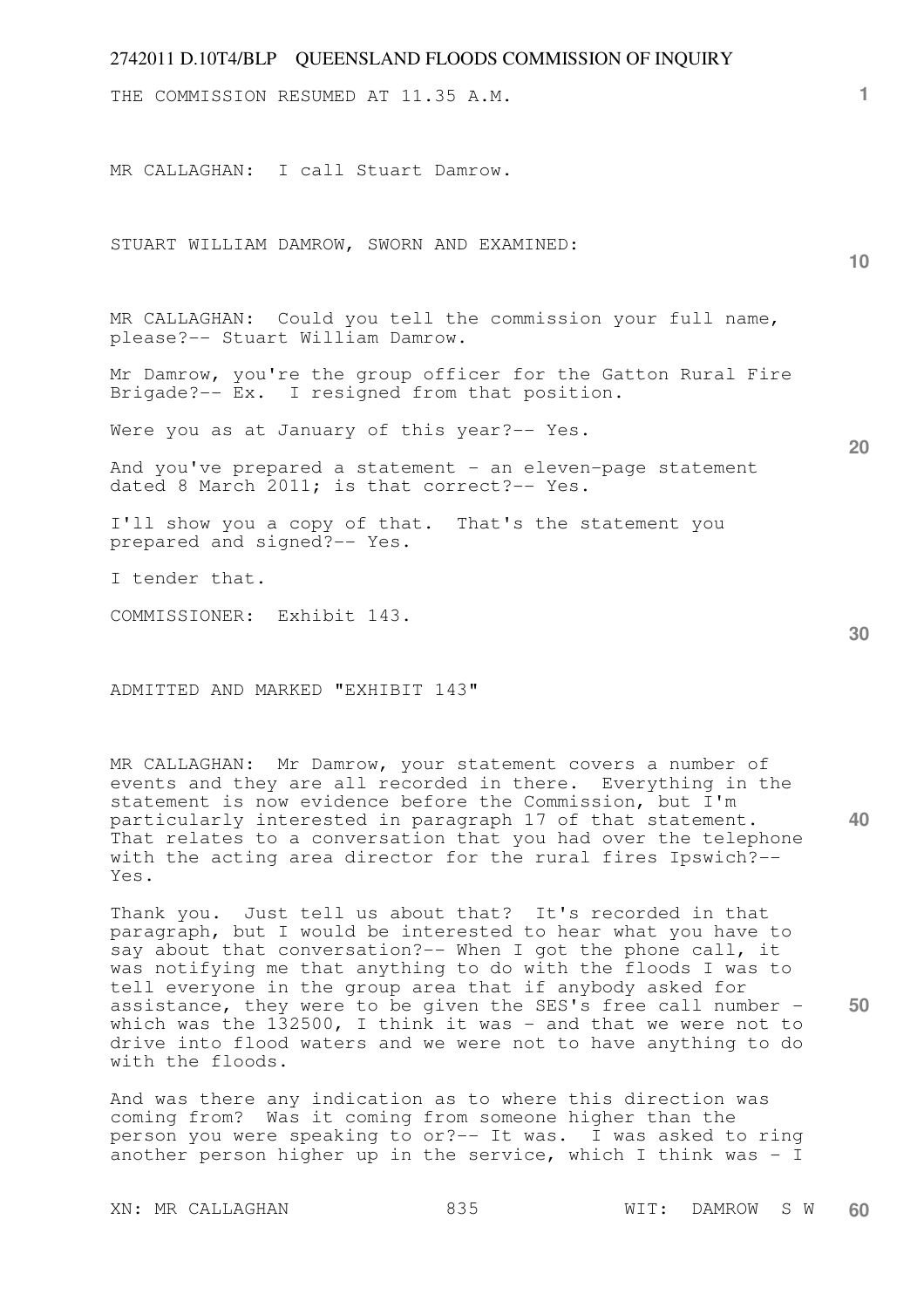THE COMMISSION RESUMED AT 11.35 A.M.

MR CALLAGHAN: I call Stuart Damrow.

STUART WILLIAM DAMROW, SWORN AND EXAMINED:

MR CALLAGHAN: Could you tell the commission your full name, please?-- Stuart William Damrow.

Mr Damrow, you're the group officer for the Gatton Rural Fire Brigade?-- Ex. I resigned from that position.

Were you as at January of this year?-- Yes.

And you've prepared a statement - an eleven-page statement dated 8 March 2011; is that correct?-- Yes.

I'll show you a copy of that. That's the statement you prepared and signed?-- Yes.

I tender that.

COMMISSIONER: Exhibit 143.

ADMITTED AND MARKED "EXHIBIT 143"

MR CALLAGHAN: Mr Damrow, your statement covers a number of events and they are all recorded in there. Everything in the statement is now evidence before the Commission, but I'm particularly interested in paragraph 17 of that statement. That relates to a conversation that you had over the telephone with the acting area director for the rural fires Ipswich?-- Yes.

Thank you. Just tell us about that? It's recorded in that paragraph, but I would be interested to hear what you have to say about that conversation?-- When I got the phone call, it was notifying me that anything to do with the floods I was to tell everyone in the group area that if anybody asked for assistance, they were to be given the SES's free call number - which was the 132500, I think it was - and that we were not to drive into flood waters and we were not to have anything to do with the floods.

And was there any indication as to where this direction was coming from? Was it coming from someone higher than the person you were speaking to or?-- It was. I was asked to ring another person higher up in the service, which I think was - I

XN: MR CALLAGHAN WIT: DAMROW S W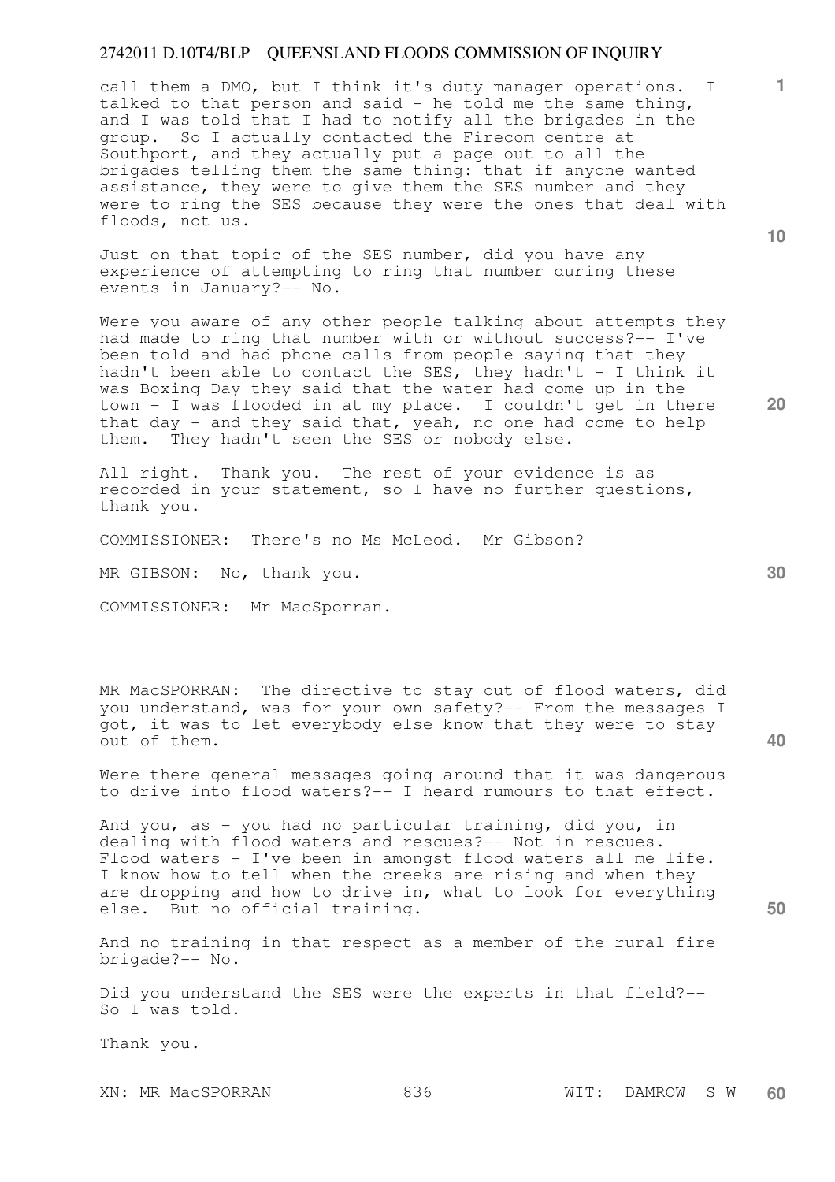call them a DMO, but I think it's duty manager operations. I talked to that person and said - he told me the same thing, and I was told that I had to notify all the brigades in the group. So I actually contacted the Firecom centre at Southport, and they actually put a page out to all the brigades telling them the same thing: that if anyone wanted assistance, they were to give them the SES number and they were to ring the SES because they were the ones that deal with floods, not us.

Just on that topic of the SES number, did you have any experience of attempting to ring that number during these events in January?-- No.

Were you aware of any other people talking about attempts they had made to ring that number with or without success?-- I've been told and had phone calls from people saying that they hadn't been able to contact the SES, they hadn't - I think it was Boxing Day they said that the water had come up in the town - I was flooded in at my place. I couldn't get in there that day - and they said that, yeah, no one had come to help them. They hadn't seen the SES or nobody else.

All right. Thank you. The rest of your evidence is as recorded in your statement, so I have no further questions, thank you.

COMMISSIONER: There's no Ms McLeod. Mr Gibson?

MR GIBSON: No, thank you.

COMMISSIONER: Mr MacSporran.

MR MacSPORRAN: The directive to stay out of flood waters, did you understand, was for your own safety?-- From the messages I got, it was to let everybody else know that they were to stay out of them.

Were there general messages going around that it was dangerous to drive into flood waters?-- I heard rumours to that effect.

And you, as - you had no particular training, did you, in dealing with flood waters and rescues?-- Not in rescues. Flood waters - I've been in amongst flood waters all me life. I know how to tell when the creeks are rising and when they are dropping and how to drive in, what to look for everything else. But no official training.

And no training in that respect as a member of the rural fire brigade?-- No.

Did you understand the SES were the experts in that field?-- So I was told.

Thank you.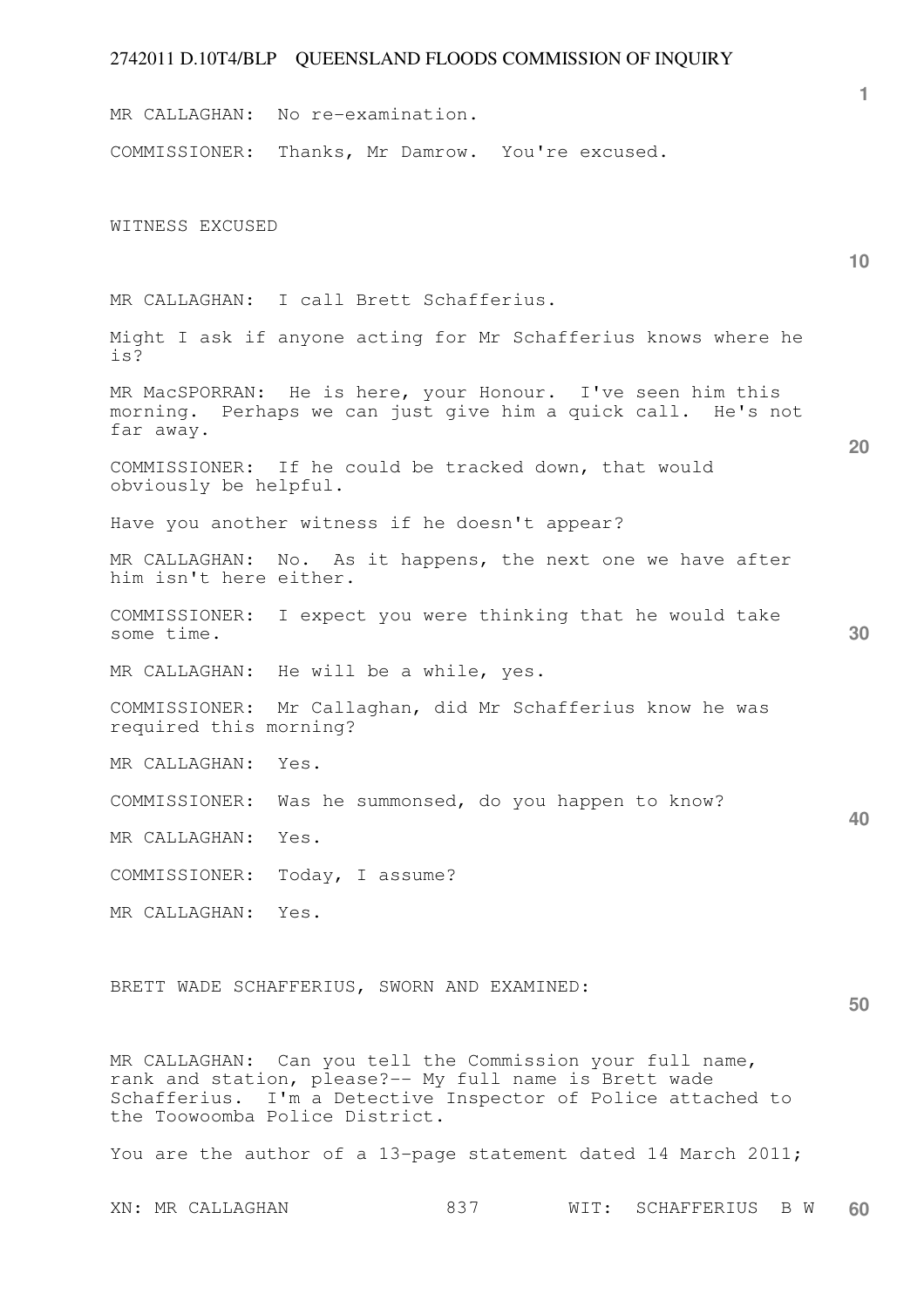MR CALLAGHAN: No re-examination.

COMMISSIONER: Thanks, Mr Damrow. You're excused.

WITNESS EXCUSED

MR CALLAGHAN: I call Brett Schafferius.

Might I ask if anyone acting for Mr Schafferius knows where he is?

MR MacSPORRAN: He is here, your Honour. I've seen him this morning. Perhaps we can just give him a quick call. He's not far away.

COMMISSIONER: If he could be tracked down, that would obviously be helpful.

Have you another witness if he doesn't appear?

MR CALLAGHAN: No. As it happens, the next one we have after him isn't here either.

COMMISSIONER: I expect you were thinking that he would take some time.

MR CALLAGHAN: He will be a while, yes.

COMMISSIONER: Mr Callaghan, did Mr Schafferius know he was required this morning?

MR CALLAGHAN: Yes.

COMMISSIONER: Was he summonsed, do you happen to know?

MR CALLAGHAN: Yes.

COMMISSIONER: Today, I assume?

MR CALLAGHAN: Yes.

BRETT WADE SCHAFFERIUS, SWORN AND EXAMINED:

MR CALLAGHAN: Can you tell the Commission your full name, rank and station, please?-- My full name is Brett wade Schafferius. I'm a Detective Inspector of Police attached to the Toowoomba Police District.

You are the author of a 13-page statement dated 14 March 2011;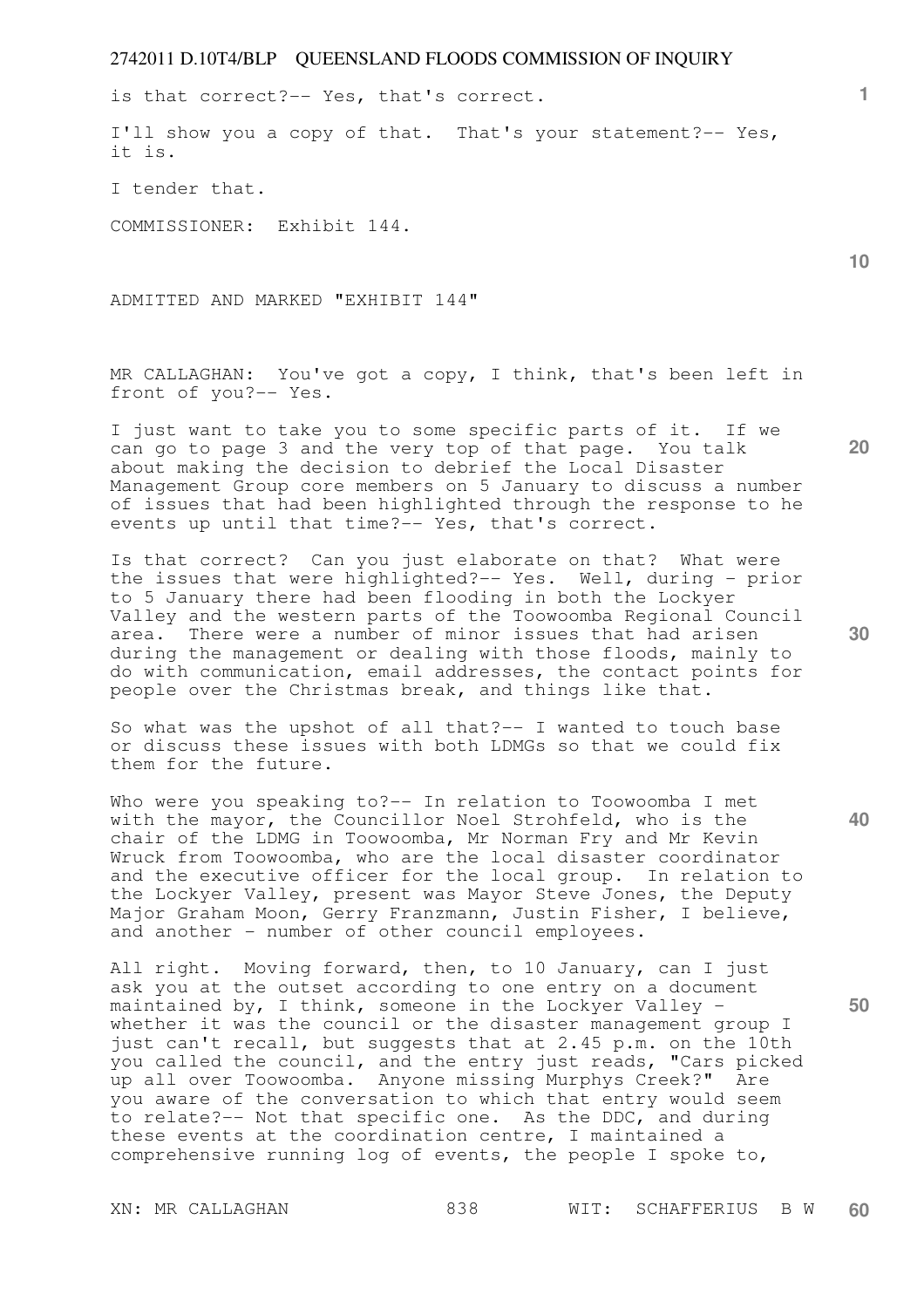is that correct?-- Yes, that's correct.

I'll show you a copy of that. That's your statement?-- Yes, it is.

I tender that.

COMMISSIONER: Exhibit 144.

ADMITTED AND MARKED "EXHIBIT 144"

MR CALLAGHAN: You've got a copy, I think, that's been left in front of you?-- Yes.

I just want to take you to some specific parts of it. If we can go to page 3 and the very top of that page. You talk about making the decision to debrief the Local Disaster Management Group core members on 5 January to discuss a number of issues that had been highlighted through the response to he events up until that time?-- Yes, that's correct.

Is that correct? Can you just elaborate on that? What were the issues that were highlighted?-- Yes. Well, during - prior to 5 January there had been flooding in both the Lockyer Valley and the western parts of the Toowoomba Regional Council area. There were a number of minor issues that had arisen during the management or dealing with those floods, mainly to do with communication, email addresses, the contact points for people over the Christmas break, and things like that.

So what was the upshot of all that?-- I wanted to touch base or discuss these issues with both LDMGs so that we could fix them for the future.

Who were you speaking to?-- In relation to Toowoomba I met with the mayor, the Councillor Noel Strohfeld, who is the chair of the LDMG in Toowoomba, Mr Norman Fry and Mr Kevin Wruck from Toowoomba, who are the local disaster coordinator and the executive officer for the local group. In relation to the Lockyer Valley, present was Mayor Steve Jones, the Deputy Major Graham Moon, Gerry Franzmann, Justin Fisher, I believe, and another - number of other council employees.

All right. Moving forward, then, to 10 January, can I just ask you at the outset according to one entry on a document maintained by, I think, someone in the Lockyer Valley - whether it was the council or the disaster management group I just can't recall, but suggests that at 2.45 p.m. on the 10th you called the council, and the entry just reads, "Cars picked up all over Toowoomba. Anyone missing Murphys Creek?" Are you aware of the conversation to which that entry would seem to relate?-- Not that specific one. As the DDC, and during these events at the coordination centre, I maintained a comprehensive running log of events, the people I spoke to,

XN: MR CALLAGHAN 838 WIT: SCHAFFERIUS B W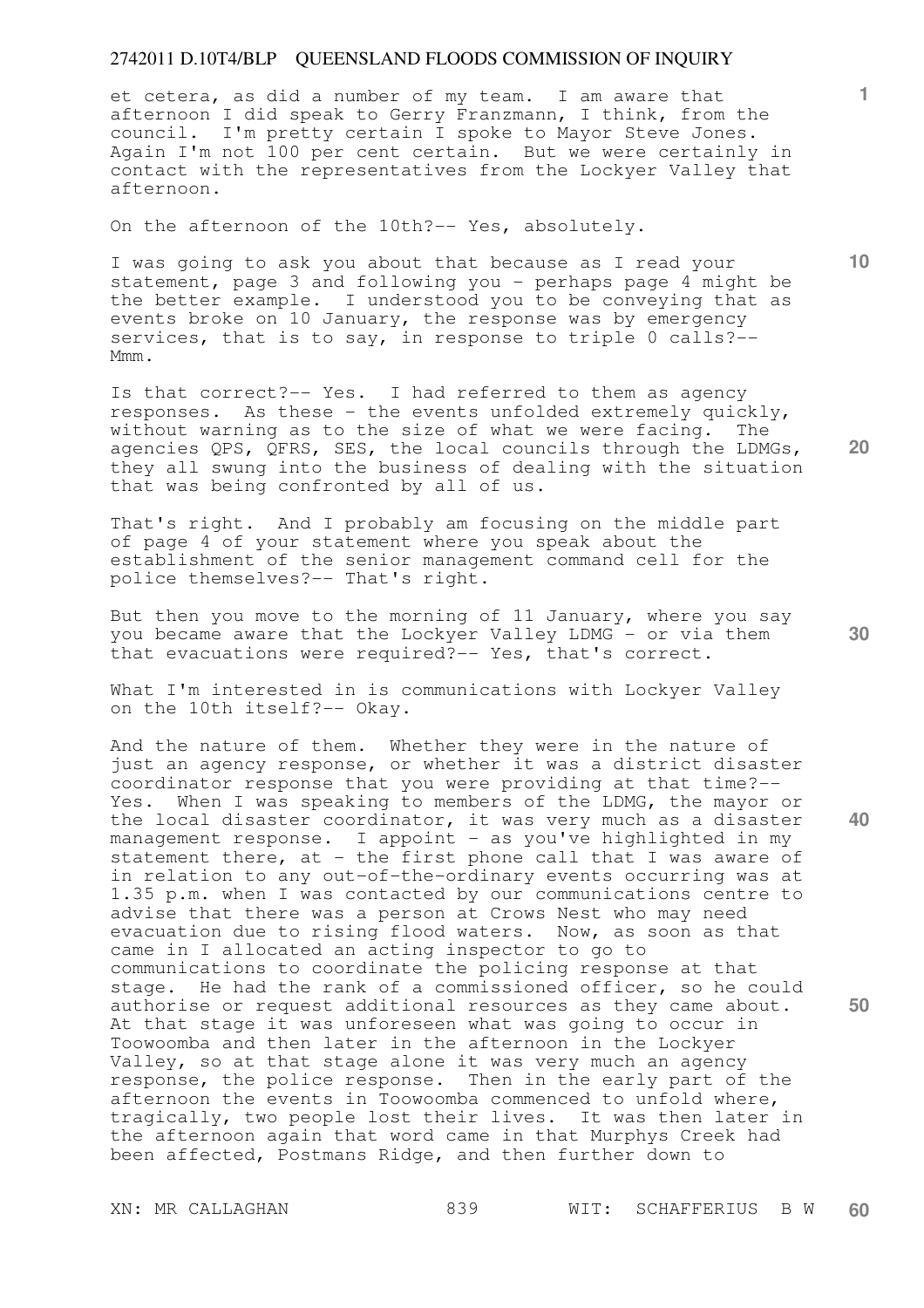et cetera, as did a number of my team. I am aware that afternoon I did speak to Gerry Franzmann, I think, from the council. I'm pretty certain I spoke to Mayor Steve Jones. Again I'm not 100 per cent certain. But we were certainly in contact with the representatives from the Lockyer Valley that afternoon.

On the afternoon of the 10th?-- Yes, absolutely.

I was going to ask you about that because as I read your statement, page 3 and following you - perhaps page 4 might be the better example. I understood you to be conveying that as events broke on 10 January, the response was by emergency services, that is to say, in response to triple 0 calls?-- Mmm.

Is that correct?-- Yes. I had referred to them as agency responses. As these - the events unfolded extremely quickly, without warning as to the size of what we were facing. The agencies QPS, QFRS, SES, the local councils through the LDMGs, they all swung into the business of dealing with the situation that was being confronted by all of us.

That's right. And I probably am focusing on the middle part of page 4 of your statement where you speak about the establishment of the senior management command cell for the police themselves?-- That's right.

But then you move to the morning of 11 January, where you say you became aware that the Lockyer Valley LDMG - or via them that evacuations were required?-- Yes, that's correct.

What I'm interested in is communications with Lockyer Valley on the 10th itself?-- Okay.

And the nature of them. Whether they were in the nature of just an agency response, or whether it was a district disaster coordinator response that you were providing at that time?-- Yes. When I was speaking to members of the LDMG, the mayor or the local disaster coordinator, it was very much as a disaster management response. I appoint - as you've highlighted in my statement there, at - the first phone call that I was aware of in relation to any out-of-the-ordinary events occurring was at 1.35 p.m. when I was contacted by our communications centre to advise that there was a person at Crows Nest who may need evacuation due to rising flood waters. Now, as soon as that came in I allocated an acting inspector to go to communications to coordinate the policing response at that stage. He had the rank of a commissioned officer, so he could authorise or request additional resources as they came about. At that stage it was unforeseen what was going to occur in Toowoomba and then later in the afternoon in the Lockyer Valley, so at that stage alone it was very much an agency response, the police response. Then in the early part of the afternoon the events in Toowoomba commenced to unfold where, tragically, two people lost their lives. It was then later in the afternoon again that word came in that Murphys Creek had been affected, Postmans Ridge, and then further down to

XN: MR CALLAGHAN WIT: SCHAFFERIUS B W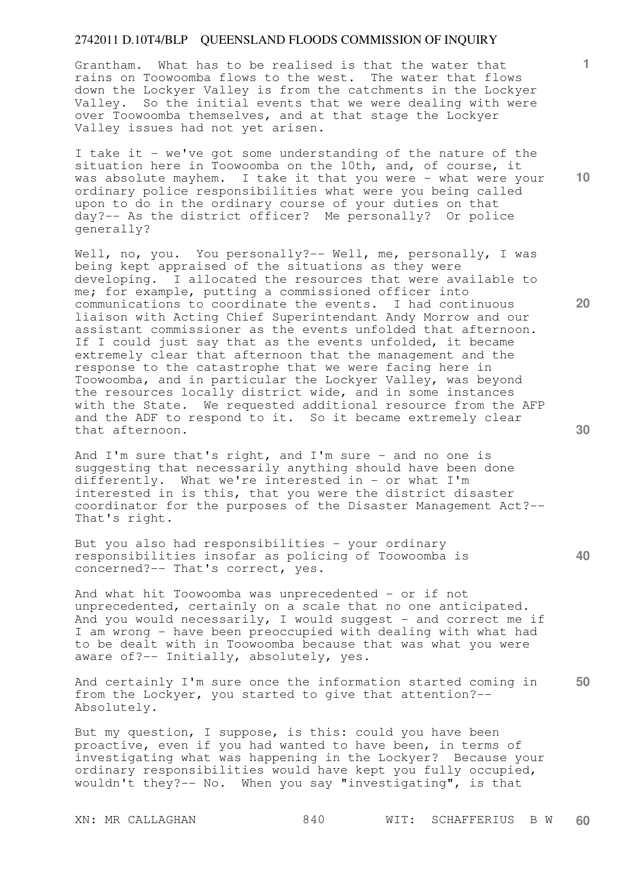Grantham. What has to be realised is that the water that rains on Toowoomba flows to the west. The water that flows down the Lockyer Valley is from the catchments in the Lockyer Valley. So the initial events that we were dealing with were over Toowoomba themselves, and at that stage the Lockyer Valley issues had not yet arisen.

I take it - we've got some understanding of the nature of the situation here in Toowoomba on the 10th, and, of course, it was absolute mayhem. I take it that you were - what were your ordinary police responsibilities what were you being called upon to do in the ordinary course of your duties on that day?-- As the district officer? Me personally? Or police generally?

Well, no, you. You personally?-- Well, me, personally, I was being kept appraised of the situations as they were developing. I allocated the resources that were available to me; for example, putting a commissioned officer into communications to coordinate the events. I had continuous liaison with Acting Chief Superintendant Andy Morrow and our assistant commissioner as the events unfolded that afternoon. If I could just say that as the events unfolded, it became extremely clear that afternoon that the management and the response to the catastrophe that we were facing here in Toowoomba, and in particular the Lockyer Valley, was beyond the resources locally district wide, and in some instances with the State. We requested additional resource from the AFP and the ADF to respond to it. So it became extremely clear that afternoon.

And I'm sure that's right, and I'm sure - and no one is suggesting that necessarily anything should have been done differently. What we're interested in - or what I'm interested in is this, that you were the district disaster coordinator for the purposes of the Disaster Management Act?-- That's right.

But you also had responsibilities - your ordinary responsibilities insofar as policing of Toowoomba is concerned?-- That's correct, yes.

And what hit Toowoomba was unprecedented - or if not unprecedented, certainly on a scale that no one anticipated. And you would necessarily, I would suggest - and correct me if I am wrong - have been preoccupied with dealing with what had to be dealt with in Toowoomba because that was what you were aware of?-- Initially, absolutely, yes.

And certainly I'm sure once the information started coming in from the Lockyer, you started to give that attention?-- Absolutely.

But my question, I suppose, is this: could you have been proactive, even if you had wanted to have been, in terms of investigating what was happening in the Lockyer? Because your ordinary responsibilities would have kept you fully occupied, wouldn't they?-- No. When you say "investigating", is that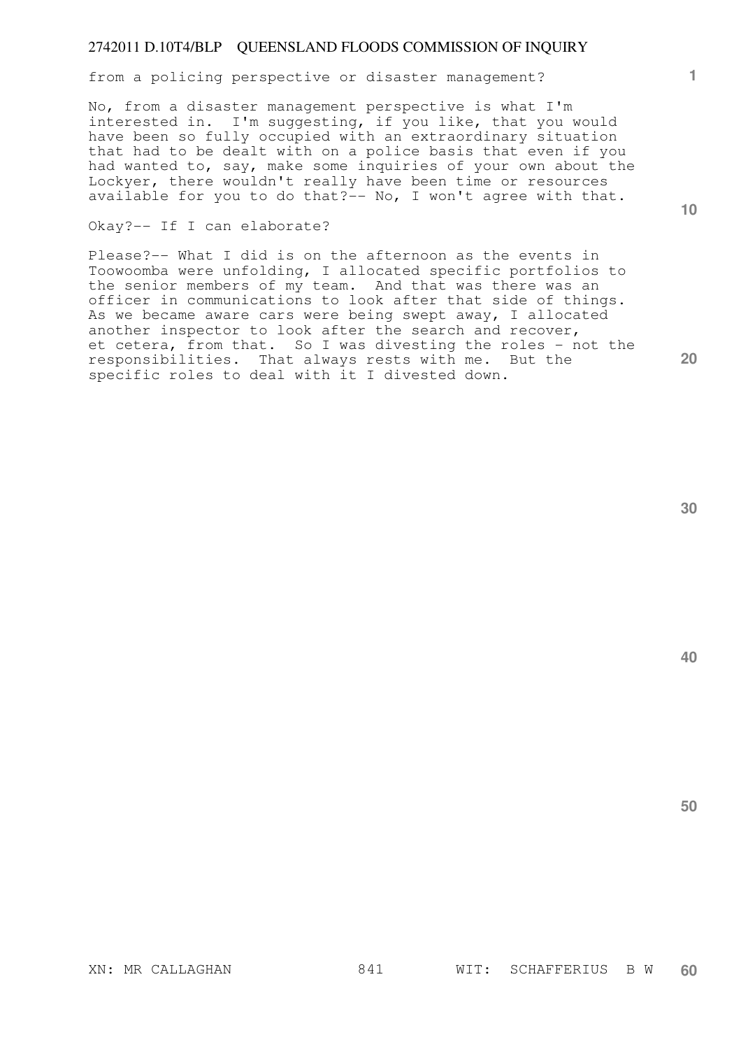from a policing perspective or disaster management?

No, from a disaster management perspective is what I'm interested in. I'm suggesting, if you like, that you would have been so fully occupied with an extraordinary situation that had to be dealt with on a police basis that even if you had wanted to, say, make some inquiries of your own about the Lockyer, there wouldn't really have been time or resources available for you to do that?-- No, I won't agree with that.

Okay?-- If I can elaborate?

Please?-- What I did is on the afternoon as the events in Toowoomba were unfolding, I allocated specific portfolios to the senior members of my team. And that was there was an officer in communications to look after that side of things. As we became aware cars were being swept away, I allocated another inspector to look after the search and recover, et cetera, from that. So I was divesting the roles - not the responsibilities. That always rests with me. But the specific roles to deal with it I divested down.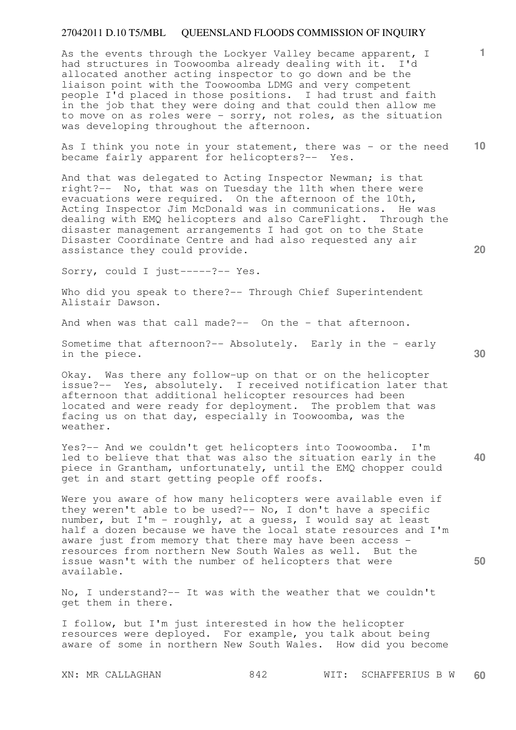As the events through the Lockyer Valley became apparent, I had structures in Toowoomba already dealing with it. I'd allocated another acting inspector to go down and be the liaison point with the Toowoomba LDMG and very competent people I'd placed in those positions. I had trust and faith in the job that they were doing and that could then allow me to move on as roles were - sorry, not roles, as the situation was developing throughout the afternoon.

As I think you note in your statement, there was - or the need became fairly apparent for helicopters?-- Yes.

And that was delegated to Acting Inspector Newman; is that right?-- No, that was on Tuesday the 11th when there were evacuations were required. On the afternoon of the 10th, Acting Inspector Jim McDonald was in communications. He was dealing with EMQ helicopters and also CareFlight. Through the disaster management arrangements I had got on to the State Disaster Coordinate Centre and had also requested any air assistance they could provide.

Sorry, could I just-----?-- Yes.

Who did you speak to there?-- Through Chief Superintendent Alistair Dawson.

And when was that call made?-- On the - that afternoon.

Sometime that afternoon?-- Absolutely. Early in the - early in the piece.

Okay. Was there any follow-up on that or on the helicopter issue?-- Yes, absolutely. I received notification later that afternoon that additional helicopter resources had been located and were ready for deployment. The problem that was facing us on that day, especially in Toowoomba, was the weather.

Yes?-- And we couldn't get helicopters into Toowoomba. I'm led to believe that that was also the situation early in the piece in Grantham, unfortunately, until the EMQ chopper could get in and start getting people off roofs.

Were you aware of how many helicopters were available even if they weren't able to be used?-- No, I don't have a specific number, but I'm - roughly, at a guess, I would say at least half a dozen because we have the local state resources and I'm aware just from memory that there may have been access - resources from northern New South Wales as well. But the issue wasn't with the number of helicopters that were available.

No, I understand?-- It was with the weather that we couldn't get them in there.

I follow, but I'm just interested in how the helicopter resources were deployed. For example, you talk about being aware of some in northern New South Wales. How did you become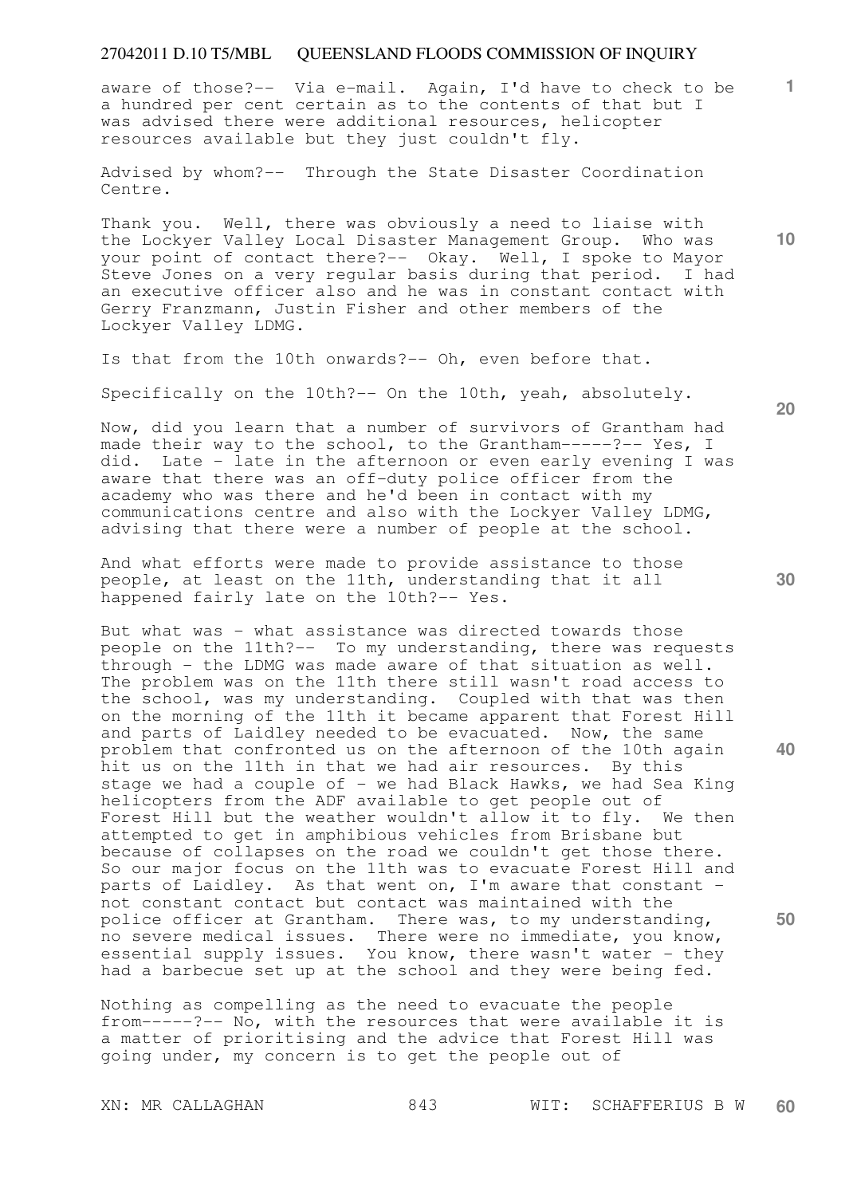aware of those?-- Via e-mail. Again, I'd have to check to be a hundred per cent certain as to the contents of that but I was advised there were additional resources, helicopter resources available but they just couldn't fly.

Advised by whom?-- Through the State Disaster Coordination Centre.

Thank you. Well, there was obviously a need to liaise with the Lockyer Valley Local Disaster Management Group. Who was your point of contact there?-- Okay. Well, I spoke to Mayor Steve Jones on a very regular basis during that period. I had an executive officer also and he was in constant contact with Gerry Franzmann, Justin Fisher and other members of the Lockyer Valley LDMG.

Is that from the 10th onwards?-- Oh, even before that.

Specifically on the 10th?-- On the 10th, yeah, absolutely.

Now, did you learn that a number of survivors of Grantham had made their way to the school, to the Grantham-----?-- Yes, I did. Late - late in the afternoon or even early evening I was aware that there was an off-duty police officer from the academy who was there and he'd been in contact with my communications centre and also with the Lockyer Valley LDMG, advising that there were a number of people at the school.

And what efforts were made to provide assistance to those people, at least on the 11th, understanding that it all happened fairly late on the 10th?-- Yes.

But what was - what assistance was directed towards those people on the 11th?-- To my understanding, there was requests through - the LDMG was made aware of that situation as well. The problem was on the 11th there still wasn't road access to the school, was my understanding. Coupled with that was then on the morning of the 11th it became apparent that Forest Hill and parts of Laidley needed to be evacuated. Now, the same problem that confronted us on the afternoon of the 10th again hit us on the 11th in that we had air resources. By this stage we had a couple of - we had Black Hawks, we had Sea King helicopters from the ADF available to get people out of Forest Hill but the weather wouldn't allow it to fly. We then attempted to get in amphibious vehicles from Brisbane but because of collapses on the road we couldn't get those there. So our major focus on the 11th was to evacuate Forest Hill and parts of Laidley. As that went on, I'm aware that constant - not constant contact but contact was maintained with the police officer at Grantham. There was, to my understanding, no severe medical issues. There were no immediate, you know, essential supply issues. You know, there wasn't water - they had a barbecue set up at the school and they were being fed.

Nothing as compelling as the need to evacuate the people from-----?-- No, with the resources that were available it is a matter of prioritising and the advice that Forest Hill was going under, my concern is to get the people out of

XN: MR CALLAGHAN WIT: SCHAFFERIUS B W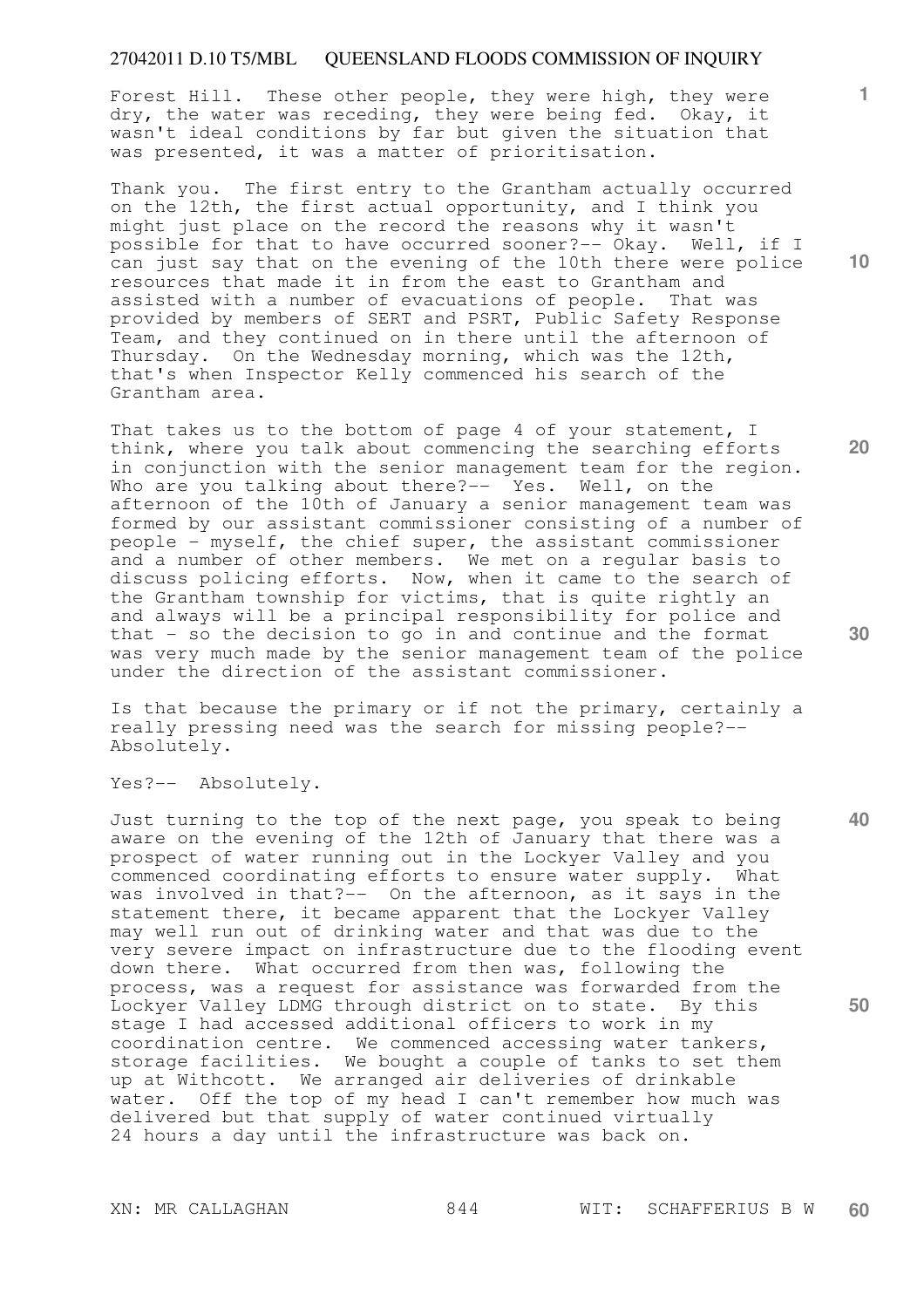Forest Hill. These other people, they were high, they were dry, the water was receding, they were being fed. Okay, it wasn't ideal conditions by far but given the situation that was presented, it was a matter of prioritisation.

Thank you. The first entry to the Grantham actually occurred on the 12th, the first actual opportunity, and I think you might just place on the record the reasons why it wasn't possible for that to have occurred sooner?-- Okay. Well, if I can just say that on the evening of the 10th there were police resources that made it in from the east to Grantham and assisted with a number of evacuations of people. That was provided by members of SERT and PSRT, Public Safety Response Team, and they continued on in there until the afternoon of Thursday. On the Wednesday morning, which was the 12th, that's when Inspector Kelly commenced his search of the Grantham area.

That takes us to the bottom of page 4 of your statement, I think, where you talk about commencing the searching efforts in conjunction with the senior management team for the region. Who are you talking about there?-- Yes. Well, on the afternoon of the 10th of January a senior management team was formed by our assistant commissioner consisting of a number of people - myself, the chief super, the assistant commissioner and a number of other members. We met on a regular basis to discuss policing efforts. Now, when it came to the search of the Grantham township for victims, that is quite rightly an and always will be a principal responsibility for police and that - so the decision to go in and continue and the format was very much made by the senior management team of the police under the direction of the assistant commissioner.

Is that because the primary or if not the primary, certainly a really pressing need was the search for missing people?-- Absolutely.

Yes?-- Absolutely.

Just turning to the top of the next page, you speak to being aware on the evening of the 12th of January that there was a prospect of water running out in the Lockyer Valley and you commenced coordinating efforts to ensure water supply. What was involved in that?-- On the afternoon, as it says in the statement there, it became apparent that the Lockyer Valley may well run out of drinking water and that was due to the very severe impact on infrastructure due to the flooding event down there. What occurred from then was, following the process, was a request for assistance was forwarded from the Lockyer Valley LDMG through district on to state. By this stage I had accessed additional officers to work in my coordination centre. We commenced accessing water tankers, storage facilities. We bought a couple of tanks to set them up at Withcott. We arranged air deliveries of drinkable water. Off the top of my head I can't remember how much was delivered but that supply of water continued virtually 24 hours a day until the infrastructure was back on.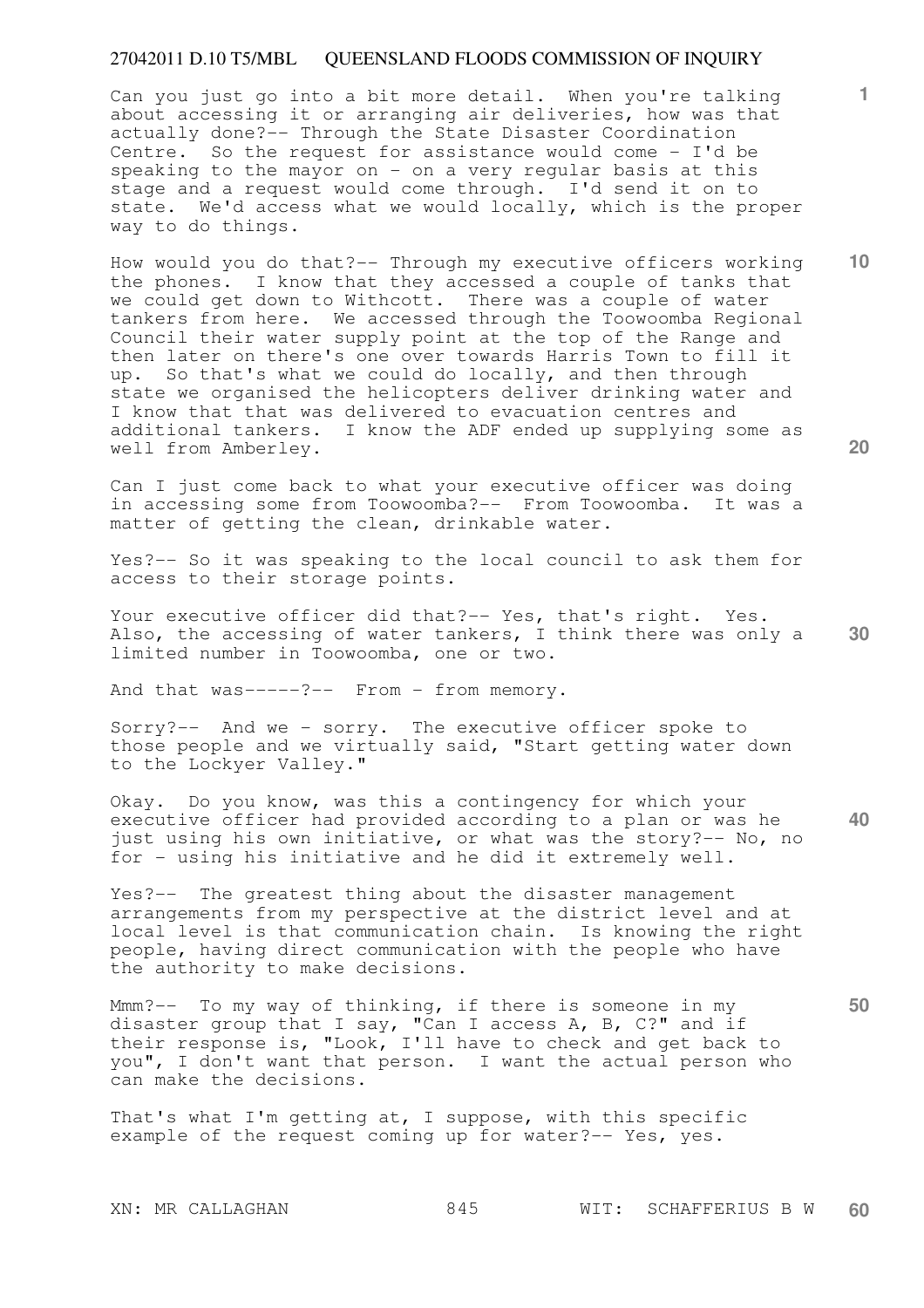Can you just go into a bit more detail. When you're talking about accessing it or arranging air deliveries, how was that actually done?-- Through the State Disaster Coordination Centre. So the request for assistance would come - I'd be speaking to the mayor on - on a very regular basis at this stage and a request would come through. I'd send it on to state. We'd access what we would locally, which is the proper way to do things.

How would you do that?-- Through my executive officers working the phones. I know that they accessed a couple of tanks that we could get down to Withcott. There was a couple of water tankers from here. We accessed through the Toowoomba Regional Council their water supply point at the top of the Range and then later on there's one over towards Harris Town to fill it up. So that's what we could do locally, and then through state we organised the helicopters deliver drinking water and I know that that was delivered to evacuation centres and additional tankers. I know the ADF ended up supplying some as well from Amberley.

Can I just come back to what your executive officer was doing in accessing some from Toowoomba?-- From Toowoomba. It was a matter of getting the clean, drinkable water.

Yes?-- So it was speaking to the local council to ask them for access to their storage points.

Your executive officer did that?-- Yes, that's right. Yes. Also, the accessing of water tankers, I think there was only a limited number in Toowoomba, one or two.

And that was-----?-- From - from memory.

Sorry?-- And we - sorry. The executive officer spoke to those people and we virtually said, "Start getting water down to the Lockyer Valley."

Okay. Do you know, was this a contingency for which your executive officer had provided according to a plan or was he just using his own initiative, or what was the story?-- No, no for - using his initiative and he did it extremely well.

Yes?-- The greatest thing about the disaster management arrangements from my perspective at the district level and at local level is that communication chain. Is knowing the right people, having direct communication with the people who have the authority to make decisions.

Mmm?-- To my way of thinking, if there is someone in my disaster group that I say, "Can I access A, B, C?" and if their response is, "Look, I'll have to check and get back to you", I don't want that person. I want the actual person who can make the decisions.

That's what I'm getting at, I suppose, with this specific example of the request coming up for water?-- Yes, yes.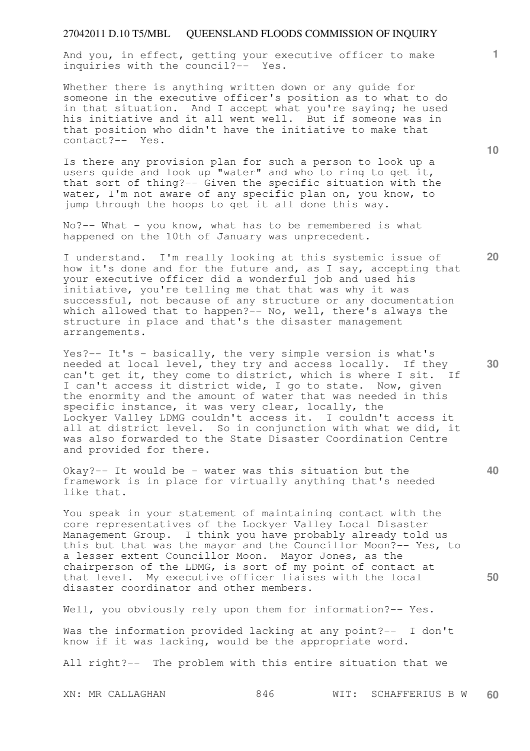And you, in effect, getting your executive officer to make inquiries with the council?-- Yes.

Whether there is anything written down or any guide for someone in the executive officer's position as to what to do in that situation. And I accept what you're saying; he used his initiative and it all went well. But if someone was in that position who didn't have the initiative to make that contact?-- Yes.

Is there any provision plan for such a person to look up a users guide and look up "water" and who to ring to get it, that sort of thing?-- Given the specific situation with the water, I'm not aware of any specific plan on, you know, to jump through the hoops to get it all done this way.

No?-- What - you know, what has to be remembered is what happened on the 10th of January was unprecedent.

I understand. I'm really looking at this systemic issue of how it's done and for the future and, as I say, accepting that your executive officer did a wonderful job and used his initiative, you're telling me that that was why it was successful, not because of any structure or any documentation which allowed that to happen?-- No, well, there's always the structure in place and that's the disaster management arrangements.

Yes?-- It's - basically, the very simple version is what's needed at local level, they try and access locally. If they can't get it, they come to district, which is where I sit. If I can't access it district wide, I go to state. Now, given the enormity and the amount of water that was needed in this specific instance, it was very clear, locally, the Lockyer Valley LDMG couldn't access it. I couldn't access it all at district level. So in conjunction with what we did, it was also forwarded to the State Disaster Coordination Centre and provided for there.

Okay?-- It would be - water was this situation but the framework is in place for virtually anything that's needed like that.

You speak in your statement of maintaining contact with the core representatives of the Lockyer Valley Local Disaster Management Group. I think you have probably already told us this but that was the mayor and the Councillor Moon?-- Yes, to a lesser extent Councillor Moon. Mayor Jones, as the chairperson of the LDMG, is sort of my point of contact at that level. My executive officer liaises with the local disaster coordinator and other members.

Well, you obviously rely upon them for information?-- Yes.

Was the information provided lacking at any point?-- I don't know if it was lacking, would be the appropriate word.

All right?-- The problem with this entire situation that we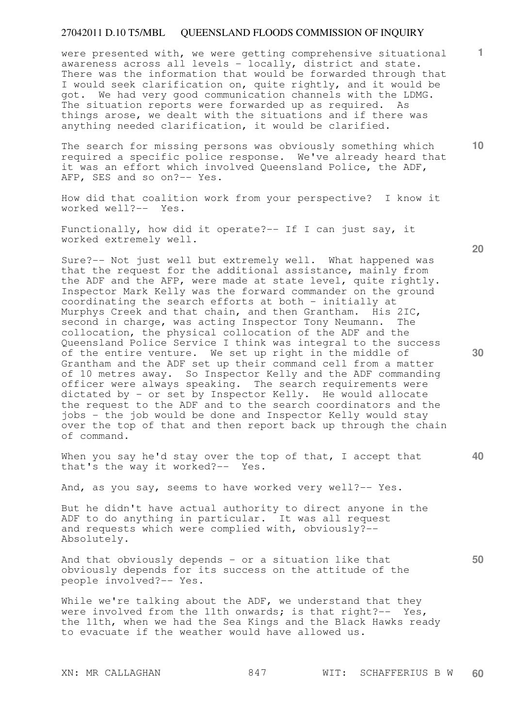were presented with, we were getting comprehensive situational awareness across all levels - locally, district and state. There was the information that would be forwarded through that I would seek clarification on, quite rightly, and it would be got. We had very good communication channels with the LDMG. The situation reports were forwarded up as required. As things arose, we dealt with the situations and if there was anything needed clarification, it would be clarified.

The search for missing persons was obviously something which required a specific police response. We've already heard that it was an effort which involved Queensland Police, the ADF, AFP, SES and so on?-- Yes.

How did that coalition work from your perspective? I know it worked well?-- Yes.

Functionally, how did it operate?-- If I can just say, it worked extremely well.

Sure?-- Not just well but extremely well. What happened was that the request for the additional assistance, mainly from the ADF and the AFP, were made at state level, quite rightly. Inspector Mark Kelly was the forward commander on the ground coordinating the search efforts at both - initially at Murphys Creek and that chain, and then Grantham. His 2IC, second in charge, was acting Inspector Tony Neumann. The collocation, the physical collocation of the ADF and the Queensland Police Service I think was integral to the success of the entire venture. We set up right in the middle of Grantham and the ADF set up their command cell from a matter of 10 metres away. So Inspector Kelly and the ADF commanding officer were always speaking. The search requirements were dictated by - or set by Inspector Kelly. He would allocate the request to the ADF and to the search coordinators and the jobs - the job would be done and Inspector Kelly would stay over the top of that and then report back up through the chain of command.

When you say he'd stay over the top of that, I accept that that's the way it worked?-- Yes.

And, as you say, seems to have worked very well?-- Yes.

But he didn't have actual authority to direct anyone in the ADF to do anything in particular. It was all request and requests which were complied with, obviously?-- Absolutely.

And that obviously depends - or a situation like that obviously depends for its success on the attitude of the people involved?-- Yes.

While we're talking about the ADF, we understand that they were involved from the 11th onwards; is that right?-- Yes, the 11th, when we had the Sea Kings and the Black Hawks ready to evacuate if the weather would have allowed us.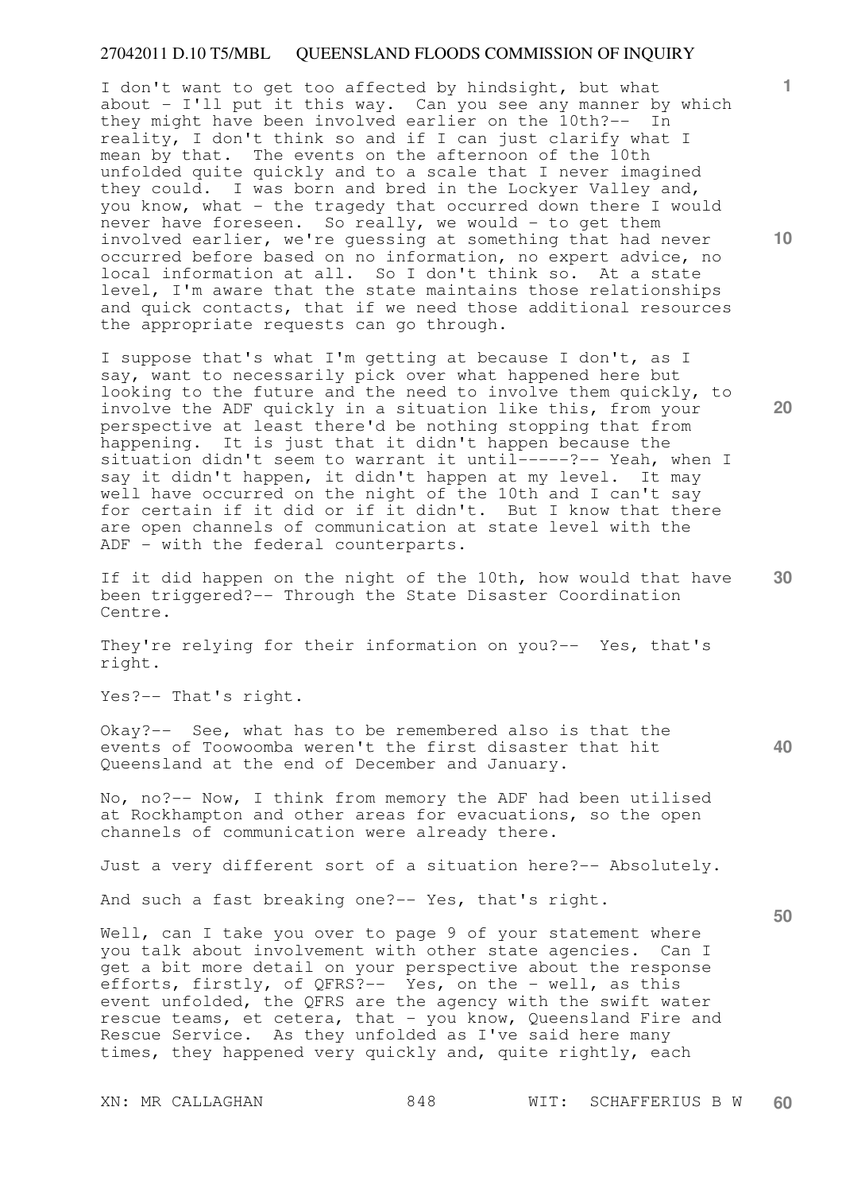I don't want to get too affected by hindsight, but what about - I'll put it this way. Can you see any manner by which they might have been involved earlier on the 10th?-- In reality, I don't think so and if I can just clarify what I mean by that. The events on the afternoon of the 10th unfolded quite quickly and to a scale that I never imagined they could. I was born and bred in the Lockyer Valley and, you know, what - the tragedy that occurred down there I would never have foreseen. So really, we would - to get them involved earlier, we're guessing at something that had never occurred before based on no information, no expert advice, no local information at all. So I don't think so. At a state level, I'm aware that the state maintains those relationships and quick contacts, that if we need those additional resources the appropriate requests can go through.

I suppose that's what I'm getting at because I don't, as I say, want to necessarily pick over what happened here but looking to the future and the need to involve them quickly, to involve the ADF quickly in a situation like this, from your perspective at least there'd be nothing stopping that from happening. It is just that it didn't happen because the situation didn't seem to warrant it until-----?-- Yeah, when I say it didn't happen, it didn't happen at my level. It may well have occurred on the night of the 10th and I can't say for certain if it did or if it didn't. But I know that there are open channels of communication at state level with the ADF - with the federal counterparts.

If it did happen on the night of the 10th, how would that have been triggered?-- Through the State Disaster Coordination Centre.

They're relying for their information on you?-- Yes, that's right.

Yes?-- That's right.

Okay?-- See, what has to be remembered also is that the events of Toowoomba weren't the first disaster that hit Queensland at the end of December and January.

No, no?-- Now, I think from memory the ADF had been utilised at Rockhampton and other areas for evacuations, so the open channels of communication were already there.

Just a very different sort of a situation here?-- Absolutely.

And such a fast breaking one?-- Yes, that's right.

Well, can I take you over to page 9 of your statement where you talk about involvement with other state agencies. Can I get a bit more detail on your perspective about the response efforts, firstly, of QFRS?-- Yes, on the - well, as this event unfolded, the QFRS are the agency with the swift water rescue teams, et cetera, that - you know, Queensland Fire and Rescue Service. As they unfolded as I've said here many times, they happened very quickly and, quite rightly, each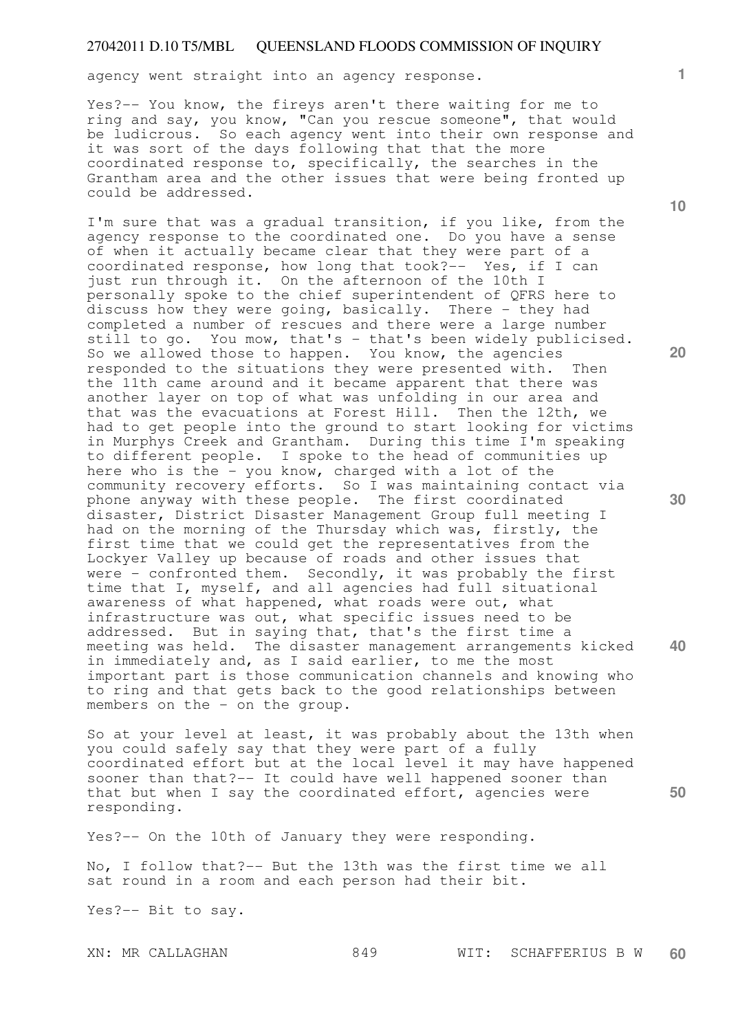agency went straight into an agency response.

Yes?-- You know, the fireys aren't there waiting for me to ring and say, you know, "Can you rescue someone", that would be ludicrous. So each agency went into their own response and it was sort of the days following that that the more coordinated response to, specifically, the searches in the Grantham area and the other issues that were being fronted up could be addressed.

I'm sure that was a gradual transition, if you like, from the agency response to the coordinated one. Do you have a sense of when it actually became clear that they were part of a coordinated response, how long that took?-- Yes, if I can just run through it. On the afternoon of the 10th I personally spoke to the chief superintendent of QFRS here to discuss how they were going, basically. There - they had completed a number of rescues and there were a large number still to go. You mow, that's - that's been widely publicised. So we allowed those to happen. You know, the agencies responded to the situations they were presented with. Then the 11th came around and it became apparent that there was another layer on top of what was unfolding in our area and that was the evacuations at Forest Hill. Then the 12th, we had to get people into the ground to start looking for victims in Murphys Creek and Grantham. During this time I'm speaking to different people. I spoke to the head of communities up here who is the - you know, charged with a lot of the community recovery efforts. So I was maintaining contact via phone anyway with these people. The first coordinated disaster, District Disaster Management Group full meeting I had on the morning of the Thursday which was, firstly, the first time that we could get the representatives from the Lockyer Valley up because of roads and other issues that were - confronted them. Secondly, it was probably the first time that I, myself, and all agencies had full situational awareness of what happened, what roads were out, what infrastructure was out, what specific issues need to be addressed. But in saying that, that's the first time a meeting was held. The disaster management arrangements kicked in immediately and, as I said earlier, to me the most important part is those communication channels and knowing who to ring and that gets back to the good relationships between members on the - on the group.

So at your level at least, it was probably about the 13th when you could safely say that they were part of a fully coordinated effort but at the local level it may have happened sooner than that?-- It could have well happened sooner than that but when I say the coordinated effort, agencies were responding.

Yes?-- On the 10th of January they were responding.

No, I follow that?-- But the 13th was the first time we all sat round in a room and each person had their bit.

Yes?-- Bit to say.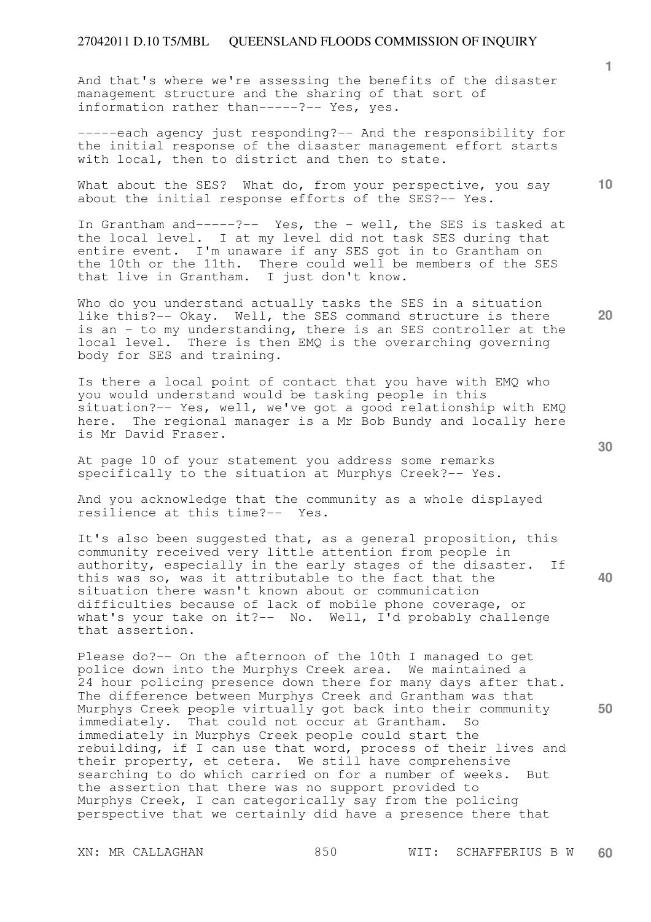And that's where we're assessing the benefits of the disaster management structure and the sharing of that sort of information rather than-----?-- Yes, yes.

-----each agency just responding?-- And the responsibility for the initial response of the disaster management effort starts with local, then to district and then to state.

What about the SES? What do, from your perspective, you say about the initial response efforts of the SES?-- Yes.

In Grantham and-----?-- Yes, the - well, the SES is tasked at the local level. I at my level did not task SES during that entire event. I'm unaware if any SES got in to Grantham on the 10th or the 11th. There could well be members of the SES that live in Grantham. I just don't know.

Who do you understand actually tasks the SES in a situation like this?-- Okay. Well, the SES command structure is there is an - to my understanding, there is an SES controller at the local level. There is then EMQ is the overarching governing body for SES and training.

Is there a local point of contact that you have with EMQ who you would understand would be tasking people in this situation?-- Yes, well, we've got a good relationship with EMQ here. The regional manager is a Mr Bob Bundy and locally here is Mr David Fraser.

At page 10 of your statement you address some remarks specifically to the situation at Murphys Creek?-- Yes.

And you acknowledge that the community as a whole displayed resilience at this time?-- Yes.

It's also been suggested that, as a general proposition, this community received very little attention from people in authority, especially in the early stages of the disaster. If this was so, was it attributable to the fact that the situation there wasn't known about or communication difficulties because of lack of mobile phone coverage, or what's your take on it?-- No. Well, I'd probably challenge that assertion.

Please do?-- On the afternoon of the 10th I managed to get police down into the Murphys Creek area. We maintained a 24 hour policing presence down there for many days after that. The difference between Murphys Creek and Grantham was that Murphys Creek people virtually got back into their community immediately. That could not occur at Grantham. So immediately in Murphys Creek people could start the rebuilding, if I can use that word, process of their lives and their property, et cetera. We still have comprehensive searching to do which carried on for a number of weeks. But the assertion that there was no support provided to Murphys Creek, I can categorically say from the policing perspective that we certainly did have a presence there that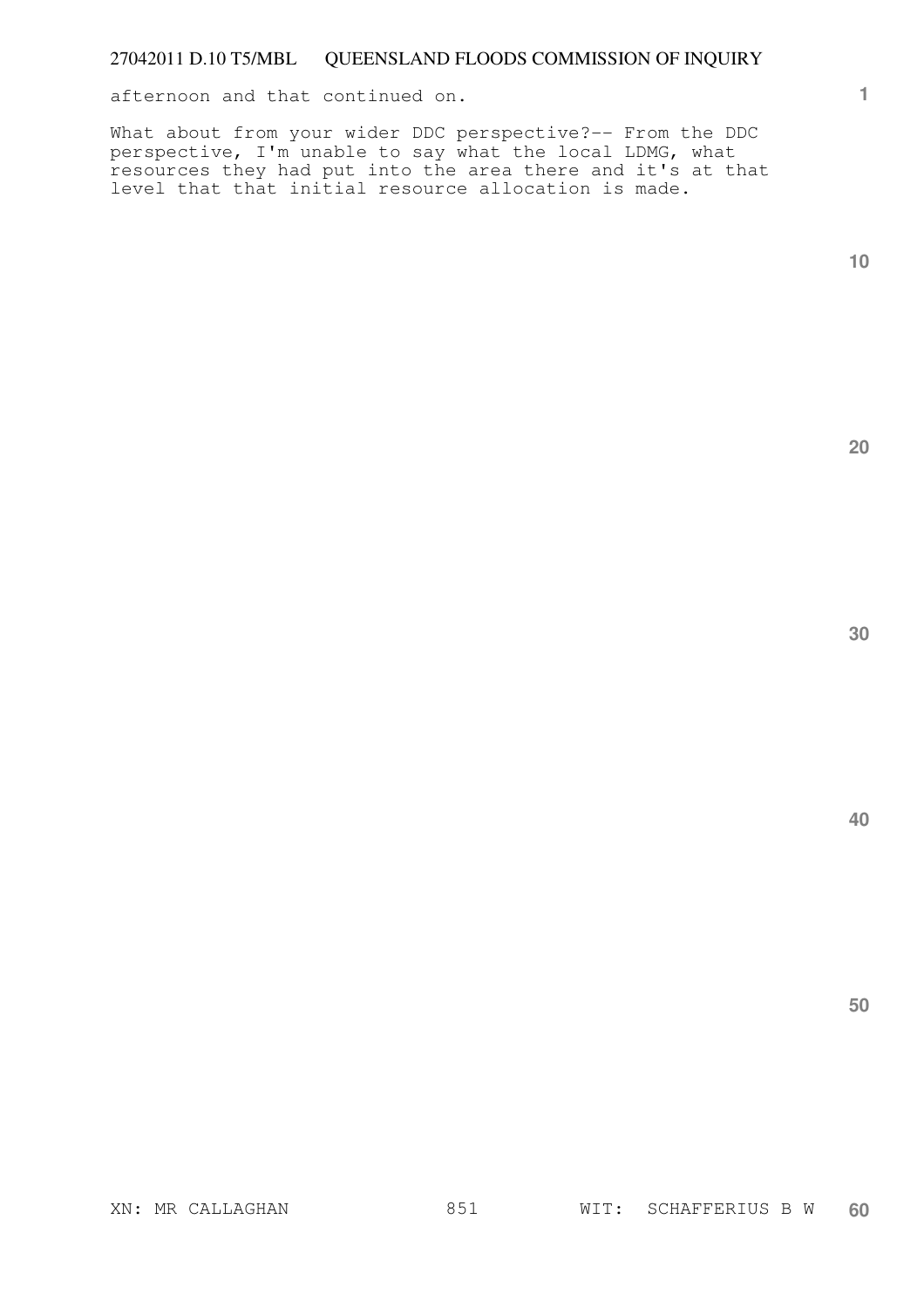afternoon and that continued on.

What about from your wider DDC perspective?-- From the DDC perspective, I'm unable to say what the local LDMG, what resources they had put into the area there and it's at that level that that initial resource allocation is made.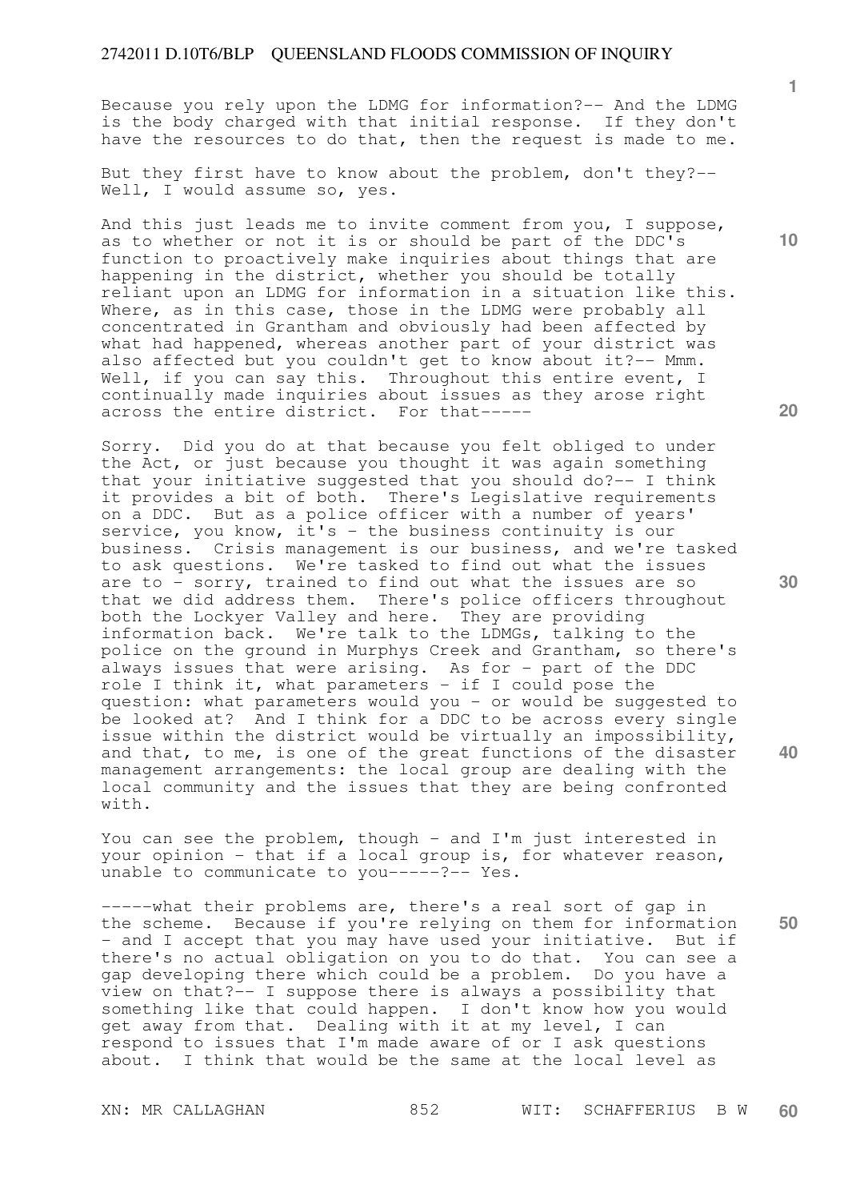Because you rely upon the LDMG for information?-- And the LDMG is the body charged with that initial response. If they don't have the resources to do that, then the request is made to me.

But they first have to know about the problem, don't they?-- Well, I would assume so, yes.

And this just leads me to invite comment from you, I suppose, as to whether or not it is or should be part of the DDC's function to proactively make inquiries about things that are happening in the district, whether you should be totally reliant upon an LDMG for information in a situation like this. Where, as in this case, those in the LDMG were probably all concentrated in Grantham and obviously had been affected by what had happened, whereas another part of your district was also affected but you couldn't get to know about it?-- Mmm. Well, if you can say this. Throughout this entire event, I continually made inquiries about issues as they arose right across the entire district. For that-----

Sorry. Did you do at that because you felt obliged to under the Act, or just because you thought it was again something that your initiative suggested that you should do?-- I think it provides a bit of both. There's Legislative requirements on a DDC. But as a police officer with a number of years' service, you know, it's - the business continuity is our business. Crisis management is our business, and we're tasked to ask questions. We're tasked to find out what the issues are to - sorry, trained to find out what the issues are so that we did address them. There's police officers throughout both the Lockyer Valley and here. They are providing information back. We're talk to the LDMGs, talking to the police on the ground in Murphys Creek and Grantham, so there's always issues that were arising. As for - part of the DDC role I think it, what parameters - if I could pose the question: what parameters would you - or would be suggested to be looked at? And I think for a DDC to be across every single issue within the district would be virtually an impossibility, and that, to me, is one of the great functions of the disaster management arrangements: the local group are dealing with the local community and the issues that they are being confronted with.

You can see the problem, though - and I'm just interested in your opinion - that if a local group is, for whatever reason, unable to communicate to you-----?-- Yes.

-----what their problems are, there's a real sort of gap in the scheme. Because if you're relying on them for information - and I accept that you may have used your initiative. But if there's no actual obligation on you to do that. You can see a gap developing there which could be a problem. Do you have a view on that?-- I suppose there is always a possibility that something like that could happen. I don't know how you would get away from that. Dealing with it at my level, I can respond to issues that I'm made aware of or I ask questions about. I think that would be the same at the local level as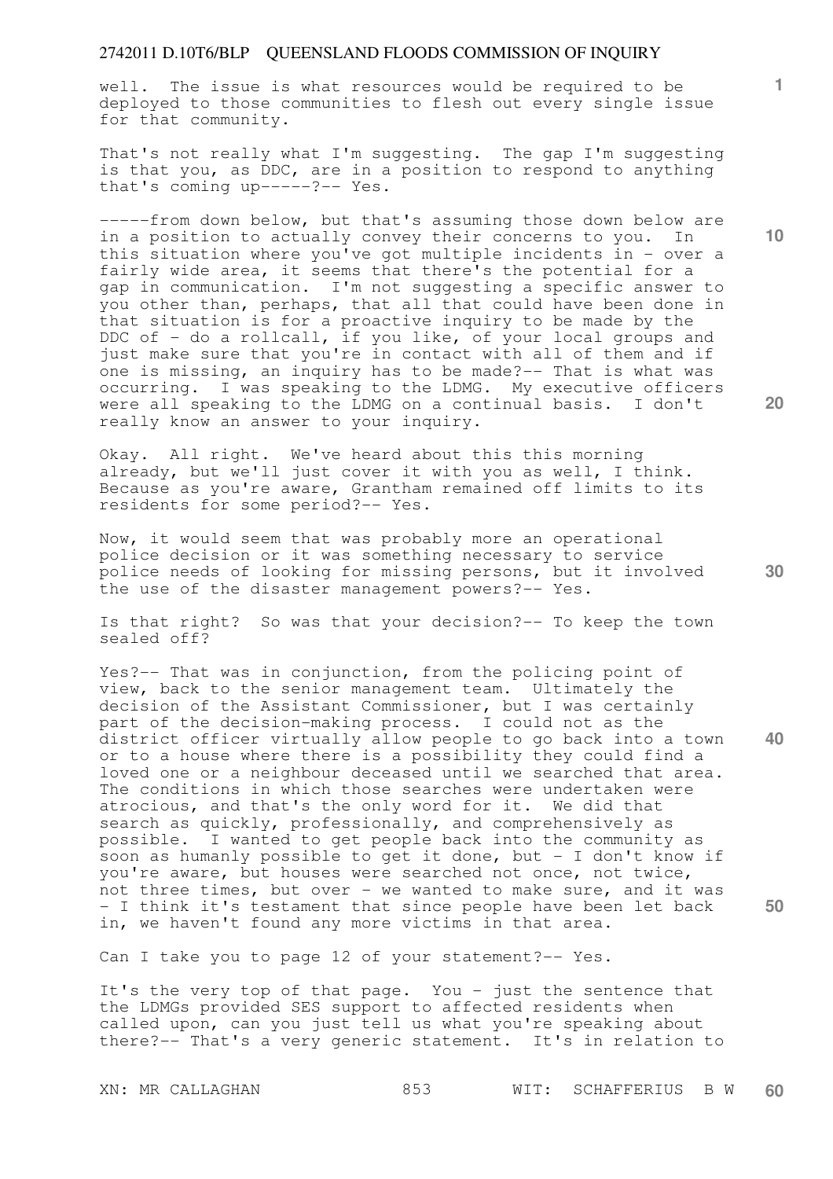well. The issue is what resources would be required to be deployed to those communities to flesh out every single issue for that community.

That's not really what I'm suggesting. The gap I'm suggesting is that you, as DDC, are in a position to respond to anything that's coming up-----?-- Yes.

-----from down below, but that's assuming those down below are in a position to actually convey their concerns to you. In this situation where you've got multiple incidents in - over a fairly wide area, it seems that there's the potential for a gap in communication. I'm not suggesting a specific answer to you other than, perhaps, that all that could have been done in that situation is for a proactive inquiry to be made by the DDC of - do a rollcall, if you like, of your local groups and just make sure that you're in contact with all of them and if one is missing, an inquiry has to be made?-- That is what was occurring. I was speaking to the LDMG. My executive officers were all speaking to the LDMG on a continual basis. I don't really know an answer to your inquiry.

Okay. All right. We've heard about this this morning already, but we'll just cover it with you as well, I think. Because as you're aware, Grantham remained off limits to its residents for some period?-- Yes.

Now, it would seem that was probably more an operational police decision or it was something necessary to service police needs of looking for missing persons, but it involved the use of the disaster management powers?-- Yes.

Is that right? So was that your decision?-- To keep the town sealed off?

Yes?-- That was in conjunction, from the policing point of view, back to the senior management team. Ultimately the decision of the Assistant Commissioner, but I was certainly part of the decision-making process. I could not as the district officer virtually allow people to go back into a town or to a house where there is a possibility they could find a loved one or a neighbour deceased until we searched that area. The conditions in which those searches were undertaken were atrocious, and that's the only word for it. We did that search as quickly, professionally, and comprehensively as possible. I wanted to get people back into the community as soon as humanly possible to get it done, but - I don't know if you're aware, but houses were searched not once, not twice, not three times, but over - we wanted to make sure, and it was - I think it's testament that since people have been let back in, we haven't found any more victims in that area.

Can I take you to page 12 of your statement?-- Yes.

It's the very top of that page. You - just the sentence that the LDMGs provided SES support to affected residents when called upon, can you just tell us what you're speaking about there?-- That's a very generic statement. It's in relation to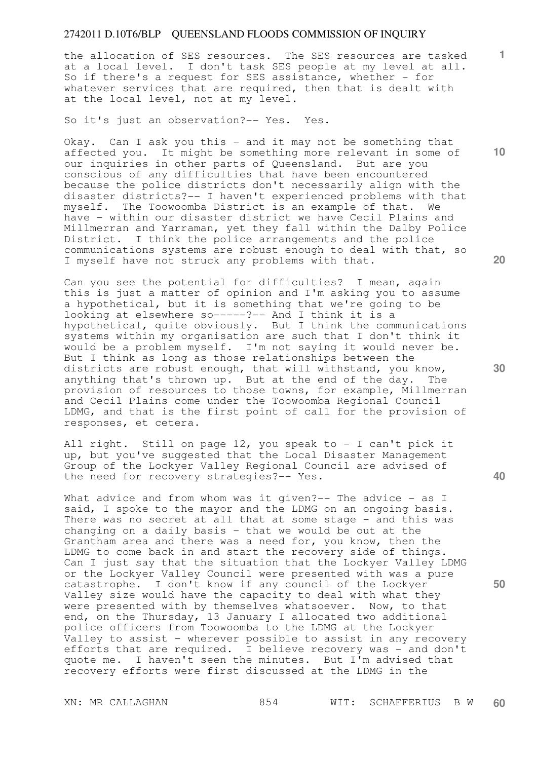the allocation of SES resources. The SES resources are tasked at a local level. I don't task SES people at my level at all. So if there's a request for SES assistance, whether - for whatever services that are required, then that is dealt with at the local level, not at my level.

So it's just an observation?-- Yes. Yes.

Okay. Can I ask you this - and it may not be something that affected you. It might be something more relevant in some of our inquiries in other parts of Queensland. But are you conscious of any difficulties that have been encountered because the police districts don't necessarily align with the disaster districts?-- I haven't experienced problems with that myself. The Toowoomba District is an example of that. We have - within our disaster district we have Cecil Plains and Millmerran and Yarraman, yet they fall within the Dalby Police District. I think the police arrangements and the police communications systems are robust enough to deal with that, so I myself have not struck any problems with that.

Can you see the potential for difficulties? I mean, again this is just a matter of opinion and I'm asking you to assume a hypothetical, but it is something that we're going to be looking at elsewhere so-----?-- And I think it is a hypothetical, quite obviously. But I think the communications systems within my organisation are such that I don't think it would be a problem myself. I'm not saying it would never be. But I think as long as those relationships between the districts are robust enough, that will withstand, you know, anything that's thrown up. But at the end of the day. The provision of resources to those towns, for example, Millmerran and Cecil Plains come under the Toowoomba Regional Council LDMG, and that is the first point of call for the provision of responses, et cetera.

All right. Still on page 12, you speak to - I can't pick it up, but you've suggested that the Local Disaster Management Group of the Lockyer Valley Regional Council are advised of the need for recovery strategies?-- Yes.

What advice and from whom was it given?-- The advice - as I said, I spoke to the mayor and the LDMG on an ongoing basis. There was no secret at all that at some stage - and this was changing on a daily basis - that we would be out at the Grantham area and there was a need for, you know, then the LDMG to come back in and start the recovery side of things. Can I just say that the situation that the Lockyer Valley LDMG or the Lockyer Valley Council were presented with was a pure catastrophe. I don't know if any council of the Lockyer Valley size would have the capacity to deal with what they were presented with by themselves whatsoever. Now, to that end, on the Thursday, 13 January I allocated two additional police officers from Toowoomba to the LDMG at the Lockyer Valley to assist - wherever possible to assist in any recovery efforts that are required. I believe recovery was - and don't quote me. I haven't seen the minutes. But I'm advised that recovery efforts were first discussed at the LDMG in the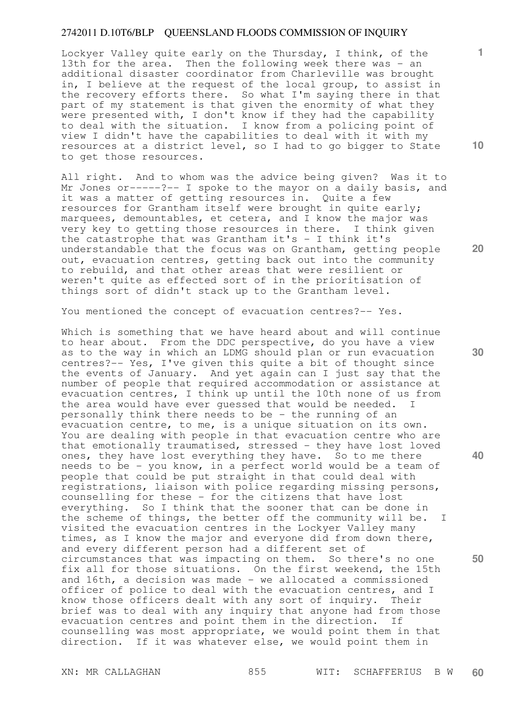Lockyer Valley quite early on the Thursday, I think, of the 13th for the area. Then the following week there was - an additional disaster coordinator from Charleville was brought in, I believe at the request of the local group, to assist in the recovery efforts there. So what I'm saying there in that part of my statement is that given the enormity of what they were presented with, I don't know if they had the capability to deal with the situation. I know from a policing point of view I didn't have the capabilities to deal with it with my resources at a district level, so I had to go bigger to State to get those resources.

All right. And to whom was the advice being given? Was it to Mr Jones or-----?-- I spoke to the mayor on a daily basis, and it was a matter of getting resources in. Quite a few resources for Grantham itself were brought in quite early; marquees, demountables, et cetera, and I know the major was very key to getting those resources in there. I think given the catastrophe that was Grantham it's - I think it's understandable that the focus was on Grantham, getting people out, evacuation centres, getting back out into the community to rebuild, and that other areas that were resilient or weren't quite as effected sort of in the prioritisation of things sort of didn't stack up to the Grantham level.

You mentioned the concept of evacuation centres?-- Yes.

Which is something that we have heard about and will continue to hear about. From the DDC perspective, do you have a view as to the way in which an LDMG should plan or run evacuation centres?-- Yes, I've given this quite a bit of thought since the events of January. And yet again can I just say that the number of people that required accommodation or assistance at evacuation centres, I think up until the 10th none of us from the area would have ever guessed that would be needed. I personally think there needs to be - the running of an evacuation centre, to me, is a unique situation on its own. You are dealing with people in that evacuation centre who are that emotionally traumatised, stressed - they have lost loved ones, they have lost everything they have. So to me there needs to be - you know, in a perfect world would be a team of people that could be put straight in that could deal with registrations, liaison with police regarding missing persons, counselling for these - for the citizens that have lost everything. So I think that the sooner that can be done in the scheme of things, the better off the community will be. I visited the evacuation centres in the Lockyer Valley many times, as I know the major and everyone did from down there, and every different person had a different set of circumstances that was impacting on them. So there's no one fix all for those situations. On the first weekend, the 15th and 16th, a decision was made - we allocated a commissioned officer of police to deal with the evacuation centres, and I know those officers dealt with any sort of inquiry. Their brief was to deal with any inquiry that anyone had from those evacuation centres and point them in the direction. If counselling was most appropriate, we would point them in that direction. If it was whatever else, we would point them in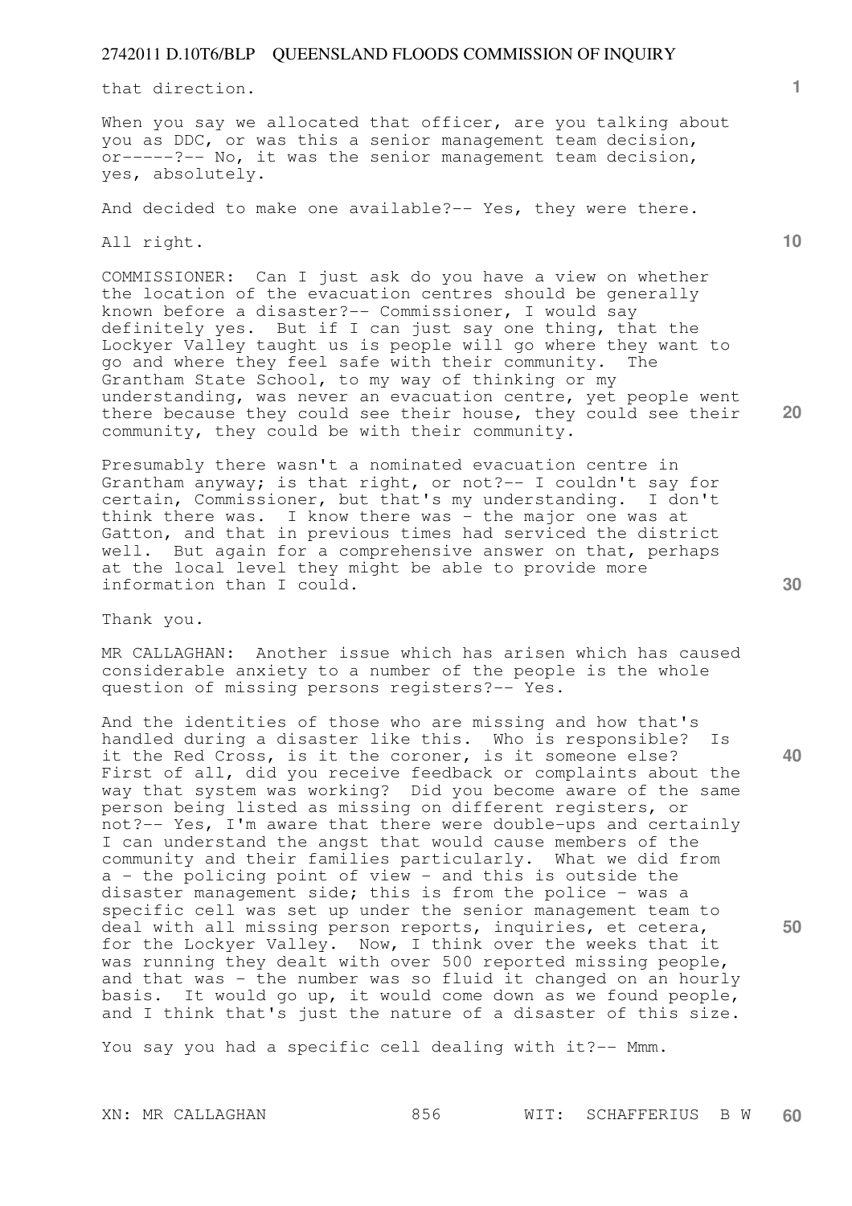that direction.

When you say we allocated that officer, are you talking about you as DDC, or was this a senior management team decision, or-----?-- No, it was the senior management team decision, yes, absolutely.

And decided to make one available?-- Yes, they were there.

All right.

COMMISSIONER: Can I just ask do you have a view on whether the location of the evacuation centres should be generally known before a disaster?-- Commissioner, I would say definitely yes. But if I can just say one thing, that the Lockyer Valley taught us is people will go where they want to go and where they feel safe with their community. The Grantham State School, to my way of thinking or my understanding, was never an evacuation centre, yet people went there because they could see their house, they could see their community, they could be with their community.

Presumably there wasn't a nominated evacuation centre in Grantham anyway; is that right, or not?-- I couldn't say for certain, Commissioner, but that's my understanding. I don't think there was. I know there was - the major one was at Gatton, and that in previous times had serviced the district well. But again for a comprehensive answer on that, perhaps at the local level they might be able to provide more information than I could.

Thank you.

MR CALLAGHAN: Another issue which has arisen which has caused considerable anxiety to a number of the people is the whole question of missing persons registers?-- Yes.

And the identities of those who are missing and how that's handled during a disaster like this. Who is responsible? Is it the Red Cross, is it the coroner, is it someone else? First of all, did you receive feedback or complaints about the way that system was working? Did you become aware of the same person being listed as missing on different registers, or not?-- Yes, I'm aware that there were double-ups and certainly I can understand the angst that would cause members of the community and their families particularly. What we did from a - the policing point of view - and this is outside the disaster management side; this is from the police - was a specific cell was set up under the senior management team to deal with all missing person reports, inquiries, et cetera, for the Lockyer Valley. Now, I think over the weeks that it was running they dealt with over 500 reported missing people, and that was - the number was so fluid it changed on an hourly basis. It would go up, it would come down as we found people, and I think that's just the nature of a disaster of this size.

You say you had a specific cell dealing with it?-- Mmm.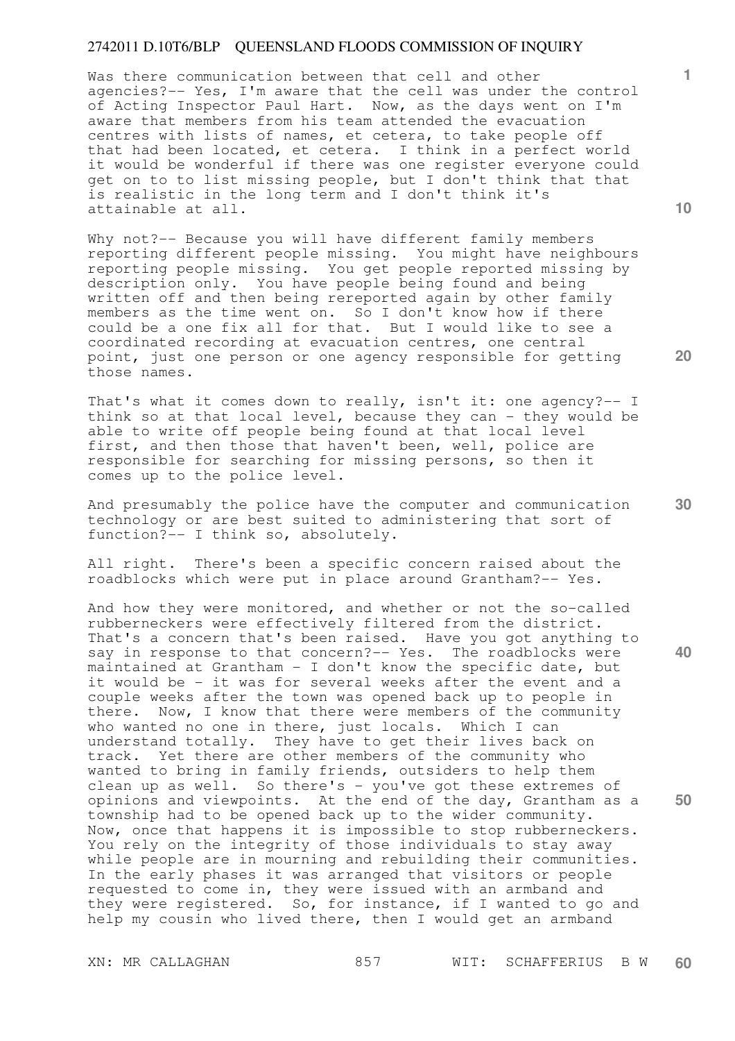Was there communication between that cell and other agencies?-- Yes, I'm aware that the cell was under the control of Acting Inspector Paul Hart. Now, as the days went on I'm aware that members from his team attended the evacuation centres with lists of names, et cetera, to take people off that had been located, et cetera. I think in a perfect world it would be wonderful if there was one register everyone could get on to to list missing people, but I don't think that that is realistic in the long term and I don't think it's attainable at all.

Why not?-- Because you will have different family members reporting different people missing. You might have neighbours reporting people missing. You get people reported missing by description only. You have people being found and being written off and then being rereported again by other family members as the time went on. So I don't know how if there could be a one fix all for that. But I would like to see a coordinated recording at evacuation centres, one central point, just one person or one agency responsible for getting those names.

That's what it comes down to really, isn't it: one agency?-- I think so at that local level, because they can - they would be able to write off people being found at that local level first, and then those that haven't been, well, police are responsible for searching for missing persons, so then it comes up to the police level.

And presumably the police have the computer and communication technology or are best suited to administering that sort of function?-- I think so, absolutely.

All right. There's been a specific concern raised about the roadblocks which were put in place around Grantham?-- Yes.

And how they were monitored, and whether or not the so-called rubberneckers were effectively filtered from the district. That's a concern that's been raised. Have you got anything to say in response to that concern?-- Yes. The roadblocks were maintained at Grantham - I don't know the specific date, but it would be - it was for several weeks after the event and a couple weeks after the town was opened back up to people in there. Now, I know that there were members of the community who wanted no one in there, just locals. Which I can understand totally. They have to get their lives back on track. Yet there are other members of the community who wanted to bring in family friends, outsiders to help them clean up as well. So there's - you've got these extremes of opinions and viewpoints. At the end of the day, Grantham as a township had to be opened back up to the wider community. Now, once that happens it is impossible to stop rubberneckers. You rely on the integrity of those individuals to stay away while people are in mourning and rebuilding their communities. In the early phases it was arranged that visitors or people requested to come in, they were issued with an armband and they were registered. So, for instance, if I wanted to go and help my cousin who lived there, then I would get an armband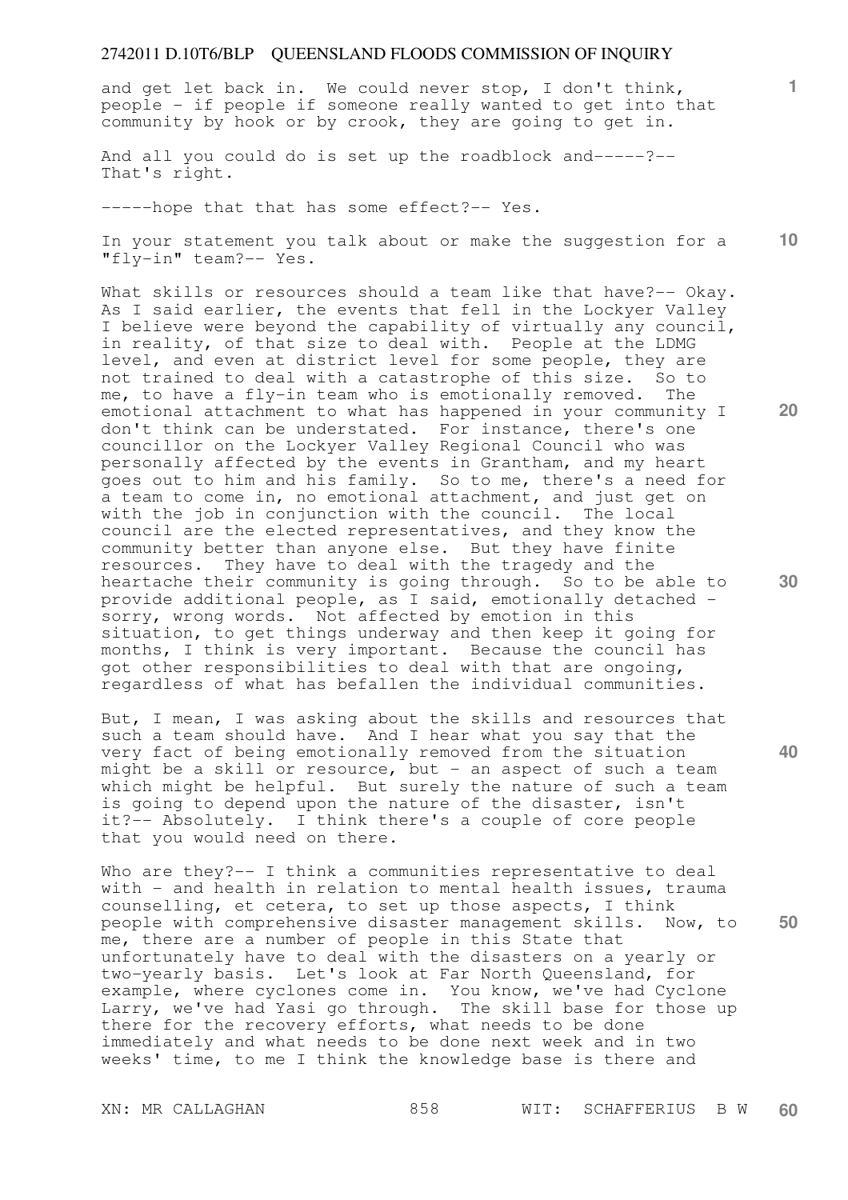and get let back in. We could never stop, I don't think, people - if people if someone really wanted to get into that community by hook or by crook, they are going to get in.

And all you could do is set up the roadblock and-----?-- That's right.

-----hope that that has some effect?-- Yes.

In your statement you talk about or make the suggestion for a "fly-in" team?-- Yes.

What skills or resources should a team like that have?-- Okay. As I said earlier, the events that fell in the Lockyer Valley I believe were beyond the capability of virtually any council, in reality, of that size to deal with. People at the LDMG level, and even at district level for some people, they are not trained to deal with a catastrophe of this size. So to me, to have a fly-in team who is emotionally removed. The emotional attachment to what has happened in your community I don't think can be understated. For instance, there's one councillor on the Lockyer Valley Regional Council who was personally affected by the events in Grantham, and my heart goes out to him and his family. So to me, there's a need for a team to come in, no emotional attachment, and just get on with the job in conjunction with the council. The local council are the elected representatives, and they know the community better than anyone else. But they have finite resources. They have to deal with the tragedy and the heartache their community is going through. So to be able to provide additional people, as I said, emotionally detached - sorry, wrong words. Not affected by emotion in this situation, to get things underway and then keep it going for months, I think is very important. Because the council has got other responsibilities to deal with that are ongoing, regardless of what has befallen the individual communities.

But, I mean, I was asking about the skills and resources that such a team should have. And I hear what you say that the very fact of being emotionally removed from the situation might be a skill or resource, but - an aspect of such a team which might be helpful. But surely the nature of such a team is going to depend upon the nature of the disaster, isn't it?-- Absolutely. I think there's a couple of core people that you would need on there.

Who are they?-- I think a communities representative to deal with - and health in relation to mental health issues, trauma counselling, et cetera, to set up those aspects, I think people with comprehensive disaster management skills. Now, to me, there are a number of people in this State that unfortunately have to deal with the disasters on a yearly or two-yearly basis. Let's look at Far North Queensland, for example, where cyclones come in. You know, we've had Cyclone Larry, we've had Yasi go through. The skill base for those up there for the recovery efforts, what needs to be done immediately and what needs to be done next week and in two weeks' time, to me I think the knowledge base is there and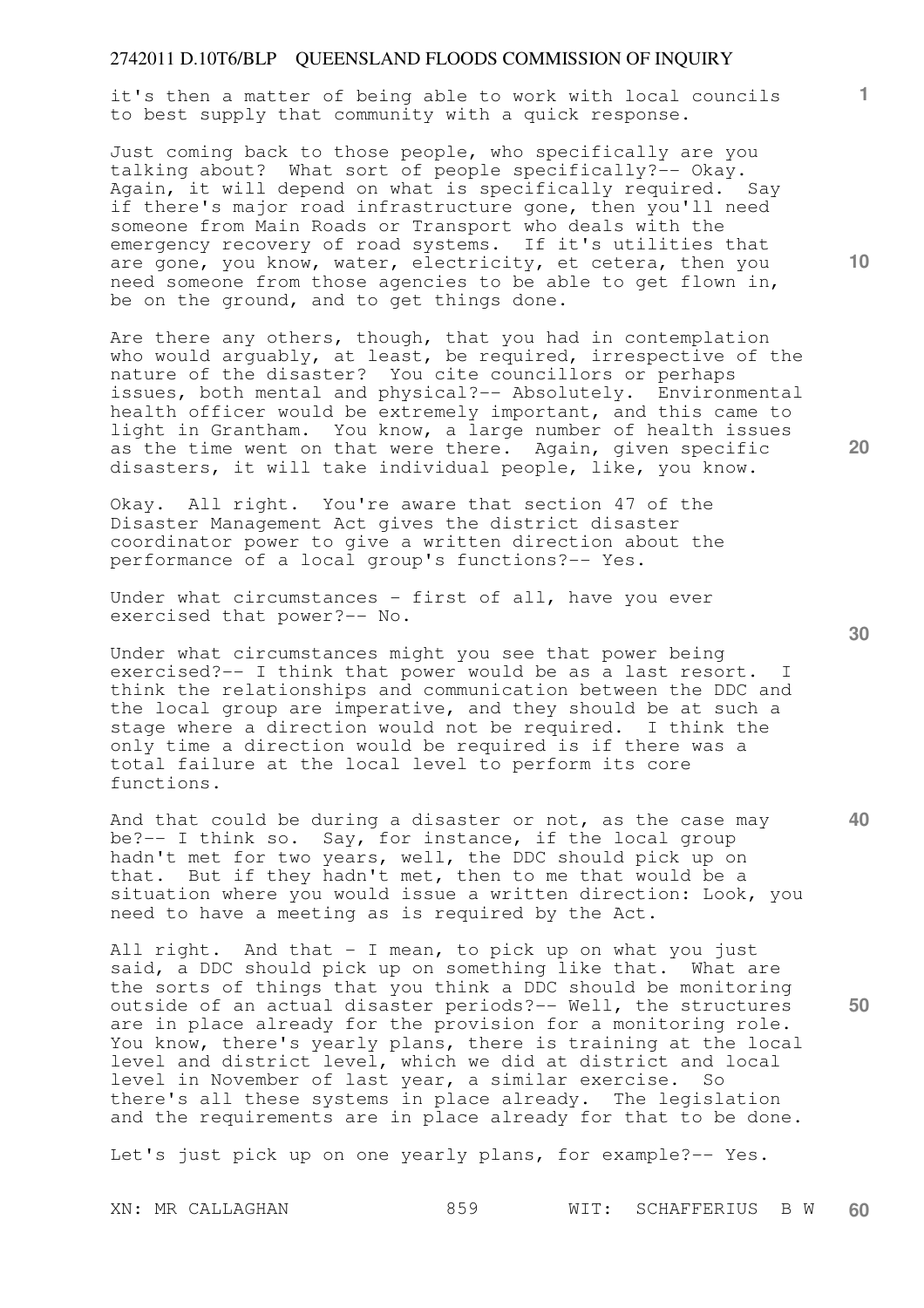it's then a matter of being able to work with local councils to best supply that community with a quick response.

Just coming back to those people, who specifically are you talking about? What sort of people specifically?-- Okay. Again, it will depend on what is specifically required. Say if there's major road infrastructure gone, then you'll need someone from Main Roads or Transport who deals with the emergency recovery of road systems. If it's utilities that are gone, you know, water, electricity, et cetera, then you need someone from those agencies to be able to get flown in, be on the ground, and to get things done.

Are there any others, though, that you had in contemplation who would arguably, at least, be required, irrespective of the nature of the disaster? You cite councillors or perhaps issues, both mental and physical?-- Absolutely. Environmental health officer would be extremely important, and this came to light in Grantham. You know, a large number of health issues as the time went on that were there. Again, given specific disasters, it will take individual people, like, you know.

Okay. All right. You're aware that section 47 of the Disaster Management Act gives the district disaster coordinator power to give a written direction about the performance of a local group's functions?-- Yes.

Under what circumstances - first of all, have you ever exercised that power?-- No.

Under what circumstances might you see that power being exercised?-- I think that power would be as a last resort. I think the relationships and communication between the DDC and the local group are imperative, and they should be at such a stage where a direction would not be required. I think the only time a direction would be required is if there was a total failure at the local level to perform its core functions.

And that could be during a disaster or not, as the case may be?-- I think so. Say, for instance, if the local group hadn't met for two years, well, the DDC should pick up on that. But if they hadn't met, then to me that would be a situation where you would issue a written direction: Look, you need to have a meeting as is required by the Act.

All right. And that - I mean, to pick up on what you just said, a DDC should pick up on something like that. What are the sorts of things that you think a DDC should be monitoring outside of an actual disaster periods?-- Well, the structures are in place already for the provision for a monitoring role. You know, there's yearly plans, there is training at the local level and district level, which we did at district and local level in November of last year, a similar exercise. So there's all these systems in place already. The legislation and the requirements are in place already for that to be done.

Let's just pick up on one yearly plans, for example?-- Yes.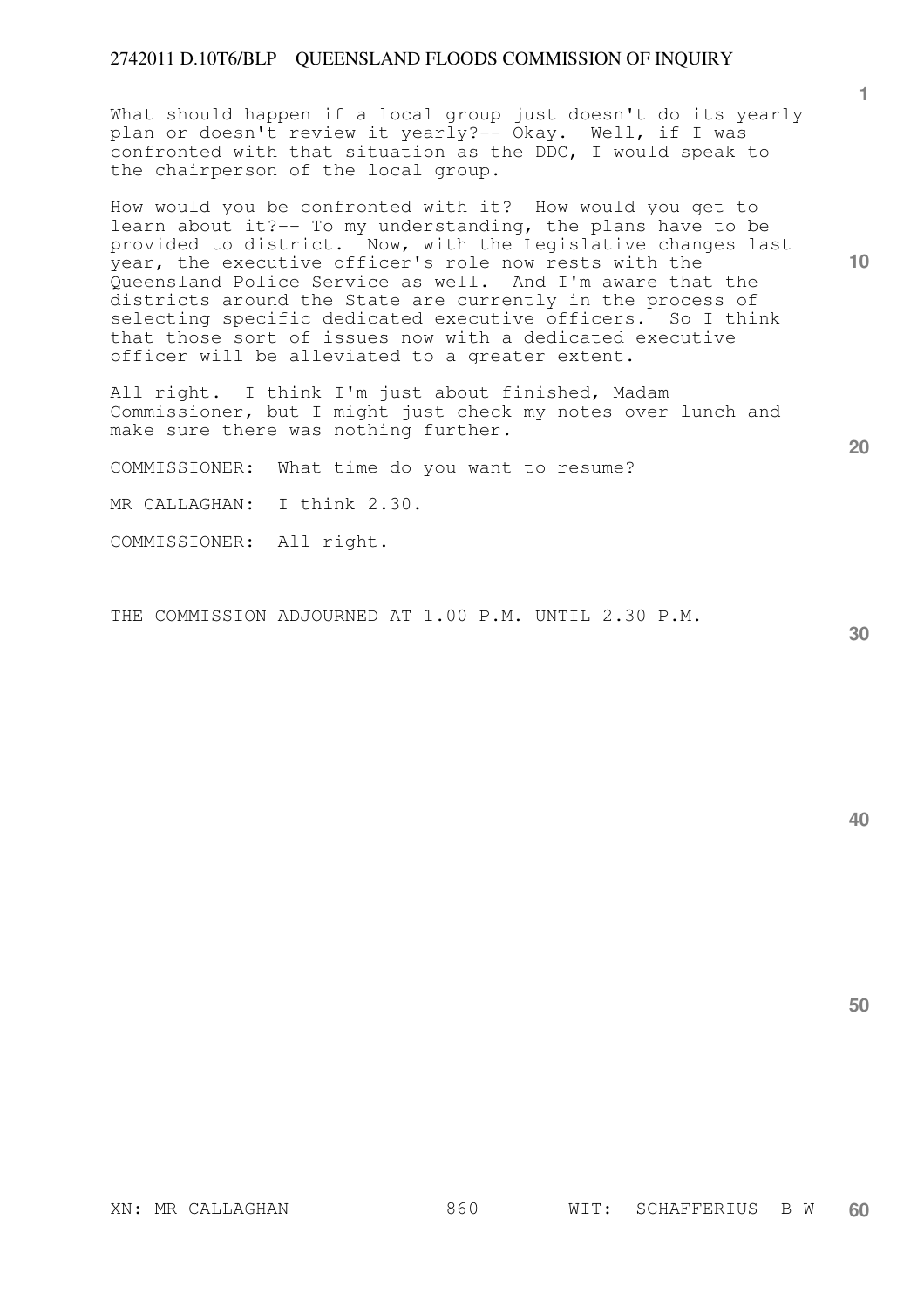What should happen if a local group just doesn't do its yearly plan or doesn't review it yearly?-- Okay. Well, if I was confronted with that situation as the DDC, I would speak to the chairperson of the local group.

How would you be confronted with it? How would you get to learn about it?-- To my understanding, the plans have to be provided to district. Now, with the Legislative changes last year, the executive officer's role now rests with the Queensland Police Service as well. And I'm aware that the districts around the State are currently in the process of selecting specific dedicated executive officers. So I think that those sort of issues now with a dedicated executive officer will be alleviated to a greater extent.

All right. I think I'm just about finished, Madam Commissioner, but I might just check my notes over lunch and make sure there was nothing further.

COMMISSIONER: What time do you want to resume?

MR CALLAGHAN: I think 2.30.

COMMISSIONER: All right.

THE COMMISSION ADJOURNED AT 1.00 P.M. UNTIL 2.30 P.M.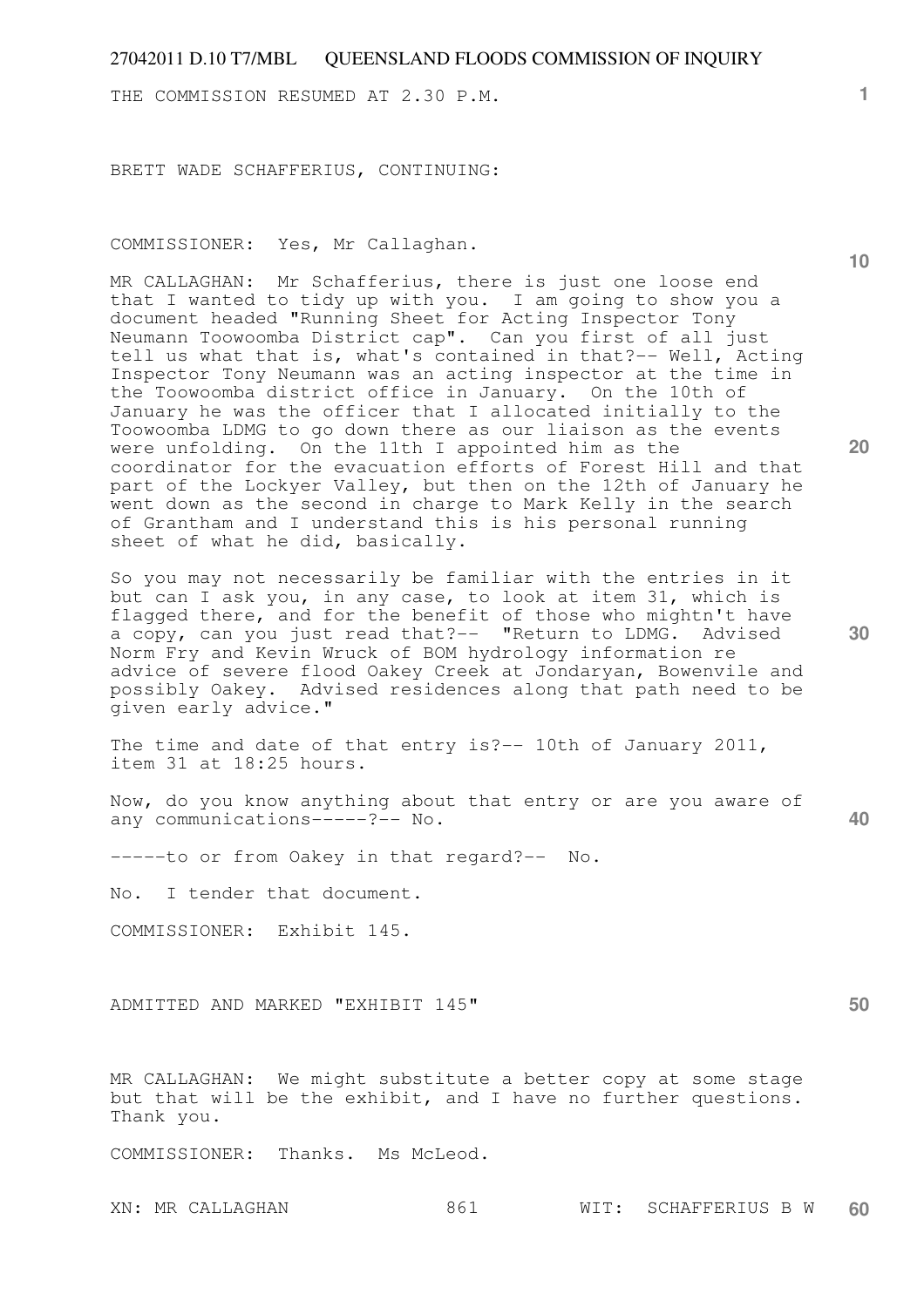THE COMMISSION RESUMED AT 2.30 P.M.

BRETT WADE SCHAFFERIUS, CONTINUING:

COMMISSIONER: Yes, Mr Callaghan.

MR CALLAGHAN: Mr Schafferius, there is just one loose end that I wanted to tidy up with you. I am going to show you a document headed "Running Sheet for Acting Inspector Tony Neumann Toowoomba District cap". Can you first of all just tell us what that is, what's contained in that?-- Well, Acting Inspector Tony Neumann was an acting inspector at the time in the Toowoomba district office in January. On the 10th of January he was the officer that I allocated initially to the Toowoomba LDMG to go down there as our liaison as the events were unfolding. On the 11th I appointed him as the coordinator for the evacuation efforts of Forest Hill and that part of the Lockyer Valley, but then on the 12th of January he went down as the second in charge to Mark Kelly in the search of Grantham and I understand this is his personal running sheet of what he did, basically.

So you may not necessarily be familiar with the entries in it but can I ask you, in any case, to look at item 31, which is flagged there, and for the benefit of those who mightn't have a copy, can you just read that?-- "Return to LDMG. Advised Norm Fry and Kevin Wruck of BOM hydrology information re advice of severe flood Oakey Creek at Jondaryan, Bowenvile and possibly Oakey. Advised residences along that path need to be given early advice."

The time and date of that entry is?-- 10th of January 2011, item 31 at 18:25 hours.

Now, do you know anything about that entry or are you aware of any communications-----?-- No.

-----to or from Oakey in that regard?-- No.

No. I tender that document.

COMMISSIONER: Exhibit 145.

ADMITTED AND MARKED "EXHIBIT 145"

MR CALLAGHAN: We might substitute a better copy at some stage but that will be the exhibit, and I have no further questions. Thank you.

COMMISSIONER: Thanks. Ms McLeod.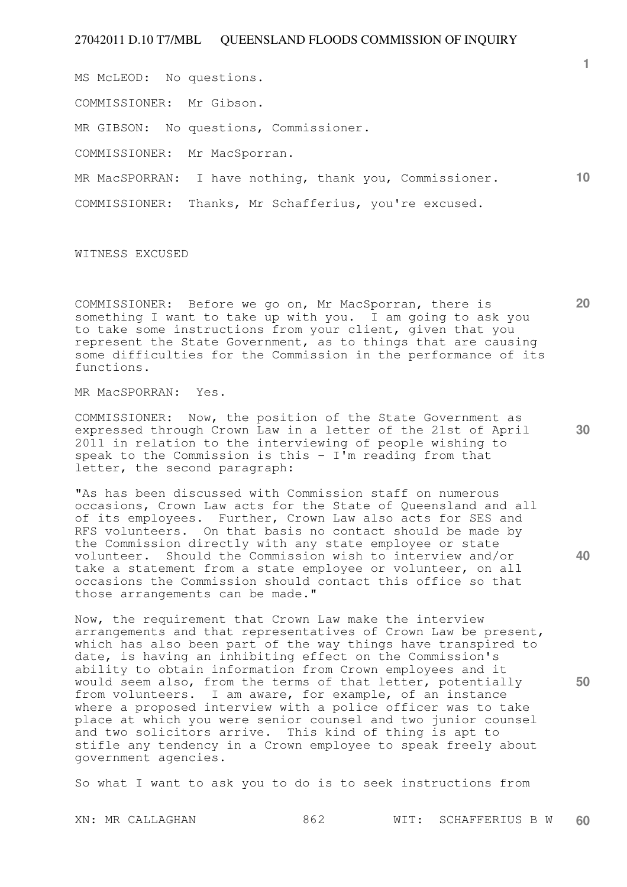MS McLEOD: No questions.

COMMISSIONER: Mr Gibson.

MR GIBSON: No questions, Commissioner.

COMMISSIONER: Mr MacSporran.

MR MacSPORRAN: I have nothing, thank you, Commissioner.

COMMISSIONER: Thanks, Mr Schafferius, you're excused.

WITNESS EXCUSED

COMMISSIONER: Before we go on, Mr MacSporran, there is something I want to take up with you. I am going to ask you to take some instructions from your client, given that you represent the State Government, as to things that are causing some difficulties for the Commission in the performance of its functions.

MR MacSPORRAN: Yes.

COMMISSIONER: Now, the position of the State Government as expressed through Crown Law in a letter of the 21st of April 2011 in relation to the interviewing of people wishing to speak to the Commission is this - I'm reading from that letter, the second paragraph:

"As has been discussed with Commission staff on numerous occasions, Crown Law acts for the State of Queensland and all of its employees. Further, Crown Law also acts for SES and RFS volunteers. On that basis no contact should be made by the Commission directly with any state employee or state volunteer. Should the Commission wish to interview and/or take a statement from a state employee or volunteer, on all occasions the Commission should contact this office so that those arrangements can be made."

Now, the requirement that Crown Law make the interview arrangements and that representatives of Crown Law be present, which has also been part of the way things have transpired to date, is having an inhibiting effect on the Commission's ability to obtain information from Crown employees and it would seem also, from the terms of that letter, potentially from volunteers. I am aware, for example, of an instance where a proposed interview with a police officer was to take place at which you were senior counsel and two junior counsel and two solicitors arrive. This kind of thing is apt to stifle any tendency in a Crown employee to speak freely about government agencies.

So what I want to ask you to do is to seek instructions from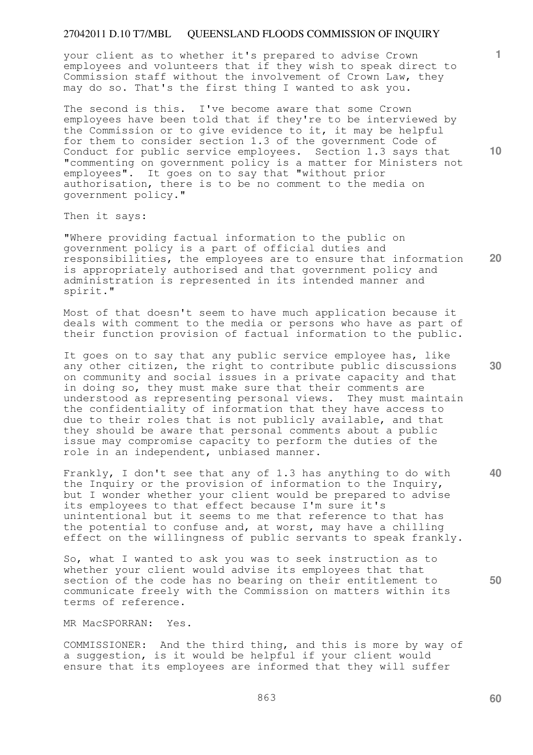your client as to whether it's prepared to advise Crown employees and volunteers that if they wish to speak direct to Commission staff without the involvement of Crown Law, they may do so. That's the first thing I wanted to ask you.

The second is this. I've become aware that some Crown employees have been told that if they're to be interviewed by the Commission or to give evidence to it, it may be helpful for them to consider section 1.3 of the government Code of Conduct for public service employees. Section 1.3 says that "commenting on government policy is a matter for Ministers not employees". It goes on to say that "without prior authorisation, there is to be no comment to the media on government policy."

Then it says:

"Where providing factual information to the public on government policy is a part of official duties and responsibilities, the employees are to ensure that information is appropriately authorised and that government policy and administration is represented in its intended manner and spirit."

Most of that doesn't seem to have much application because it deals with comment to the media or persons who have as part of their function provision of factual information to the public.

It goes on to say that any public service employee has, like any other citizen, the right to contribute public discussions on community and social issues in a private capacity and that in doing so, they must make sure that their comments are understood as representing personal views. They must maintain the confidentiality of information that they have access to due to their roles that is not publicly available, and that they should be aware that personal comments about a public issue may compromise capacity to perform the duties of the role in an independent, unbiased manner.

Frankly, I don't see that any of 1.3 has anything to do with the Inquiry or the provision of information to the Inquiry, but I wonder whether your client would be prepared to advise its employees to that effect because I'm sure it's unintentional but it seems to me that reference to that has the potential to confuse and, at worst, may have a chilling effect on the willingness of public servants to speak frankly.

So, what I wanted to ask you was to seek instruction as to whether your client would advise its employees that that section of the code has no bearing on their entitlement to communicate freely with the Commission on matters within its terms of reference.

MR MacSPORRAN: Yes.

COMMISSIONER: And the third thing, and this is more by way of a suggestion, is it would be helpful if your client would ensure that its employees are informed that they will suffer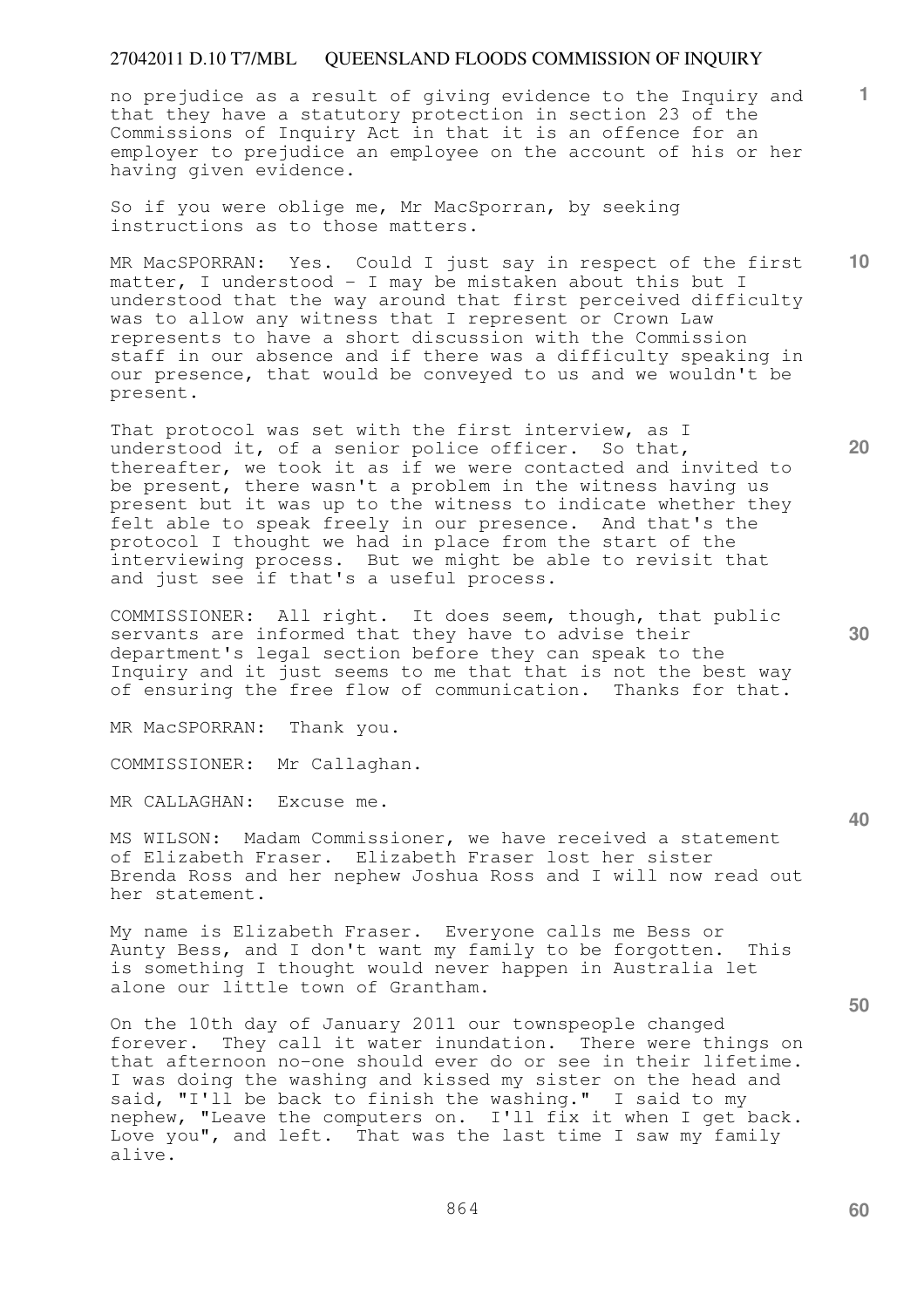no prejudice as a result of giving evidence to the Inquiry and that they have a statutory protection in section 23 of the Commissions of Inquiry Act in that it is an offence for an employer to prejudice an employee on the account of his or her having given evidence.

So if you were oblige me, Mr MacSporran, by seeking instructions as to those matters.

MR MacSPORRAN: Yes. Could I just say in respect of the first matter, I understood - I may be mistaken about this but I understood that the way around that first perceived difficulty was to allow any witness that I represent or Crown Law represents to have a short discussion with the Commission staff in our absence and if there was a difficulty speaking in our presence, that would be conveyed to us and we wouldn't be present.

That protocol was set with the first interview, as I understood it, of a senior police officer. So that, thereafter, we took it as if we were contacted and invited to be present, there wasn't a problem in the witness having us present but it was up to the witness to indicate whether they felt able to speak freely in our presence. And that's the protocol I thought we had in place from the start of the interviewing process. But we might be able to revisit that and just see if that's a useful process.

COMMISSIONER: All right. It does seem, though, that public servants are informed that they have to advise their department's legal section before they can speak to the Inquiry and it just seems to me that that is not the best way of ensuring the free flow of communication. Thanks for that.

MR MacSPORRAN: Thank you.

COMMISSIONER: Mr Callaghan.

MR CALLAGHAN: Excuse me.

MS WILSON: Madam Commissioner, we have received a statement of Elizabeth Fraser. Elizabeth Fraser lost her sister Brenda Ross and her nephew Joshua Ross and I will now read out her statement.

My name is Elizabeth Fraser. Everyone calls me Bess or Aunty Bess, and I don't want my family to be forgotten. This is something I thought would never happen in Australia let alone our little town of Grantham.

On the 10th day of January 2011 our townspeople changed forever. They call it water inundation. There were things on that afternoon no-one should ever do or see in their lifetime. I was doing the washing and kissed my sister on the head and said, "I'll be back to finish the washing." I said to my nephew, "Leave the computers on. I'll fix it when I get back. Love you", and left. That was the last time I saw my family alive.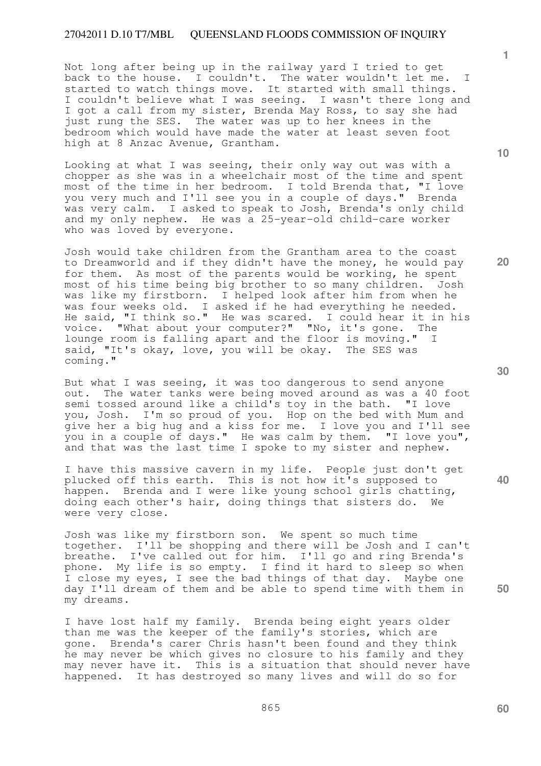Not long after being up in the railway yard I tried to get back to the house. I couldn't. The water wouldn't let me. I started to watch things move. It started with small things. I couldn't believe what I was seeing. I wasn't there long and I got a call from my sister, Brenda May Ross, to say she had just rung the SES. The water was up to her knees in the bedroom which would have made the water at least seven foot high at 8 Anzac Avenue, Grantham.

Looking at what I was seeing, their only way out was with a chopper as she was in a wheelchair most of the time and spent most of the time in her bedroom. I told Brenda that, "I love you very much and I'll see you in a couple of days." Brenda was very calm. I asked to speak to Josh, Brenda's only child and my only nephew. He was a 25-year-old child-care worker who was loved by everyone.

Josh would take children from the Grantham area to the coast to Dreamworld and if they didn't have the money, he would pay for them. As most of the parents would be working, he spent most of his time being big brother to so many children. Josh was like my firstborn. I helped look after him from when he was four weeks old. I asked if he had everything he needed. He said, "I think so." He was scared. I could hear it in his voice. "What about your computer?" "No, it's gone. The lounge room is falling apart and the floor is moving." I said, "It's okay, love, you will be okay. The SES was coming."

But what I was seeing, it was too dangerous to send anyone out. The water tanks were being moved around as was a 40 foot semi tossed around like a child's toy in the bath. "I love you, Josh. I'm so proud of you. Hop on the bed with Mum and give her a big hug and a kiss for me. I love you and I'll see you in a couple of days." He was calm by them. "I love you", and that was the last time I spoke to my sister and nephew.

I have this massive cavern in my life. People just don't get plucked off this earth. This is not how it's supposed to happen. Brenda and I were like young school girls chatting, doing each other's hair, doing things that sisters do. We were very close.

Josh was like my firstborn son. We spent so much time together. I'll be shopping and there will be Josh and I can't breathe. I've called out for him. I'll go and ring Brenda's phone. My life is so empty. I find it hard to sleep so when I close my eyes, I see the bad things of that day. Maybe one day I'll dream of them and be able to spend time with them in my dreams.

I have lost half my family. Brenda being eight years older than me was the keeper of the family's stories, which are gone. Brenda's carer Chris hasn't been found and they think he may never be which gives no closure to his family and they may never have it. This is a situation that should never have happened. It has destroyed so many lives and will do so for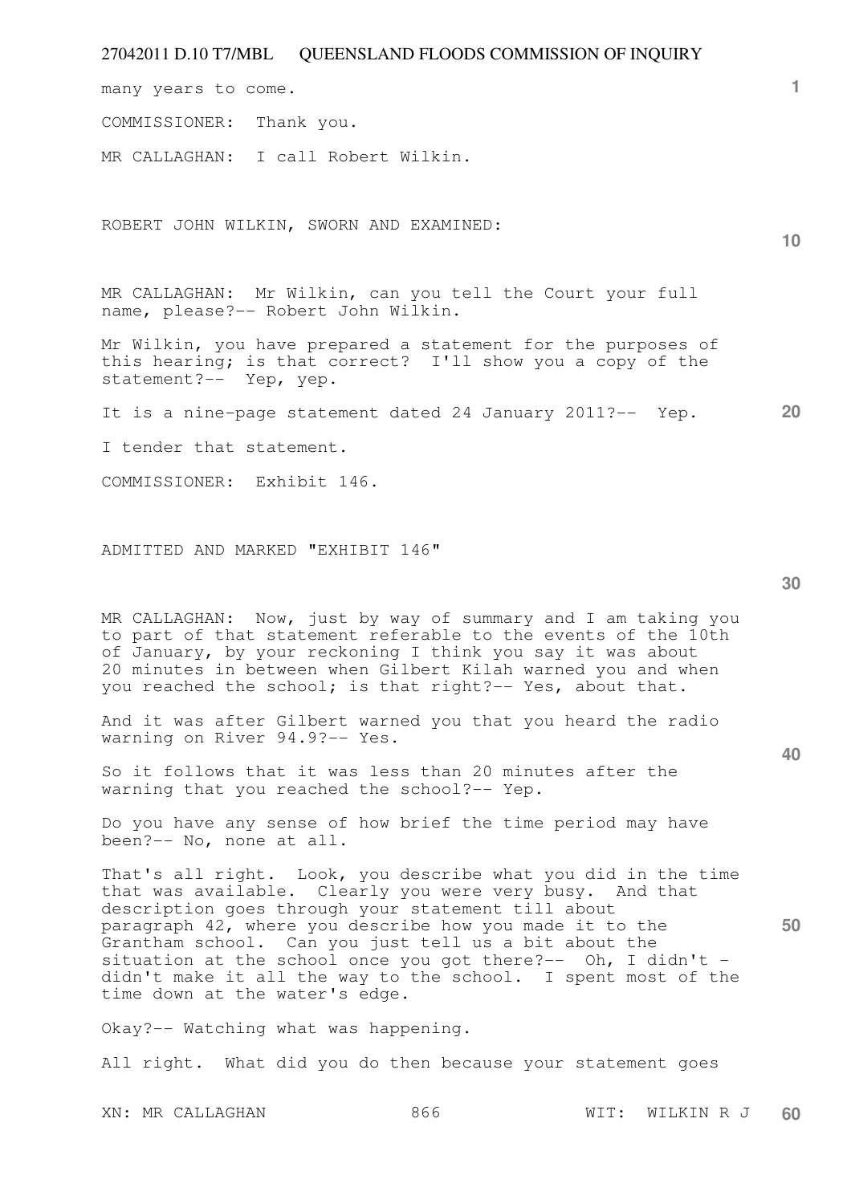many years to come.

COMMISSIONER: Thank you.

MR CALLAGHAN: I call Robert Wilkin.

ROBERT JOHN WILKIN, SWORN AND EXAMINED:

MR CALLAGHAN: Mr Wilkin, can you tell the Court your full name, please?-- Robert John Wilkin.

Mr Wilkin, you have prepared a statement for the purposes of this hearing; is that correct? I'll show you a copy of the statement?-- Yep, yep.

It is a nine-page statement dated 24 January 2011?-- Yep.

I tender that statement.

COMMISSIONER: Exhibit 146.

ADMITTED AND MARKED "EXHIBIT 146"

MR CALLAGHAN: Now, just by way of summary and I am taking you to part of that statement referable to the events of the 10th of January, by your reckoning I think you say it was about 20 minutes in between when Gilbert Kilah warned you and when you reached the school; is that right?-- Yes, about that.

And it was after Gilbert warned you that you heard the radio warning on River 94.9?-- Yes.

So it follows that it was less than 20 minutes after the warning that you reached the school?-- Yep.

Do you have any sense of how brief the time period may have been?-- No, none at all.

That's all right. Look, you describe what you did in the time that was available. Clearly you were very busy. And that description goes through your statement till about paragraph 42, where you describe how you made it to the Grantham school. Can you just tell us a bit about the situation at the school once you got there?-- Oh, I didn't - didn't make it all the way to the school. I spent most of the time down at the water's edge.

Okay?-- Watching what was happening.

All right. What did you do then because your statement goes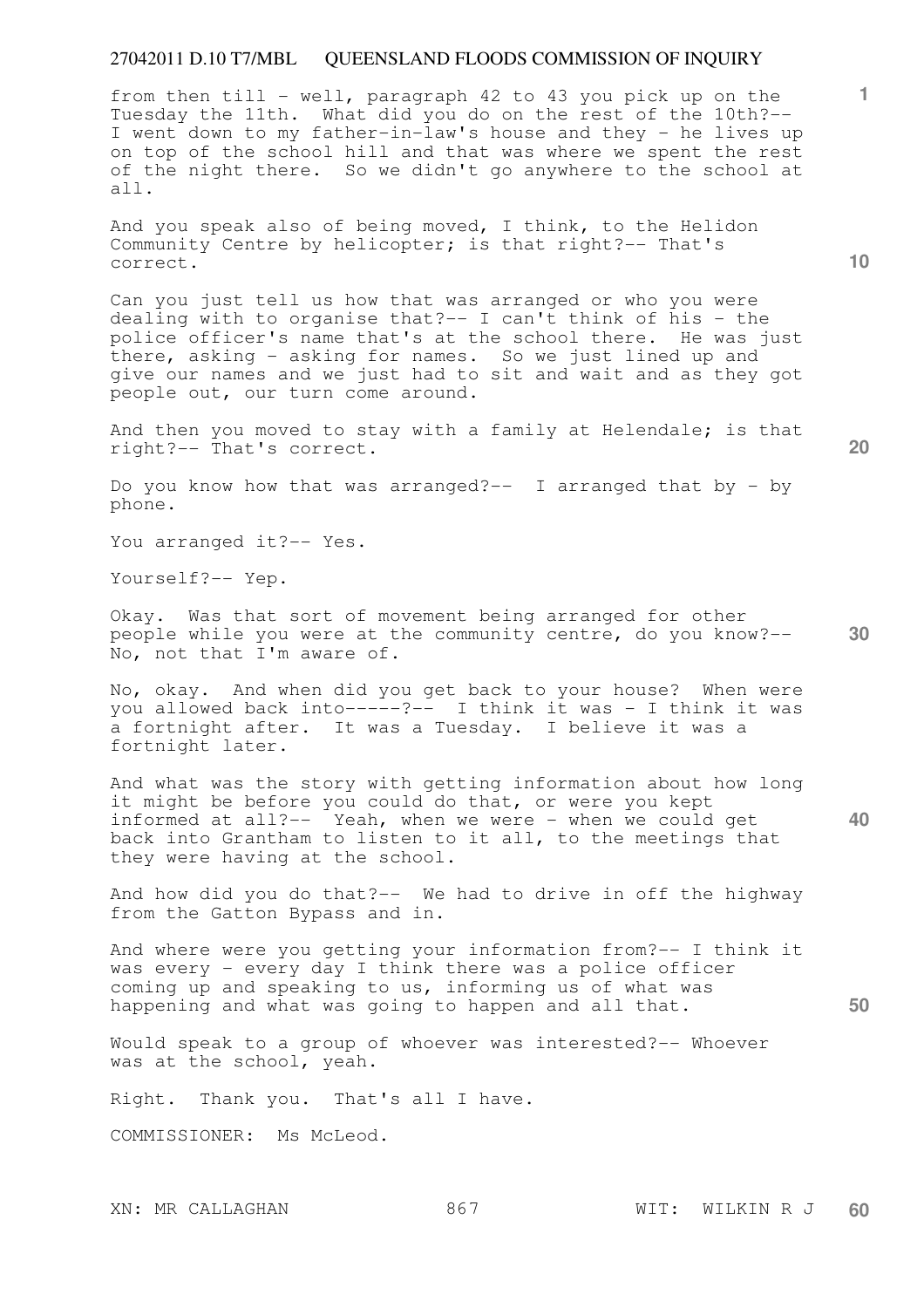from then till - well, paragraph 42 to 43 you pick up on the Tuesday the 11th. What did you do on the rest of the 10th?-- I went down to my father-in-law's house and they - he lives up on top of the school hill and that was where we spent the rest of the night there. So we didn't go anywhere to the school at all.

And you speak also of being moved, I think, to the Helidon Community Centre by helicopter; is that right?-- That's correct.

Can you just tell us how that was arranged or who you were dealing with to organise that?-- I can't think of his - the police officer's name that's at the school there. He was just there, asking - asking for names. So we just lined up and give our names and we just had to sit and wait and as they got people out, our turn come around.

And then you moved to stay with a family at Helendale; is that right?-- That's correct.

Do you know how that was arranged?-- I arranged that by - by phone.

You arranged it?-- Yes.

Yourself?-- Yep.

Okay. Was that sort of movement being arranged for other people while you were at the community centre, do you know?-- No, not that I'm aware of.

No, okay. And when did you get back to your house? When were you allowed back into-----?-- I think it was - I think it was a fortnight after. It was a Tuesday. I believe it was a fortnight later.

And what was the story with getting information about how long it might be before you could do that, or were you kept informed at all?-- Yeah, when we were - when we could get back into Grantham to listen to it all, to the meetings that they were having at the school.

And how did you do that?-- We had to drive in off the highway from the Gatton Bypass and in.

And where were you getting your information from?-- I think it was every - every day I think there was a police officer coming up and speaking to us, informing us of what was happening and what was going to happen and all that.

Would speak to a group of whoever was interested?-- Whoever was at the school, yeah.

Right. Thank you. That's all I have.

COMMISSIONER: Ms McLeod.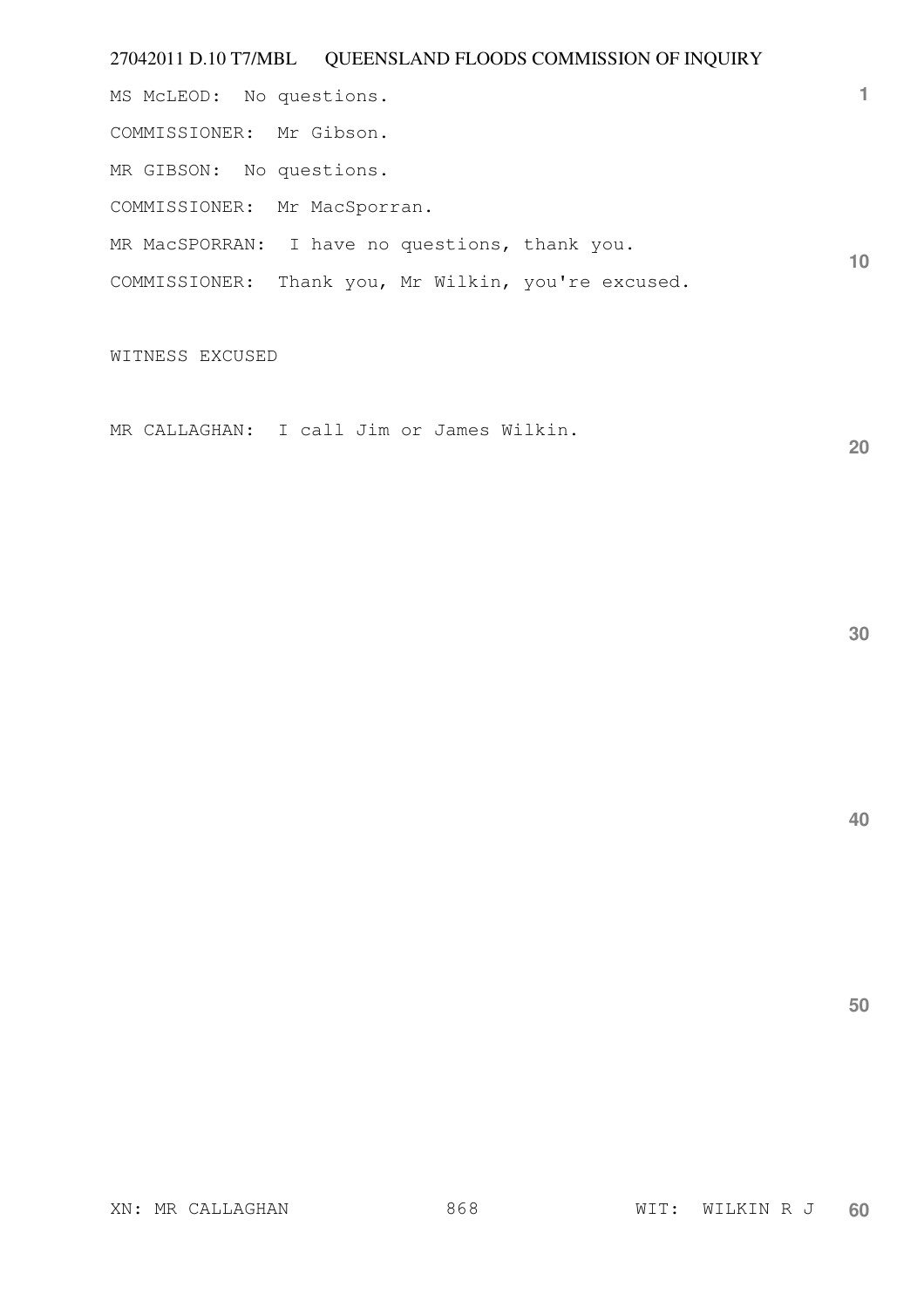MS McLEOD: No questions.

COMMISSIONER: Mr Gibson.

MR GIBSON: No questions.

COMMISSIONER: Mr MacSporran.

MR MacSPORRAN: I have no questions, thank you.

COMMISSIONER: Thank you, Mr Wilkin, you're excused.

WITNESS EXCUSED

MR CALLAGHAN: I call Jim or James Wilkin.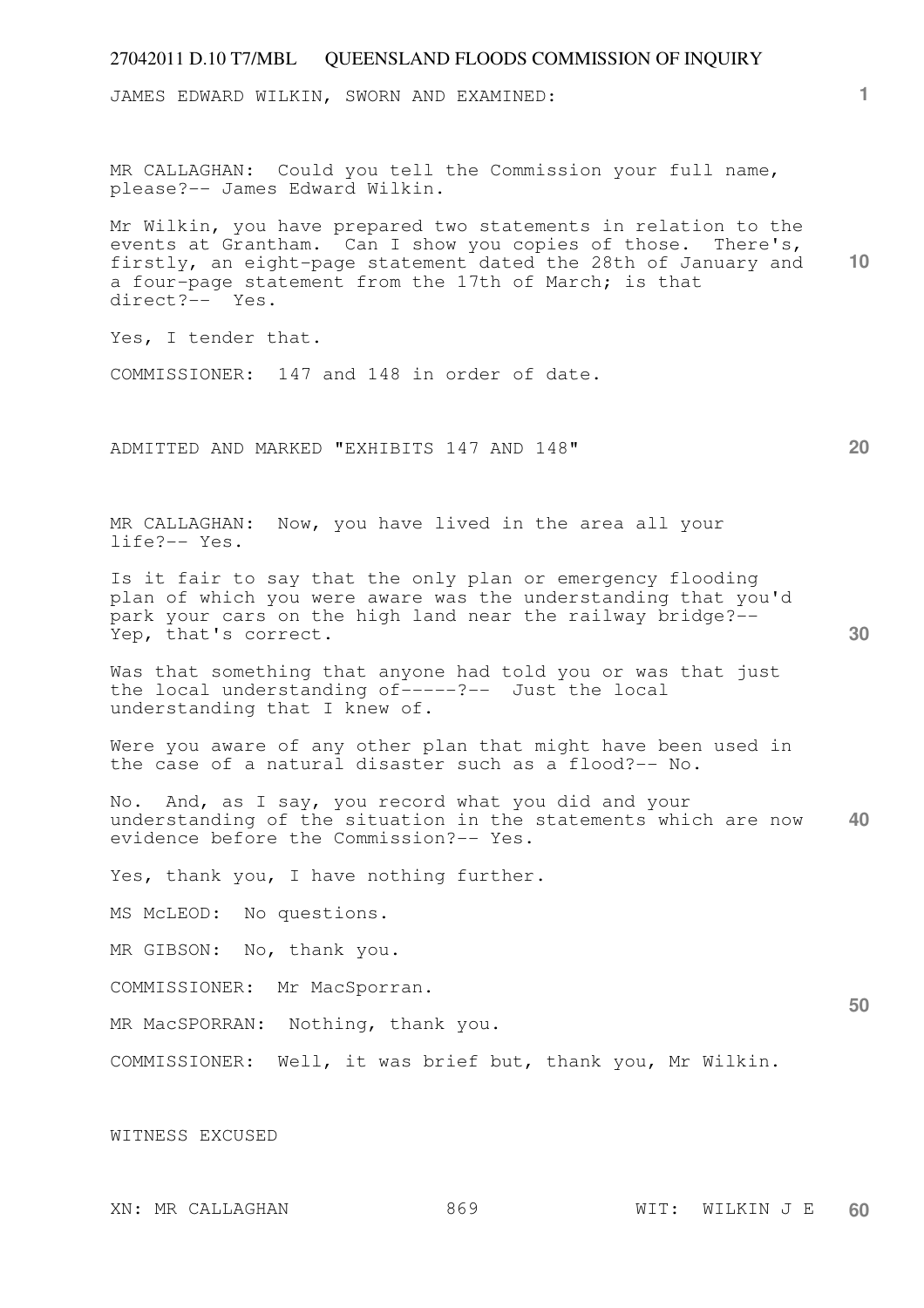JAMES EDWARD WILKIN, SWORN AND EXAMINED:

MR CALLAGHAN: Could you tell the Commission your full name, please?-- James Edward Wilkin.

Mr Wilkin, you have prepared two statements in relation to the events at Grantham. Can I show you copies of those. There's, firstly, an eight-page statement dated the 28th of January and a four-page statement from the 17th of March; is that direct?-- Yes.

Yes, I tender that.

COMMISSIONER: 147 and 148 in order of date.

ADMITTED AND MARKED "EXHIBITS 147 AND 148"

MR CALLAGHAN: Now, you have lived in the area all your life?-- Yes.

Is it fair to say that the only plan or emergency flooding plan of which you were aware was the understanding that you'd park your cars on the high land near the railway bridge?-- Yep, that's correct.

Was that something that anyone had told you or was that just the local understanding of-----?-- Just the local understanding that I knew of.

Were you aware of any other plan that might have been used in the case of a natural disaster such as a flood?-- No.

No. And, as I say, you record what you did and your understanding of the situation in the statements which are now evidence before the Commission?-- Yes.

Yes, thank you, I have nothing further.

MS McLEOD: No questions.

MR GIBSON: No, thank you.

COMMISSIONER: Mr MacSporran.

MR MacSPORRAN: Nothing, thank you.

COMMISSIONER: Well, it was brief but, thank you, Mr Wilkin.

WITNESS EXCUSED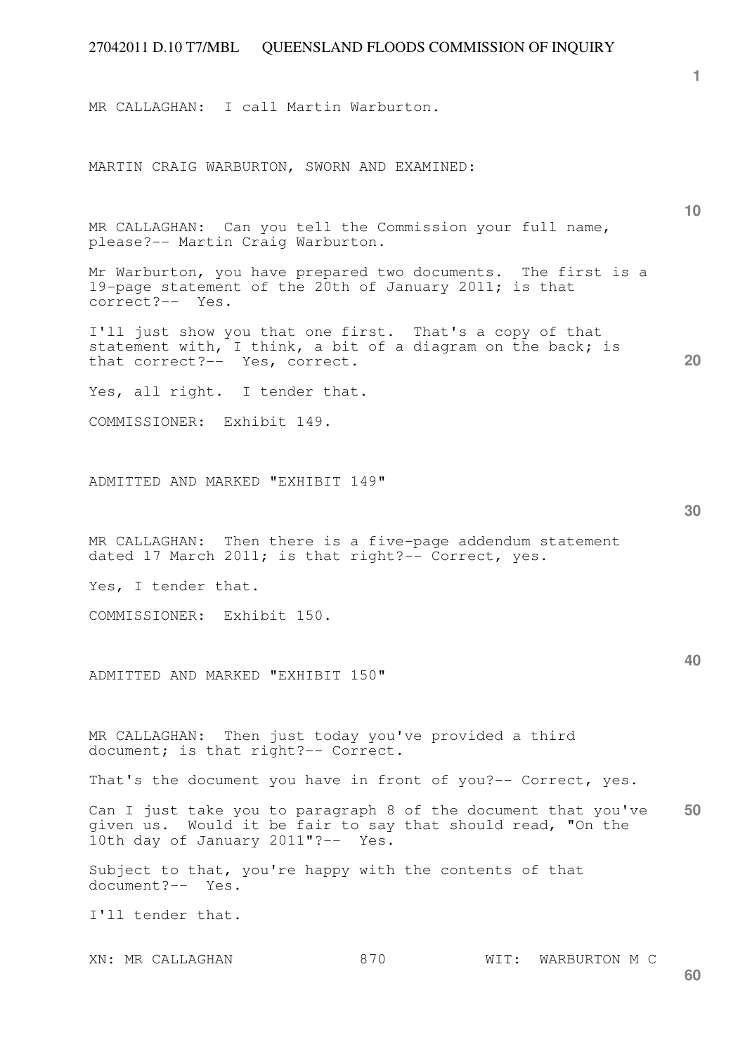MR CALLAGHAN: I call Martin Warburton.

MARTIN CRAIG WARBURTON, SWORN AND EXAMINED:

MR CALLAGHAN: Can you tell the Commission your full name, please?-- Martin Craig Warburton.

Mr Warburton, you have prepared two documents. The first is a 19-page statement of the 20th of January 2011; is that correct?-- Yes.

I'll just show you that one first. That's a copy of that statement with, I think, a bit of a diagram on the back; is that correct?-- Yes, correct.

Yes, all right. I tender that.

COMMISSIONER: Exhibit 149.

ADMITTED AND MARKED "EXHIBIT 149"

MR CALLAGHAN: Then there is a five-page addendum statement dated 17 March 2011; is that right?-- Correct, yes.

Yes, I tender that.

COMMISSIONER: Exhibit 150.

ADMITTED AND MARKED "EXHIBIT 150"

MR CALLAGHAN: Then just today you've provided a third document; is that right?-- Correct.

That's the document you have in front of you?-- Correct, yes.

Can I just take you to paragraph 8 of the document that you've given us. Would it be fair to say that should read, "On the 10th day of January 2011"?-- Yes.

Subject to that, you're happy with the contents of that document?-- Yes.

I'll tender that.

XN: MR CALLAGHAN WIT: WARBURTON M C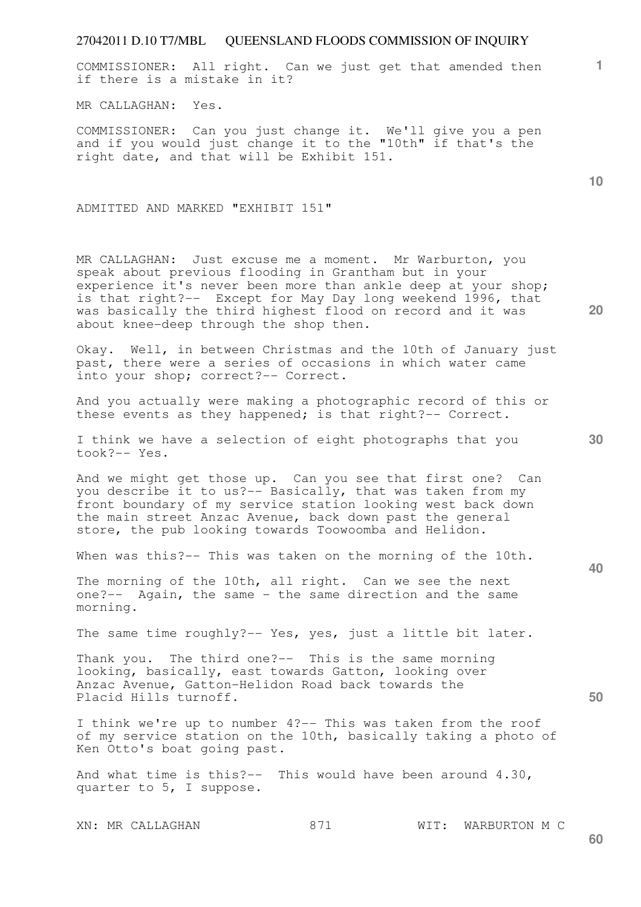COMMISSIONER: All right. Can we just get that amended then if there is a mistake in it?

MR CALLAGHAN: Yes.

COMMISSIONER: Can you just change it. We'll give you a pen and if you would just change it to the "10th" if that's the right date, and that will be Exhibit 151.

ADMITTED AND MARKED "EXHIBIT 151"

MR CALLAGHAN: Just excuse me a moment. Mr Warburton, you speak about previous flooding in Grantham but in your experience it's never been more than ankle deep at your shop; is that right?-- Except for May Day long weekend 1996, that was basically the third highest flood on record and it was about knee-deep through the shop then.

Okay. Well, in between Christmas and the 10th of January just past, there were a series of occasions in which water came into your shop; correct?-- Correct.

And you actually were making a photographic record of this or these events as they happened; is that right?-- Correct.

I think we have a selection of eight photographs that you took?-- Yes.

And we might get those up. Can you see that first one? Can you describe it to us?-- Basically, that was taken from my front boundary of my service station looking west back down the main street Anzac Avenue, back down past the general store, the pub looking towards Toowoomba and Helidon.

When was this?-- This was taken on the morning of the 10th.

The morning of the 10th, all right. Can we see the next one?-- Again, the same - the same direction and the same morning.

The same time roughly?-- Yes, yes, just a little bit later.

Thank you. The third one?-- This is the same morning looking, basically, east towards Gatton, looking over Anzac Avenue, Gatton-Helidon Road back towards the Placid Hills turnoff.

I think we're up to number 4?-- This was taken from the roof of my service station on the 10th, basically taking a photo of Ken Otto's boat going past.

And what time is this?-- This would have been around 4.30, quarter to 5, I suppose.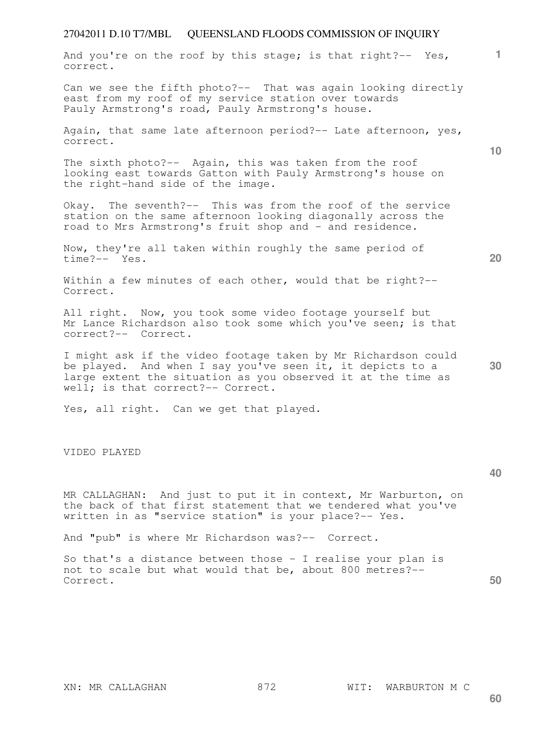And you're on the roof by this stage; is that right?-- Yes, correct.

Can we see the fifth photo?-- That was again looking directly east from my roof of my service station over towards Pauly Armstrong's road, Pauly Armstrong's house.

Again, that same late afternoon period?-- Late afternoon, yes, correct.

The sixth photo?-- Again, this was taken from the roof looking east towards Gatton with Pauly Armstrong's house on the right-hand side of the image.

Okay. The seventh?-- This was from the roof of the service station on the same afternoon looking diagonally across the road to Mrs Armstrong's fruit shop and - and residence.

Now, they're all taken within roughly the same period of time?-- Yes.

Within a few minutes of each other, would that be right?-- Correct.

All right. Now, you took some video footage yourself but Mr Lance Richardson also took some which you've seen; is that correct?-- Correct.

I might ask if the video footage taken by Mr Richardson could be played. And when I say you've seen it, it depicts to a large extent the situation as you observed it at the time as well; is that correct?-- Correct.

Yes, all right. Can we get that played.

VIDEO PLAYED

MR CALLAGHAN: And just to put it in context, Mr Warburton, on the back of that first statement that we tendered what you've written in as "service station" is your place?-- Yes.

And "pub" is where Mr Richardson was?-- Correct.

So that's a distance between those - I realise your plan is not to scale but what would that be, about 800 metres?-- Correct.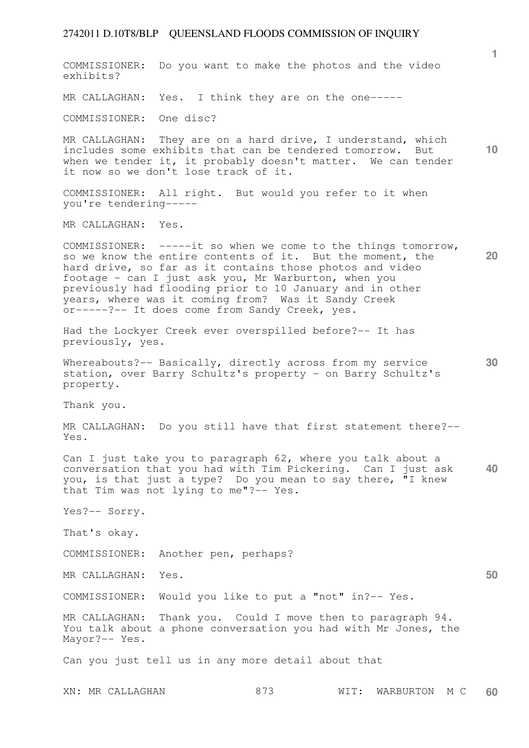COMMISSIONER: Do you want to make the photos and the video exhibits?

MR CALLAGHAN: Yes. I think they are on the one-----

COMMISSIONER: One disc?

MR CALLAGHAN: They are on a hard drive, I understand, which includes some exhibits that can be tendered tomorrow. But when we tender it, it probably doesn't matter. We can tender it now so we don't lose track of it.

COMMISSIONER: All right. But would you refer to it when you're tendering-----

MR CALLAGHAN: Yes.

COMMISSIONER: -----it so when we come to the things tomorrow, so we know the entire contents of it. But the moment, the hard drive, so far as it contains those photos and video footage - can I just ask you, Mr Warburton, when you previously had flooding prior to 10 January and in other years, where was it coming from? Was it Sandy Creek or-----?-- It does come from Sandy Creek, yes.

Had the Lockyer Creek ever overspilled before?-- It has previously, yes.

Whereabouts?-- Basically, directly across from my service station, over Barry Schultz's property - on Barry Schultz's property.

Thank you.

MR CALLAGHAN: Do you still have that first statement there?-- Yes.

Can I just take you to paragraph 62, where you talk about a conversation that you had with Tim Pickering. Can I just ask you, is that just a type? Do you mean to say there, "I knew that Tim was not lying to me"?-- Yes.

Yes?-- Sorry.

That's okay.

COMMISSIONER: Another pen, perhaps?

MR CALLAGHAN: Yes.

COMMISSIONER: Would you like to put a "not" in?-- Yes.

MR CALLAGHAN: Thank you. Could I move then to paragraph 94. You talk about a phone conversation you had with Mr Jones, the Mayor?-- Yes.

Can you just tell us in any more detail about that

XN: MR CALLAGHAN 873 WIT: WARBURTON M C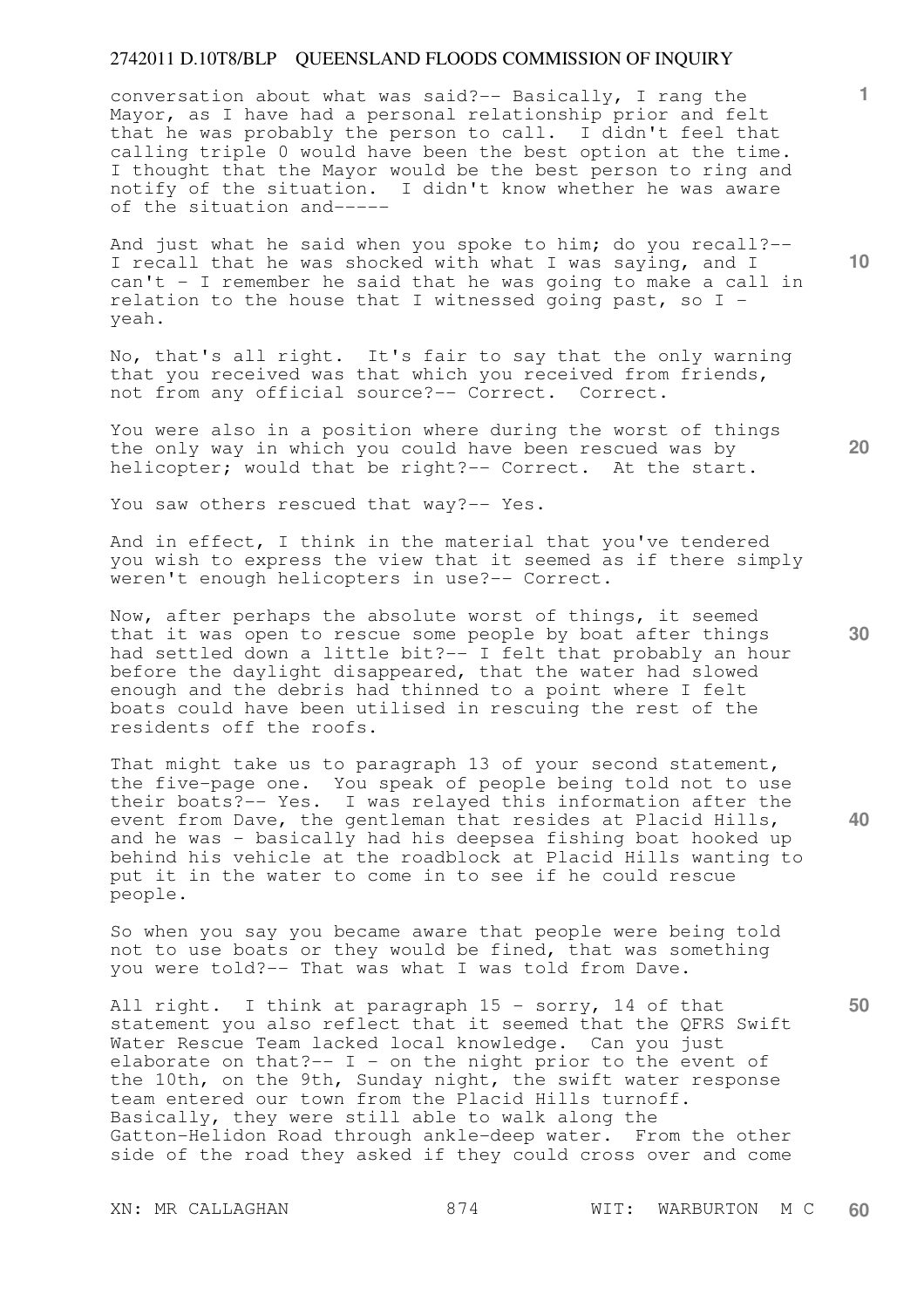conversation about what was said?-- Basically, I rang the Mayor, as I have had a personal relationship prior and felt that he was probably the person to call. I didn't feel that calling triple 0 would have been the best option at the time. I thought that the Mayor would be the best person to ring and notify of the situation. I didn't know whether he was aware of the situation and-----

And just what he said when you spoke to him; do you recall?-- I recall that he was shocked with what I was saying, and I can't - I remember he said that he was going to make a call in relation to the house that I witnessed going past, so I - yeah.

No, that's all right. It's fair to say that the only warning that you received was that which you received from friends, not from any official source?-- Correct. Correct.

You were also in a position where during the worst of things the only way in which you could have been rescued was by helicopter; would that be right?-- Correct. At the start.

You saw others rescued that way?-- Yes.

And in effect, I think in the material that you've tendered you wish to express the view that it seemed as if there simply weren't enough helicopters in use?-- Correct.

Now, after perhaps the absolute worst of things, it seemed that it was open to rescue some people by boat after things had settled down a little bit?-- I felt that probably an hour before the daylight disappeared, that the water had slowed enough and the debris had thinned to a point where I felt boats could have been utilised in rescuing the rest of the residents off the roofs.

That might take us to paragraph 13 of your second statement, the five-page one. You speak of people being told not to use their boats?-- Yes. I was relayed this information after the event from Dave, the gentleman that resides at Placid Hills, and he was - basically had his deepsea fishing boat hooked up behind his vehicle at the roadblock at Placid Hills wanting to put it in the water to come in to see if he could rescue people.

So when you say you became aware that people were being told not to use boats or they would be fined, that was something you were told?-- That was what I was told from Dave.

All right. I think at paragraph 15 - sorry, 14 of that statement you also reflect that it seemed that the QFRS Swift Water Rescue Team lacked local knowledge. Can you just elaborate on that?-- I - on the night prior to the event of the 10th, on the 9th, Sunday night, the swift water response team entered our town from the Placid Hills turnoff. Basically, they were still able to walk along the Gatton-Helidon Road through ankle-deep water. From the other side of the road they asked if they could cross over and come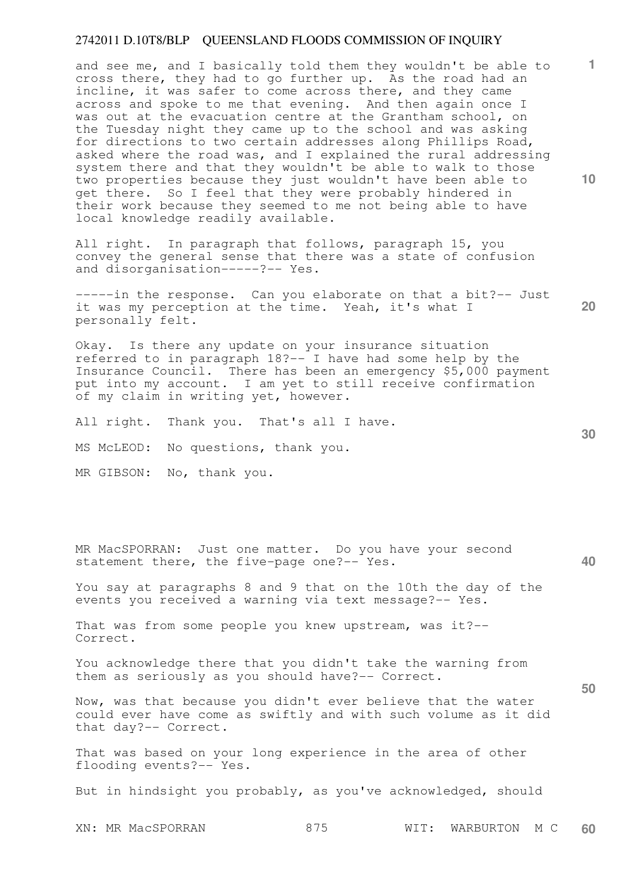and see me, and I basically told them they wouldn't be able to cross there, they had to go further up. As the road had an incline, it was safer to come across there, and they came across and spoke to me that evening. And then again once I was out at the evacuation centre at the Grantham school, on the Tuesday night they came up to the school and was asking for directions to two certain addresses along Phillips Road, asked where the road was, and I explained the rural addressing system there and that they wouldn't be able to walk to those two properties because they just wouldn't have been able to get there. So I feel that they were probably hindered in their work because they seemed to me not being able to have local knowledge readily available.

All right. In paragraph that follows, paragraph 15, you convey the general sense that there was a state of confusion and disorganisation-----?-- Yes.

-----in the response. Can you elaborate on that a bit?-- Just it was my perception at the time. Yeah, it's what I personally felt.

Okay. Is there any update on your insurance situation referred to in paragraph 18?-- I have had some help by the Insurance Council. There has been an emergency $5,000 payment put into my account. I am yet to still receive confirmation of my claim in writing yet, however.

All right. Thank you. That's all I have.

MS McLEOD: No questions, thank you.

MR GIBSON: No, thank you.

MR MacSPORRAN: Just one matter. Do you have your second statement there, the five-page one?-- Yes.

You say at paragraphs 8 and 9 that on the 10th the day of the events you received a warning via text message?-- Yes.

That was from some people you knew upstream, was it?-- Correct.

You acknowledge there that you didn't take the warning from them as seriously as you should have?-- Correct.

Now, was that because you didn't ever believe that the water could ever have come as swiftly and with such volume as it did that day?-- Correct.

That was based on your long experience in the area of other flooding events?-- Yes.

But in hindsight you probably, as you've acknowledged, should

XN: MR MacSPORRAN WIT: WARBURTON M C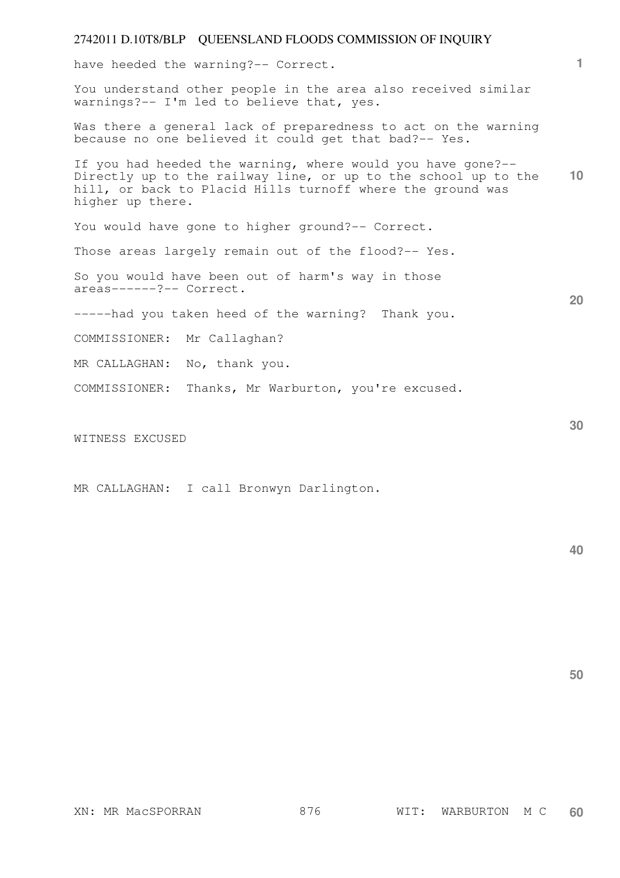have heeded the warning?-- Correct.

You understand other people in the area also received similar warnings?-- I'm led to believe that, yes.

Was there a general lack of preparedness to act on the warning because no one believed it could get that bad?-- Yes.

If you had heeded the warning, where would you have gone?-- Directly up to the railway line, or up to the school up to the hill, or back to Placid Hills turnoff where the ground was higher up there.

You would have gone to higher ground?-- Correct.

Those areas largely remain out of the flood?-- Yes.

So you would have been out of harm's way in those areas------?-- Correct.

-----had you taken heed of the warning? Thank you.

COMMISSIONER: Mr Callaghan?

MR CALLAGHAN: No, thank you.

COMMISSIONER: Thanks, Mr Warburton, you're excused.

WITNESS EXCUSED

MR CALLAGHAN: I call Bronwyn Darlington.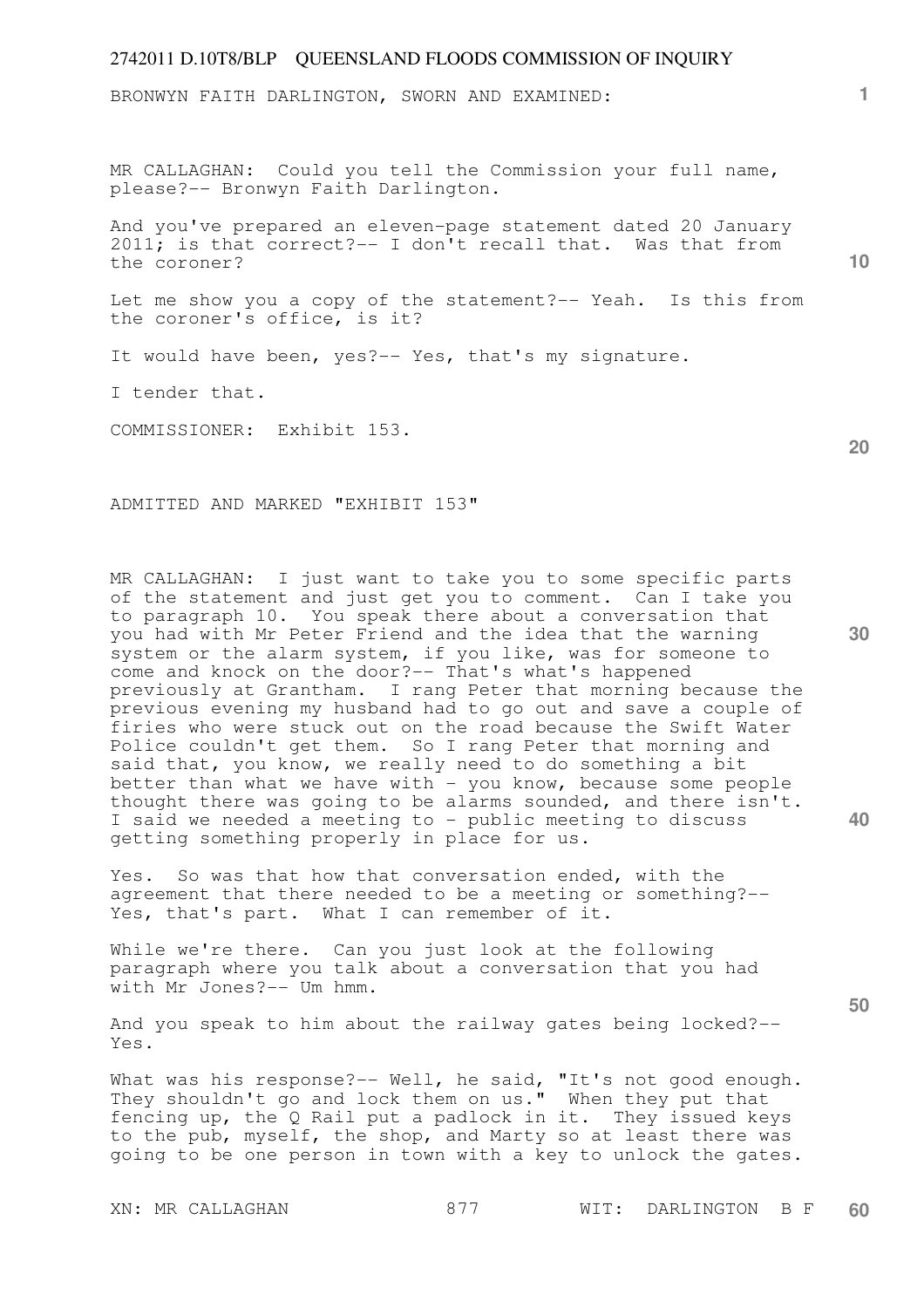BRONWYN FAITH DARLINGTON, SWORN AND EXAMINED:

MR CALLAGHAN: Could you tell the Commission your full name, please?-- Bronwyn Faith Darlington.

And you've prepared an eleven-page statement dated 20 January 2011; is that correct?-- I don't recall that. Was that from the coroner?

Let me show you a copy of the statement?-- Yeah. Is this from the coroner's office, is it?

It would have been, yes?-- Yes, that's my signature.

I tender that.

COMMISSIONER: Exhibit 153.

ADMITTED AND MARKED "EXHIBIT 153"

MR CALLAGHAN: I just want to take you to some specific parts of the statement and just get you to comment. Can I take you to paragraph 10. You speak there about a conversation that you had with Mr Peter Friend and the idea that the warning system or the alarm system, if you like, was for someone to come and knock on the door?-- That's what's happened previously at Grantham. I rang Peter that morning because the previous evening my husband had to go out and save a couple of firies who were stuck out on the road because the Swift Water Police couldn't get them. So I rang Peter that morning and said that, you know, we really need to do something a bit better than what we have with - you know, because some people thought there was going to be alarms sounded, and there isn't. I said we needed a meeting to - public meeting to discuss getting something properly in place for us.

Yes. So was that how that conversation ended, with the agreement that there needed to be a meeting or something?-- Yes, that's part. What I can remember of it.

While we're there. Can you just look at the following paragraph where you talk about a conversation that you had with Mr Jones?-- Um hmm.

And you speak to him about the railway gates being locked?-- Yes.

What was his response?-- Well, he said, "It's not good enough. They shouldn't go and lock them on us." When they put that fencing up, the Q Rail put a padlock in it. They issued keys to the pub, myself, the shop, and Marty so at least there was going to be one person in town with a key to unlock the gates.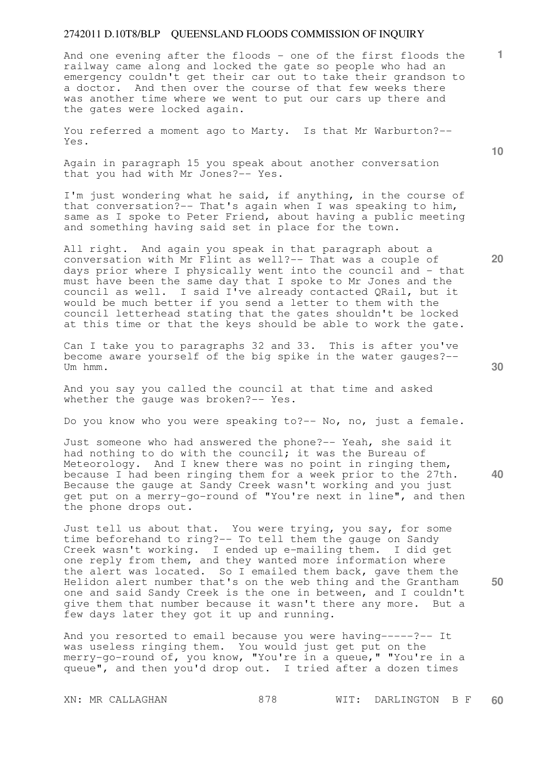And one evening after the floods - one of the first floods the railway came along and locked the gate so people who had an emergency couldn't get their car out to take their grandson to a doctor. And then over the course of that few weeks there was another time where we went to put our cars up there and the gates were locked again.

You referred a moment ago to Marty. Is that Mr Warburton?-- Yes.

Again in paragraph 15 you speak about another conversation that you had with Mr Jones?-- Yes.

I'm just wondering what he said, if anything, in the course of that conversation?-- That's again when I was speaking to him, same as I spoke to Peter Friend, about having a public meeting and something having said set in place for the town.

All right. And again you speak in that paragraph about a conversation with Mr Flint as well?-- That was a couple of days prior where I physically went into the council and - that must have been the same day that I spoke to Mr Jones and the council as well. I said I've already contacted QRail, but it would be much better if you send a letter to them with the council letterhead stating that the gates shouldn't be locked at this time or that the keys should be able to work the gate.

Can I take you to paragraphs 32 and 33. This is after you've become aware yourself of the big spike in the water gauges?-- Um hmm.

And you say you called the council at that time and asked whether the gauge was broken?-- Yes.

Do you know who you were speaking to?-- No, no, just a female.

Just someone who had answered the phone?-- Yeah, she said it had nothing to do with the council; it was the Bureau of Meteorology. And I knew there was no point in ringing them, because I had been ringing them for a week prior to the 27th. Because the gauge at Sandy Creek wasn't working and you just get put on a merry-go-round of "You're next in line", and then the phone drops out.

Just tell us about that. You were trying, you say, for some time beforehand to ring?-- To tell them the gauge on Sandy Creek wasn't working. I ended up e-mailing them. I did get one reply from them, and they wanted more information where the alert was located. So I emailed them back, gave them the Helidon alert number that's on the web thing and the Grantham one and said Sandy Creek is the one in between, and I couldn't give them that number because it wasn't there any more. But a few days later they got it up and running.

And you resorted to email because you were having-----?-- It was useless ringing them. You would just get put on the merry-go-round of, you know, "You're in a queue," "You're in a queue", and then you'd drop out. I tried after a dozen times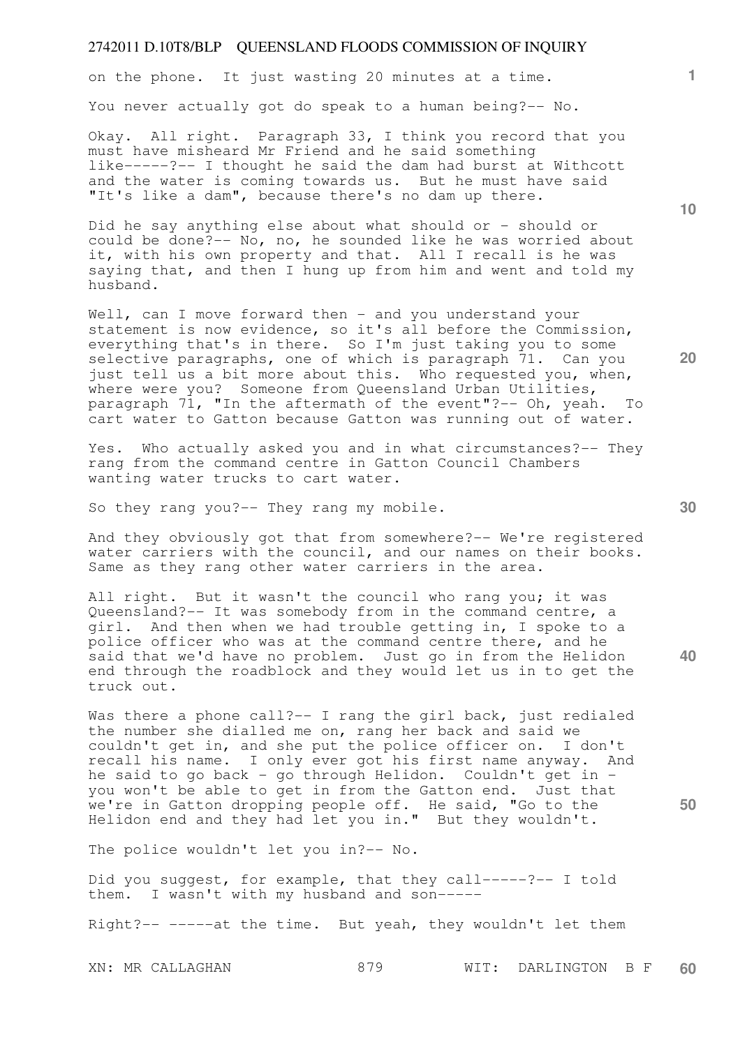on the phone. It just wasting 20 minutes at a time.

You never actually got do speak to a human being?-- No.

Okay. All right. Paragraph 33, I think you record that you must have misheard Mr Friend and he said something like-----?-- I thought he said the dam had burst at Withcott and the water is coming towards us. But he must have said "It's like a dam", because there's no dam up there.

Did he say anything else about what should or - should or could be done?-- No, no, he sounded like he was worried about it, with his own property and that. All I recall is he was saying that, and then I hung up from him and went and told my husband.

Well, can I move forward then - and you understand your statement is now evidence, so it's all before the Commission, everything that's in there. So I'm just taking you to some selective paragraphs, one of which is paragraph 71. Can you just tell us a bit more about this. Who requested you, when, where were you? Someone from Queensland Urban Utilities, paragraph 71, "In the aftermath of the event"?-- Oh, yeah. To cart water to Gatton because Gatton was running out of water.

Yes. Who actually asked you and in what circumstances?-- They rang from the command centre in Gatton Council Chambers wanting water trucks to cart water.

So they rang you?-- They rang my mobile.

And they obviously got that from somewhere?-- We're registered water carriers with the council, and our names on their books. Same as they rang other water carriers in the area.

All right. But it wasn't the council who rang you; it was Queensland?-- It was somebody from in the command centre, a girl. And then when we had trouble getting in, I spoke to a police officer who was at the command centre there, and he said that we'd have no problem. Just go in from the Helidon end through the roadblock and they would let us in to get the truck out.

Was there a phone call?-- I rang the girl back, just redialed the number she dialled me on, rang her back and said we couldn't get in, and she put the police officer on. I don't recall his name. I only ever got his first name anyway. And he said to go back - go through Helidon. Couldn't get in - you won't be able to get in from the Gatton end. Just that we're in Gatton dropping people off. He said, "Go to the Helidon end and they had let you in." But they wouldn't.

The police wouldn't let you in?-- No.

Did you suggest, for example, that they call-----?-- I told them. I wasn't with my husband and son-----

Right?-- -----at the time. But yeah, they wouldn't let them

XN: MR CALLAGHAN WIT: DARLINGTON B F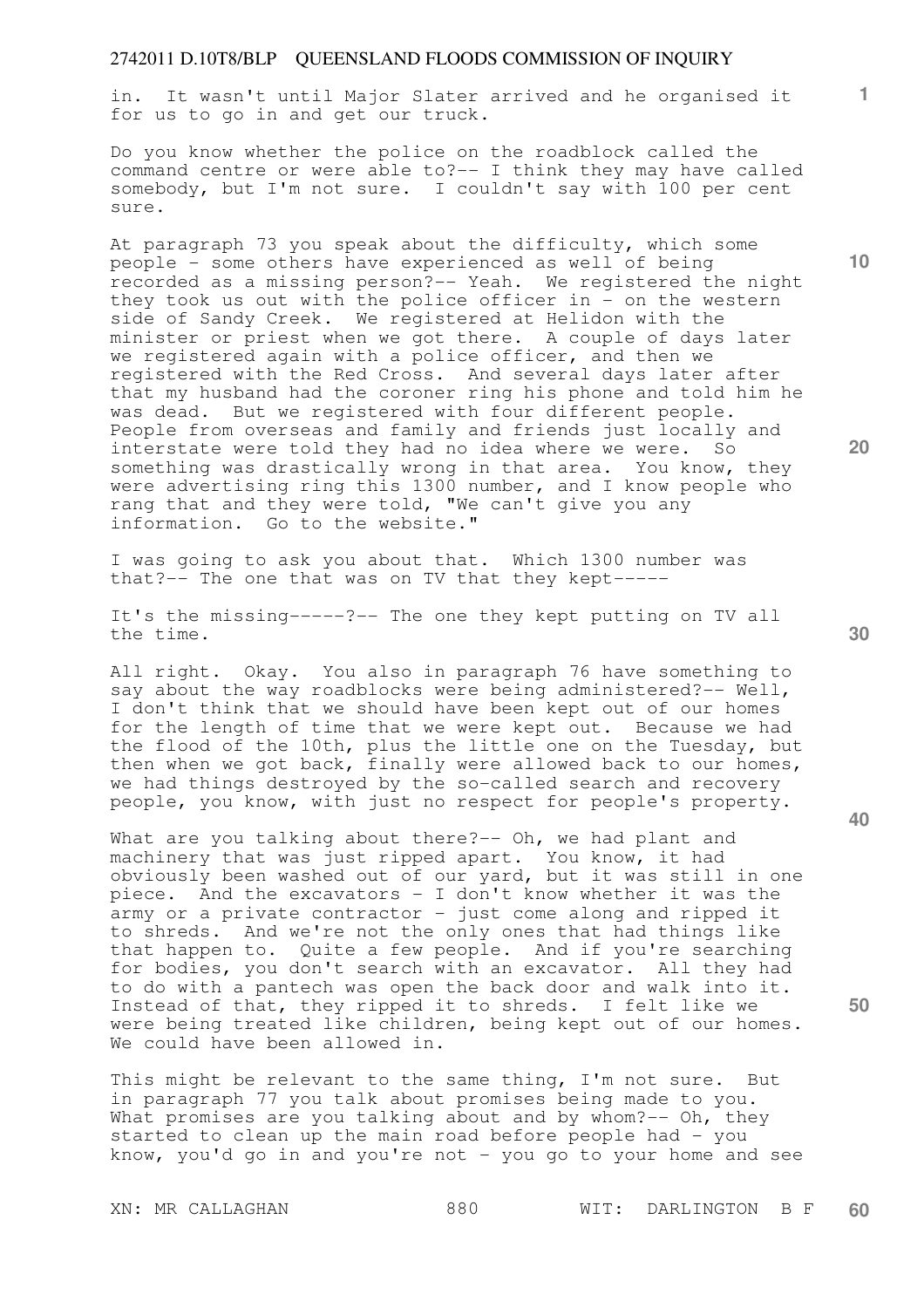in. It wasn't until Major Slater arrived and he organised it for us to go in and get our truck.

Do you know whether the police on the roadblock called the command centre or were able to?-- I think they may have called somebody, but I'm not sure. I couldn't say with 100 per cent sure.

At paragraph 73 you speak about the difficulty, which some people - some others have experienced as well of being recorded as a missing person?-- Yeah. We registered the night they took us out with the police officer in - on the western side of Sandy Creek. We registered at Helidon with the minister or priest when we got there. A couple of days later we registered again with a police officer, and then we registered with the Red Cross. And several days later after that my husband had the coroner ring his phone and told him he was dead. But we registered with four different people. People from overseas and family and friends just locally and interstate were told they had no idea where we were. So something was drastically wrong in that area. You know, they were advertising ring this 1300 number, and I know people who rang that and they were told, "We can't give you any information. Go to the website."

I was going to ask you about that. Which 1300 number was that?-- The one that was on TV that they kept-----

It's the missing-----?-- The one they kept putting on TV all the time.

All right. Okay. You also in paragraph 76 have something to say about the way roadblocks were being administered?-- Well, I don't think that we should have been kept out of our homes for the length of time that we were kept out. Because we had the flood of the 10th, plus the little one on the Tuesday, but then when we got back, finally were allowed back to our homes, we had things destroyed by the so-called search and recovery people, you know, with just no respect for people's property.

What are you talking about there?-- Oh, we had plant and machinery that was just ripped apart. You know, it had obviously been washed out of our yard, but it was still in one piece. And the excavators - I don't know whether it was the army or a private contractor - just come along and ripped it to shreds. And we're not the only ones that had things like that happen to. Quite a few people. And if you're searching for bodies, you don't search with an excavator. All they had to do with a pantech was open the back door and walk into it. Instead of that, they ripped it to shreds. I felt like we were being treated like children, being kept out of our homes. We could have been allowed in.

This might be relevant to the same thing, I'm not sure. But in paragraph 77 you talk about promises being made to you. What promises are you talking about and by whom?-- Oh, they started to clean up the main road before people had - you know, you'd go in and you're not - you go to your home and see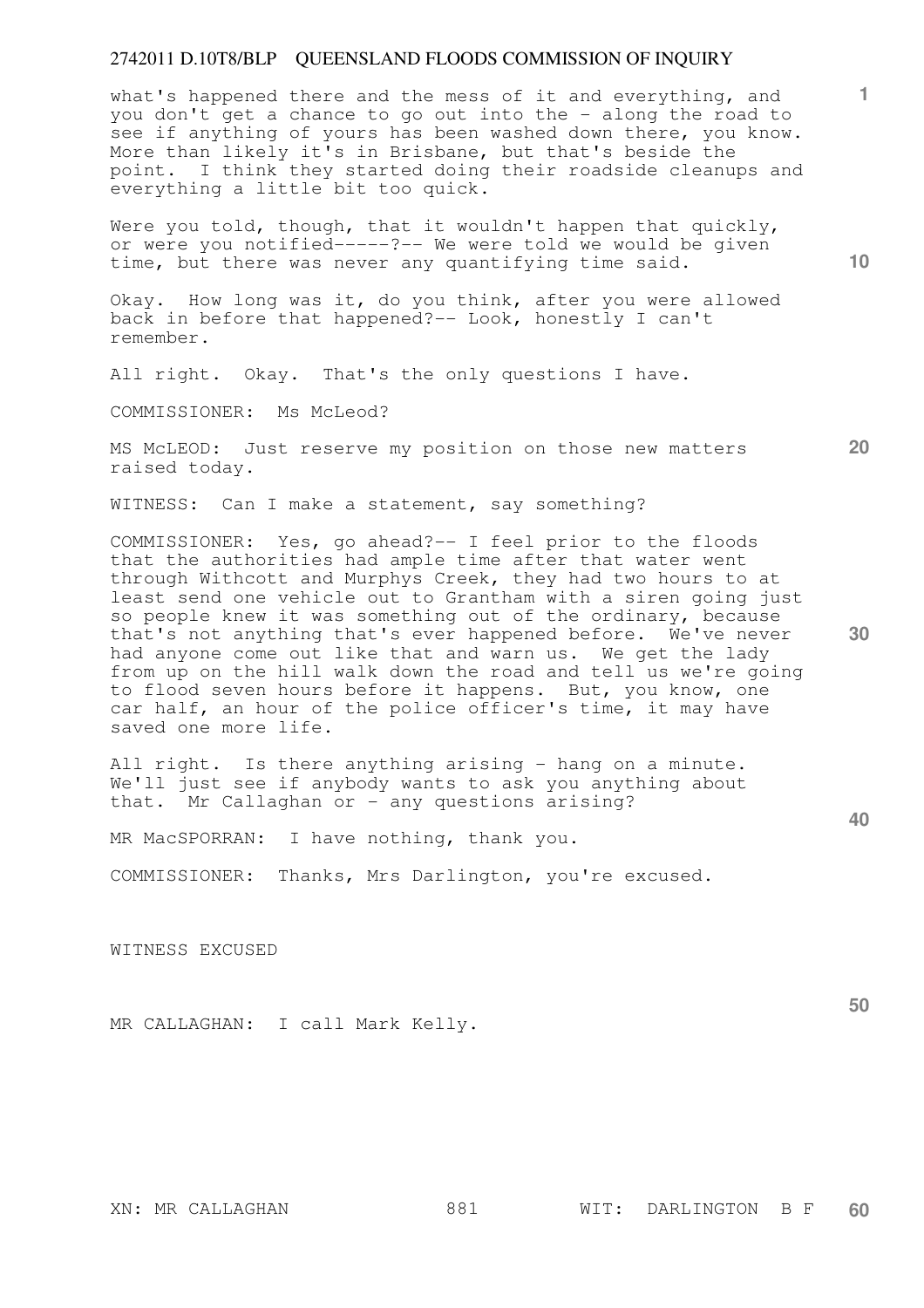what's happened there and the mess of it and everything, and you don't get a chance to go out into the - along the road to see if anything of yours has been washed down there, you know. More than likely it's in Brisbane, but that's beside the point. I think they started doing their roadside cleanups and everything a little bit too quick.

Were you told, though, that it wouldn't happen that quickly, or were you notified-----?-- We were told we would be given time, but there was never any quantifying time said.

Okay. How long was it, do you think, after you were allowed back in before that happened?-- Look, honestly I can't remember.

All right. Okay. That's the only questions I have.

COMMISSIONER: Ms McLeod?

MS McLEOD: Just reserve my position on those new matters raised today.

WITNESS: Can I make a statement, say something?

COMMISSIONER: Yes, go ahead?-- I feel prior to the floods that the authorities had ample time after that water went through Withcott and Murphys Creek, they had two hours to at least send one vehicle out to Grantham with a siren going just so people knew it was something out of the ordinary, because that's not anything that's ever happened before. We've never had anyone come out like that and warn us. We get the lady from up on the hill walk down the road and tell us we're going to flood seven hours before it happens. But, you know, one car half, an hour of the police officer's time, it may have saved one more life.

All right. Is there anything arising - hang on a minute. We'll just see if anybody wants to ask you anything about that. Mr Callaghan or - any questions arising?

MR MacSPORRAN: I have nothing, thank you.

COMMISSIONER: Thanks, Mrs Darlington, you're excused.

WITNESS EXCUSED

MR CALLAGHAN: I call Mark Kelly.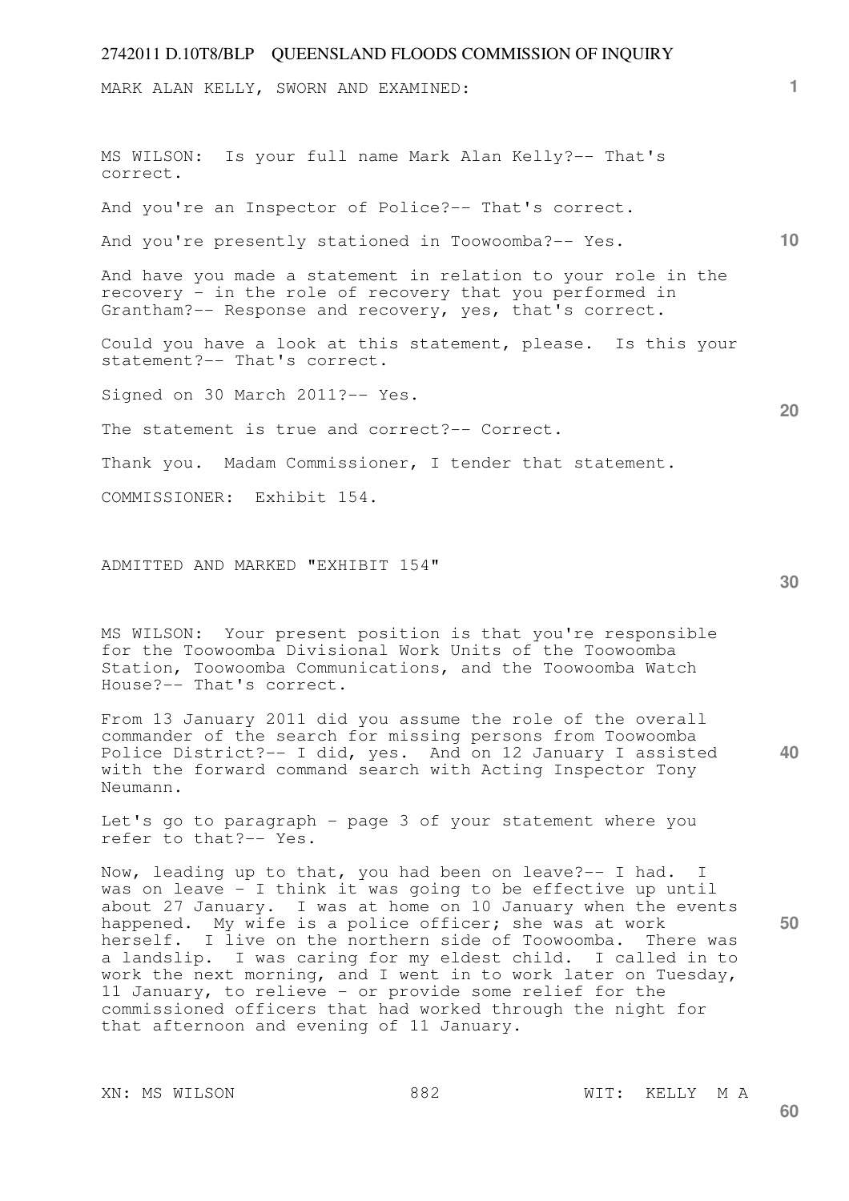MARK ALAN KELLY, SWORN AND EXAMINED:

MS WILSON: Is your full name Mark Alan Kelly?-- That's correct.

And you're an Inspector of Police?-- That's correct.

And you're presently stationed in Toowoomba?-- Yes.

And have you made a statement in relation to your role in the recovery - in the role of recovery that you performed in Grantham?-- Response and recovery, yes, that's correct.

Could you have a look at this statement, please. Is this your statement?-- That's correct.

Signed on 30 March 2011?-- Yes.

The statement is true and correct?-- Correct.

Thank you. Madam Commissioner, I tender that statement.

COMMISSIONER: Exhibit 154.

ADMITTED AND MARKED "EXHIBIT 154"

MS WILSON: Your present position is that you're responsible for the Toowoomba Divisional Work Units of the Toowoomba Station, Toowoomba Communications, and the Toowoomba Watch House?-- That's correct.

From 13 January 2011 did you assume the role of the overall commander of the search for missing persons from Toowoomba Police District?-- I did, yes. And on 12 January I assisted with the forward command search with Acting Inspector Tony Neumann.

Let's go to paragraph - page 3 of your statement where you refer to that?-- Yes.

Now, leading up to that, you had been on leave?-- I had. I was on leave - I think it was going to be effective up until about 27 January. I was at home on 10 January when the events happened. My wife is a police officer; she was at work herself. I live on the northern side of Toowoomba. There was a landslip. I was caring for my eldest child. I called in to work the next morning, and I went in to work later on Tuesday, 11 January, to relieve - or provide some relief for the commissioned officers that had worked through the night for that afternoon and evening of 11 January.

XN: MS WILSON WIT: KELLY M A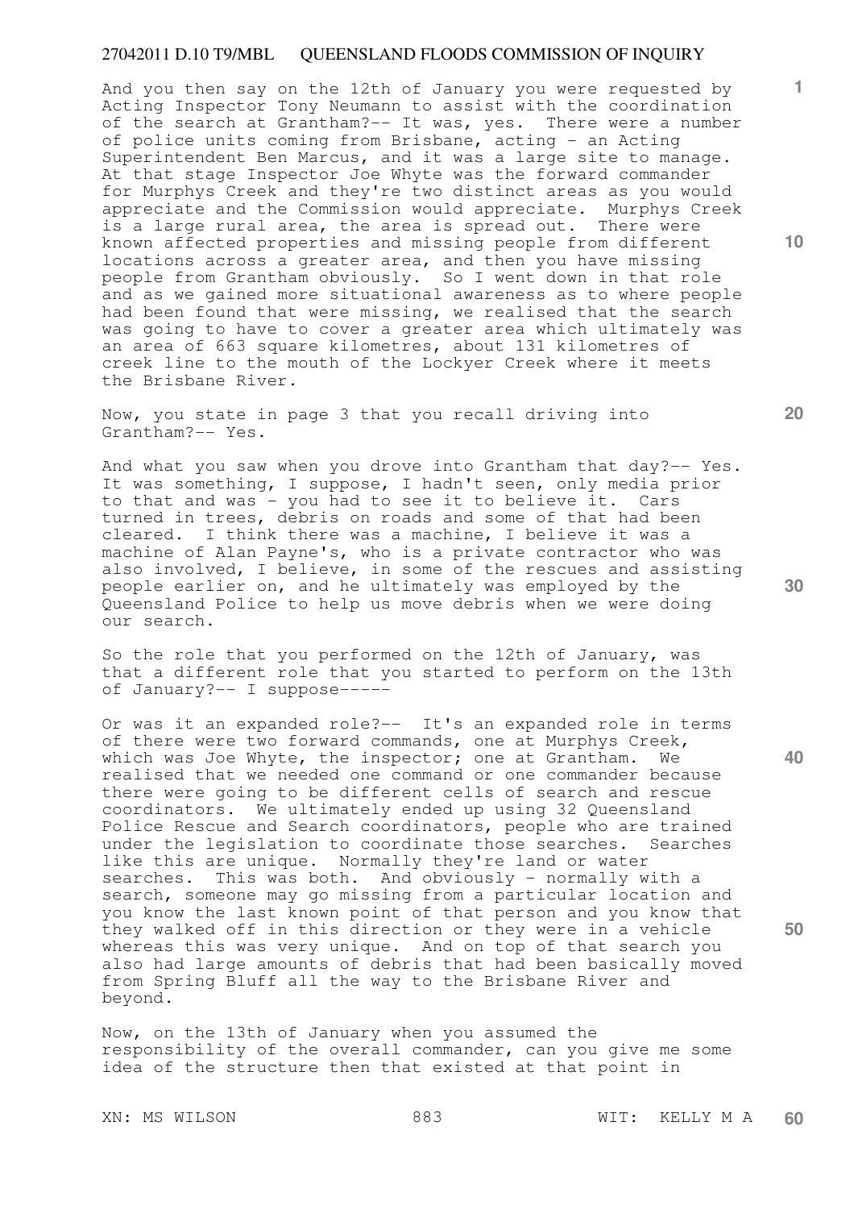And you then say on the 12th of January you were requested by Acting Inspector Tony Neumann to assist with the coordination of the search at Grantham?-- It was, yes. There were a number of police units coming from Brisbane, acting - an Acting Superintendent Ben Marcus, and it was a large site to manage. At that stage Inspector Joe Whyte was the forward commander for Murphys Creek and they're two distinct areas as you would appreciate and the Commission would appreciate. Murphys Creek is a large rural area, the area is spread out. There were known affected properties and missing people from different locations across a greater area, and then you have missing people from Grantham obviously. So I went down in that role and as we gained more situational awareness as to where people had been found that were missing, we realised that the search was going to have to cover a greater area which ultimately was an area of 663 square kilometres, about 131 kilometres of creek line to the mouth of the Lockyer Creek where it meets the Brisbane River.

Now, you state in page 3 that you recall driving into Grantham?-- Yes.

And what you saw when you drove into Grantham that day?-- Yes. It was something, I suppose, I hadn't seen, only media prior to that and was - you had to see it to believe it. Cars turned in trees, debris on roads and some of that had been cleared. I think there was a machine, I believe it was a machine of Alan Payne's, who is a private contractor who was also involved, I believe, in some of the rescues and assisting people earlier on, and he ultimately was employed by the Queensland Police to help us move debris when we were doing our search.

So the role that you performed on the 12th of January, was that a different role that you started to perform on the 13th of January?-- I suppose-----

Or was it an expanded role?-- It's an expanded role in terms of there were two forward commands, one at Murphys Creek, which was Joe Whyte, the inspector; one at Grantham. We realised that we needed one command or one commander because there were going to be different cells of search and rescue coordinators. We ultimately ended up using 32 Queensland Police Rescue and Search coordinators, people who are trained under the legislation to coordinate those searches. Searches like this are unique. Normally they're land or water searches. This was both. And obviously - normally with a search, someone may go missing from a particular location and you know the last known point of that person and you know that they walked off in this direction or they were in a vehicle whereas this was very unique. And on top of that search you also had large amounts of debris that had been basically moved from Spring Bluff all the way to the Brisbane River and beyond.

Now, on the 13th of January when you assumed the responsibility of the overall commander, can you give me some idea of the structure then that existed at that point in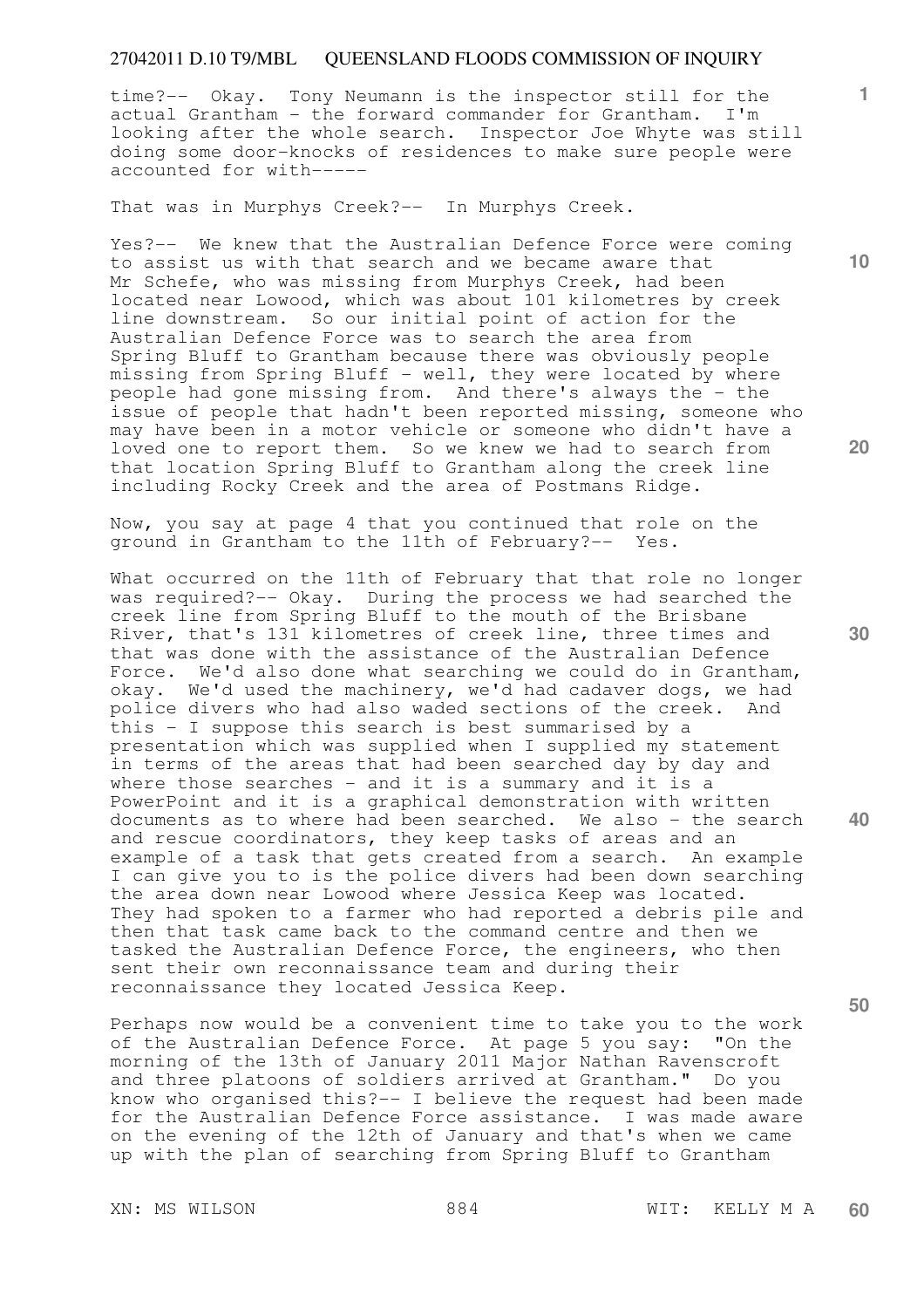time?-- Okay. Tony Neumann is the inspector still for the actual Grantham - the forward commander for Grantham. I'm looking after the whole search. Inspector Joe Whyte was still doing some door-knocks of residences to make sure people were accounted for with-----

That was in Murphys Creek?-- In Murphys Creek.

Yes?-- We knew that the Australian Defence Force were coming to assist us with that search and we became aware that Mr Schefe, who was missing from Murphys Creek, had been located near Lowood, which was about 101 kilometres by creek line downstream. So our initial point of action for the Australian Defence Force was to search the area from Spring Bluff to Grantham because there was obviously people missing from Spring Bluff - well, they were located by where people had gone missing from. And there's always the - the issue of people that hadn't been reported missing, someone who may have been in a motor vehicle or someone who didn't have a loved one to report them. So we knew we had to search from that location Spring Bluff to Grantham along the creek line including Rocky Creek and the area of Postmans Ridge.

Now, you say at page 4 that you continued that role on the ground in Grantham to the 11th of February?-- Yes.

What occurred on the 11th of February that that role no longer was required?-- Okay. During the process we had searched the creek line from Spring Bluff to the mouth of the Brisbane River, that's 131 kilometres of creek line, three times and that was done with the assistance of the Australian Defence Force. We'd also done what searching we could do in Grantham, okay. We'd used the machinery, we'd had cadaver dogs, we had police divers who had also waded sections of the creek. And this - I suppose this search is best summarised by a presentation which was supplied when I supplied my statement in terms of the areas that had been searched day by day and where those searches - and it is a summary and it is a PowerPoint and it is a graphical demonstration with written documents as to where had been searched. We also - the search and rescue coordinators, they keep tasks of areas and an example of a task that gets created from a search. An example I can give you to is the police divers had been down searching the area down near Lowood where Jessica Keep was located. They had spoken to a farmer who had reported a debris pile and then that task came back to the command centre and then we tasked the Australian Defence Force, the engineers, who then sent their own reconnaissance team and during their reconnaissance they located Jessica Keep.

Perhaps now would be a convenient time to take you to the work of the Australian Defence Force. At page 5 you say: "On the morning of the 13th of January 2011 Major Nathan Ravenscroft and three platoons of soldiers arrived at Grantham." Do you know who organised this?-- I believe the request had been made for the Australian Defence Force assistance. I was made aware on the evening of the 12th of January and that's when we came up with the plan of searching from Spring Bluff to Grantham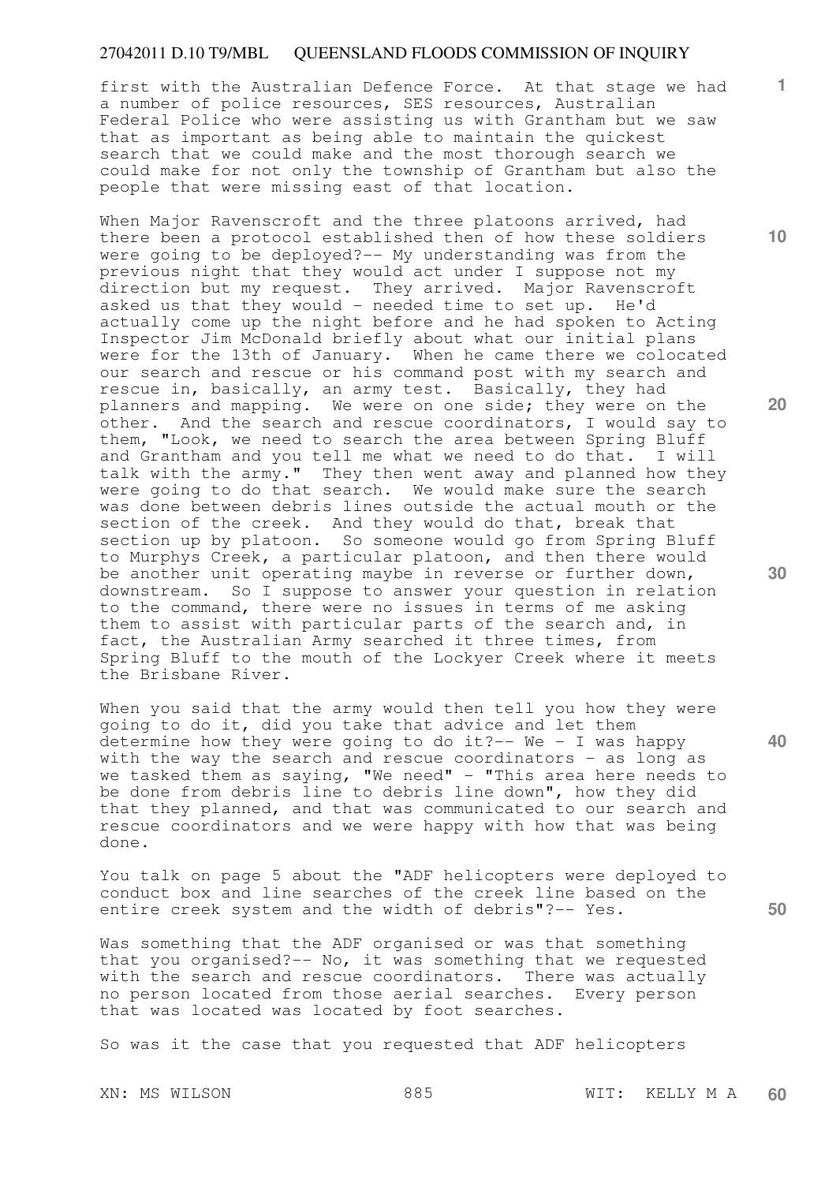first with the Australian Defence Force. At that stage we had a number of police resources, SES resources, Australian Federal Police who were assisting us with Grantham but we saw that as important as being able to maintain the quickest search that we could make and the most thorough search we could make for not only the township of Grantham but also the people that were missing east of that location.

When Major Ravenscroft and the three platoons arrived, had there been a protocol established then of how these soldiers were going to be deployed?-- My understanding was from the previous night that they would act under I suppose not my direction but my request. They arrived. Major Ravenscroft asked us that they would - needed time to set up. He'd actually come up the night before and he had spoken to Acting Inspector Jim McDonald briefly about what our initial plans were for the 13th of January. When he came there we colocated our search and rescue or his command post with my search and rescue in, basically, an army test. Basically, they had planners and mapping. We were on one side; they were on the other. And the search and rescue coordinators, I would say to them, "Look, we need to search the area between Spring Bluff and Grantham and you tell me what we need to do that. I will talk with the army." They then went away and planned how they were going to do that search. We would make sure the search was done between debris lines outside the actual mouth or the section of the creek. And they would do that, break that section up by platoon. So someone would go from Spring Bluff to Murphys Creek, a particular platoon, and then there would be another unit operating maybe in reverse or further down, downstream. So I suppose to answer your question in relation to the command, there were no issues in terms of me asking them to assist with particular parts of the search and, in fact, the Australian Army searched it three times, from Spring Bluff to the mouth of the Lockyer Creek where it meets the Brisbane River.

When you said that the army would then tell you how they were going to do it, did you take that advice and let them determine how they were going to do it?-- We - I was happy with the way the search and rescue coordinators - as long as we tasked them as saying, "We need" - "This area here needs to be done from debris line to debris line down", how they did that they planned, and that was communicated to our search and rescue coordinators and we were happy with how that was being done.

You talk on page 5 about the "ADF helicopters were deployed to conduct box and line searches of the creek line based on the entire creek system and the width of debris"?-- Yes.

Was something that the ADF organised or was that something that you organised?-- No, it was something that we requested with the search and rescue coordinators. There was actually no person located from those aerial searches. Every person that was located was located by foot searches.

So was it the case that you requested that ADF helicopters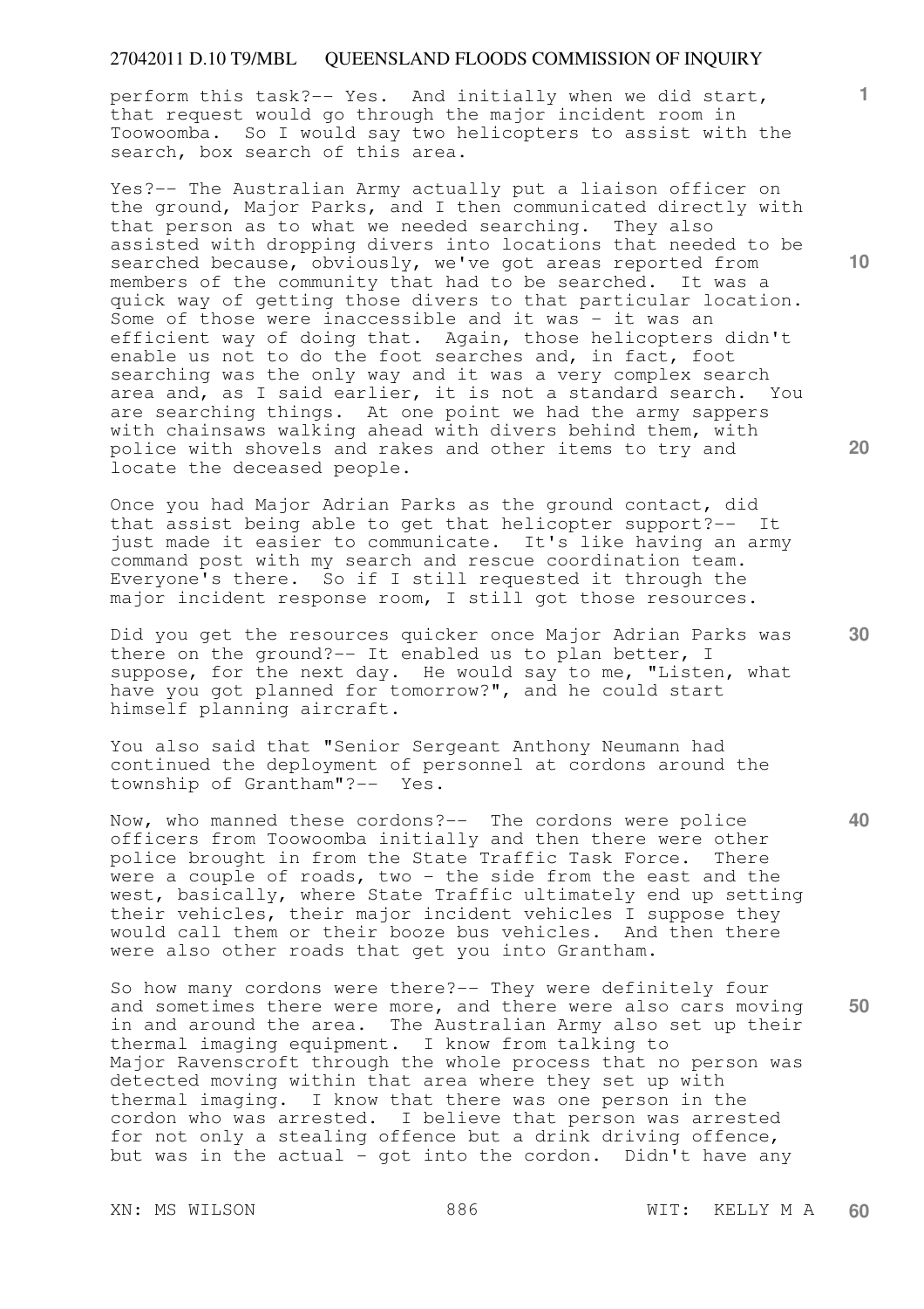perform this task?-- Yes. And initially when we did start, that request would go through the major incident room in Toowoomba. So I would say two helicopters to assist with the search, box search of this area.

Yes?-- The Australian Army actually put a liaison officer on the ground, Major Parks, and I then communicated directly with that person as to what we needed searching. They also assisted with dropping divers into locations that needed to be searched because, obviously, we've got areas reported from members of the community that had to be searched. It was a quick way of getting those divers to that particular location. Some of those were inaccessible and it was - it was an efficient way of doing that. Again, those helicopters didn't enable us not to do the foot searches and, in fact, foot searching was the only way and it was a very complex search area and, as I said earlier, it is not a standard search. You are searching things. At one point we had the army sappers with chainsaws walking ahead with divers behind them, with police with shovels and rakes and other items to try and locate the deceased people.

Once you had Major Adrian Parks as the ground contact, did that assist being able to get that helicopter support?-- It just made it easier to communicate. It's like having an army command post with my search and rescue coordination team. Everyone's there. So if I still requested it through the major incident response room, I still got those resources.

Did you get the resources quicker once Major Adrian Parks was there on the ground?-- It enabled us to plan better, I suppose, for the next day. He would say to me, "Listen, what have you got planned for tomorrow?", and he could start himself planning aircraft.

You also said that "Senior Sergeant Anthony Neumann had continued the deployment of personnel at cordons around the township of Grantham"?-- Yes.

Now, who manned these cordons?-- The cordons were police officers from Toowoomba initially and then there were other police brought in from the State Traffic Task Force. There were a couple of roads, two - the side from the east and the west, basically, where State Traffic ultimately end up setting their vehicles, their major incident vehicles I suppose they would call them or their booze bus vehicles. And then there were also other roads that get you into Grantham.

So how many cordons were there?-- They were definitely four and sometimes there were more, and there were also cars moving in and around the area. The Australian Army also set up their thermal imaging equipment. I know from talking to Major Ravenscroft through the whole process that no person was detected moving within that area where they set up with thermal imaging. I know that there was one person in the cordon who was arrested. I believe that person was arrested for not only a stealing offence but a drink driving offence, but was in the actual - got into the cordon. Didn't have any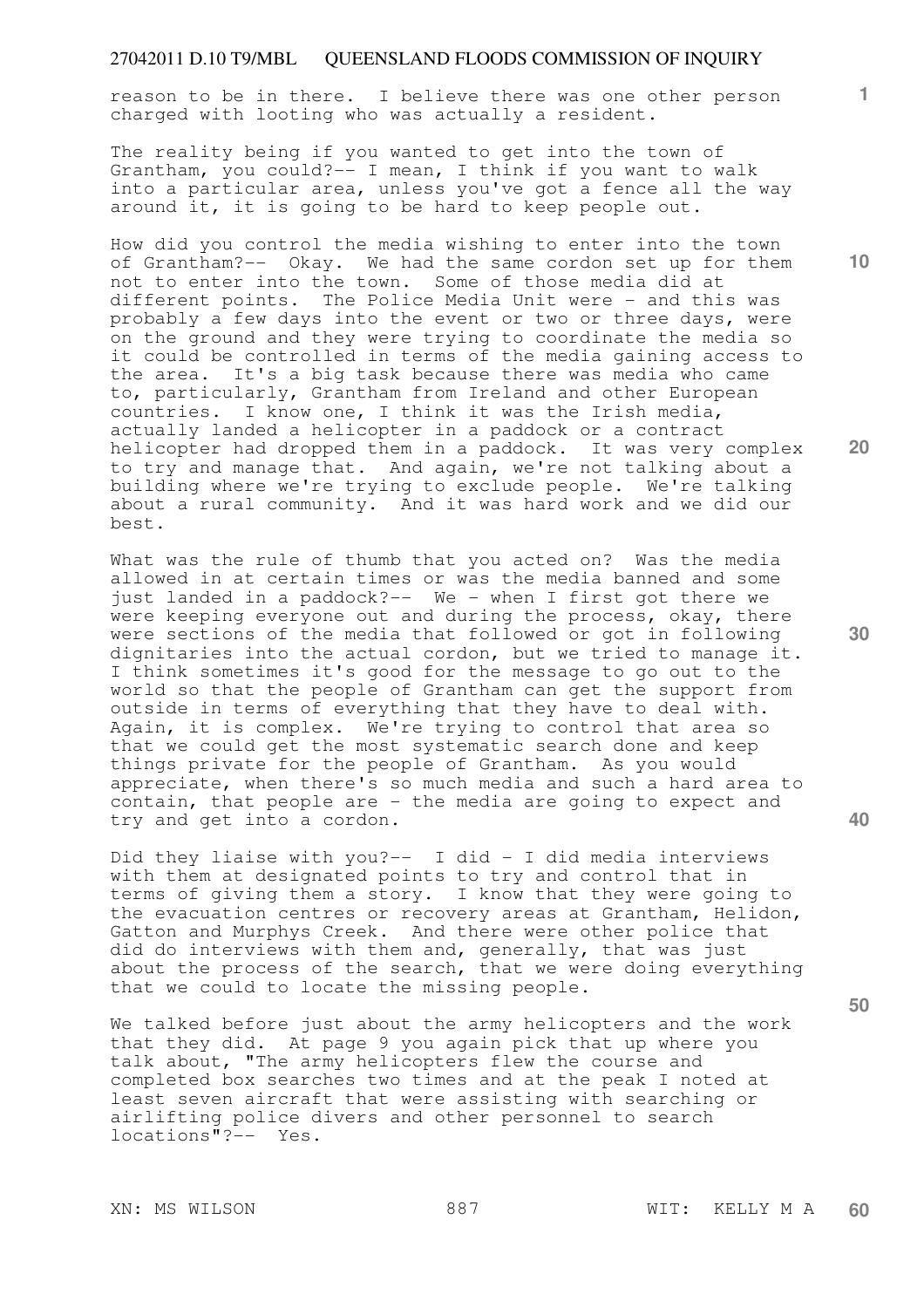reason to be in there. I believe there was one other person charged with looting who was actually a resident.

The reality being if you wanted to get into the town of Grantham, you could?-- I mean, I think if you want to walk into a particular area, unless you've got a fence all the way around it, it is going to be hard to keep people out.

How did you control the media wishing to enter into the town of Grantham?-- Okay. We had the same cordon set up for them not to enter into the town. Some of those media did at different points. The Police Media Unit were - and this was probably a few days into the event or two or three days, were on the ground and they were trying to coordinate the media so it could be controlled in terms of the media gaining access to the area. It's a big task because there was media who came to, particularly, Grantham from Ireland and other European countries. I know one, I think it was the Irish media, actually landed a helicopter in a paddock or a contract helicopter had dropped them in a paddock. It was very complex to try and manage that. And again, we're not talking about a building where we're trying to exclude people. We're talking about a rural community. And it was hard work and we did our best.

What was the rule of thumb that you acted on? Was the media allowed in at certain times or was the media banned and some just landed in a paddock?-- We - when I first got there we were keeping everyone out and during the process, okay, there were sections of the media that followed or got in following dignitaries into the actual cordon, but we tried to manage it. I think sometimes it's good for the message to go out to the world so that the people of Grantham can get the support from outside in terms of everything that they have to deal with. Again, it is complex. We're trying to control that area so that we could get the most systematic search done and keep things private for the people of Grantham. As you would appreciate, when there's so much media and such a hard area to contain, that people are - the media are going to expect and try and get into a cordon.

Did they liaise with you?-- I did - I did media interviews with them at designated points to try and control that in terms of giving them a story. I know that they were going to the evacuation centres or recovery areas at Grantham, Helidon, Gatton and Murphys Creek. And there were other police that did do interviews with them and, generally, that was just about the process of the search, that we were doing everything that we could to locate the missing people.

We talked before just about the army helicopters and the work that they did. At page 9 you again pick that up where you talk about, "The army helicopters flew the course and completed box searches two times and at the peak I noted at least seven aircraft that were assisting with searching or airlifting police divers and other personnel to search locations"?-- Yes.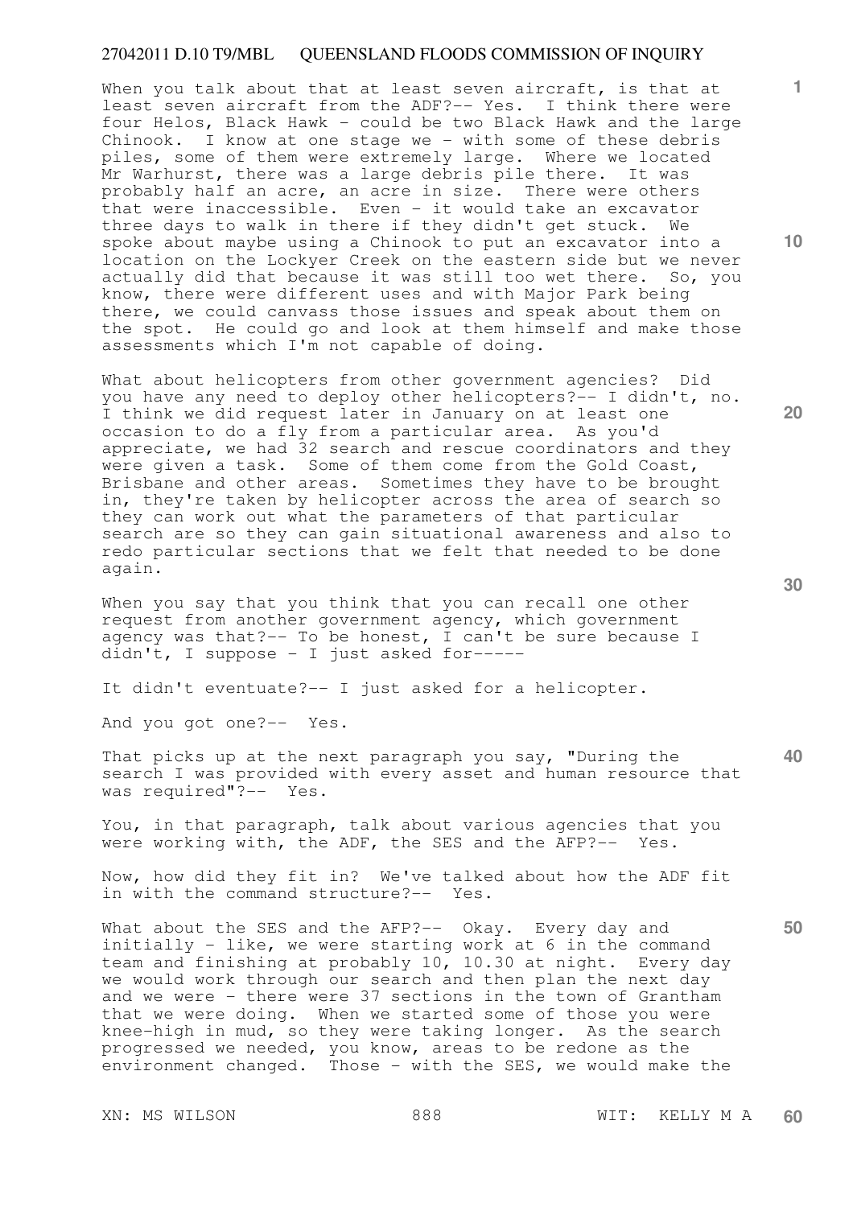When you talk about that at least seven aircraft, is that at least seven aircraft from the ADF?-- Yes. I think there were four Helos, Black Hawk - could be two Black Hawk and the large Chinook. I know at one stage we - with some of these debris piles, some of them were extremely large. Where we located Mr Warhurst, there was a large debris pile there. It was probably half an acre, an acre in size. There were others that were inaccessible. Even - it would take an excavator three days to walk in there if they didn't get stuck. We spoke about maybe using a Chinook to put an excavator into a location on the Lockyer Creek on the eastern side but we never actually did that because it was still too wet there. So, you know, there were different uses and with Major Park being there, we could canvass those issues and speak about them on the spot. He could go and look at them himself and make those assessments which I'm not capable of doing.

What about helicopters from other government agencies? Did you have any need to deploy other helicopters?-- I didn't, no. I think we did request later in January on at least one occasion to do a fly from a particular area. As you'd appreciate, we had 32 search and rescue coordinators and they were given a task. Some of them come from the Gold Coast, Brisbane and other areas. Sometimes they have to be brought in, they're taken by helicopter across the area of search so they can work out what the parameters of that particular search are so they can gain situational awareness and also to redo particular sections that we felt that needed to be done again.

When you say that you think that you can recall one other request from another government agency, which government agency was that?-- To be honest, I can't be sure because I didn't, I suppose - I just asked for-----

It didn't eventuate?-- I just asked for a helicopter.

And you got one?-- Yes.

That picks up at the next paragraph you say, "During the search I was provided with every asset and human resource that was required"?-- Yes.

You, in that paragraph, talk about various agencies that you were working with, the ADF, the SES and the AFP?-- Yes.

Now, how did they fit in? We've talked about how the ADF fit in with the command structure?-- Yes.

What about the SES and the AFP?-- Okay. Every day and initially - like, we were starting work at 6 in the command team and finishing at probably 10, 10.30 at night. Every day we would work through our search and then plan the next day and we were - there were 37 sections in the town of Grantham that we were doing. When we started some of those you were knee-high in mud, so they were taking longer. As the search progressed we needed, you know, areas to be redone as the environment changed. Those - with the SES, we would make the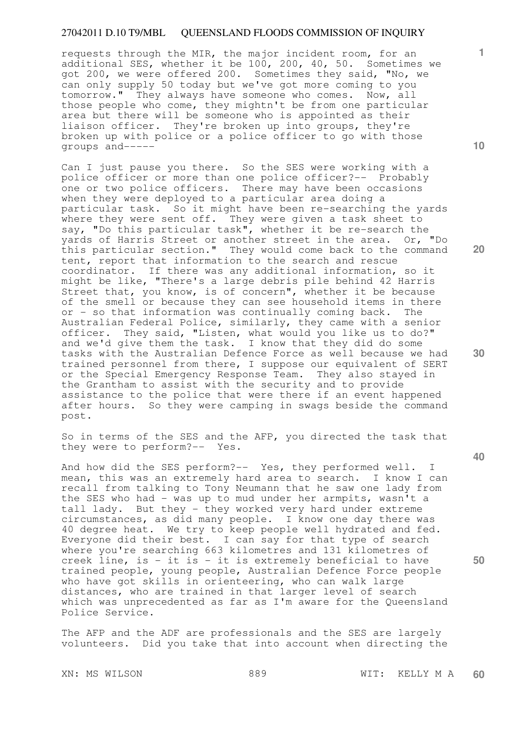requests through the MIR, the major incident room, for an additional SES, whether it be 100, 200, 40, 50. Sometimes we got 200, we were offered 200. Sometimes they said, "No, we can only supply 50 today but we've got more coming to you tomorrow." They always have someone who comes. Now, all those people who come, they mightn't be from one particular area but there will be someone who is appointed as their liaison officer. They're broken up into groups, they're broken up with police or a police officer to go with those groups and-----

Can I just pause you there. So the SES were working with a police officer or more than one police officer?-- Probably one or two police officers. There may have been occasions when they were deployed to a particular area doing a particular task. So it might have been re-searching the yards where they were sent off. They were given a task sheet to say, "Do this particular task", whether it be re-search the yards of Harris Street or another street in the area. Or, "Do this particular section." They would come back to the command tent, report that information to the search and rescue coordinator. If there was any additional information, so it might be like, "There's a large debris pile behind 42 Harris Street that, you know, is of concern", whether it be because of the smell or because they can see household items in there or - so that information was continually coming back. The Australian Federal Police, similarly, they came with a senior officer. They said, "Listen, what would you like us to do?" and we'd give them the task. I know that they did do some tasks with the Australian Defence Force as well because we had trained personnel from there, I suppose our equivalent of SERT or the Special Emergency Response Team. They also stayed in the Grantham to assist with the security and to provide assistance to the police that were there if an event happened after hours. So they were camping in swags beside the command post.

So in terms of the SES and the AFP, you directed the task that they were to perform?-- Yes.

And how did the SES perform?-- Yes, they performed well. I mean, this was an extremely hard area to search. I know I can recall from talking to Tony Neumann that he saw one lady from the SES who had - was up to mud under her armpits, wasn't a tall lady. But they - they worked very hard under extreme circumstances, as did many people. I know one day there was 40 degree heat. We try to keep people well hydrated and fed. Everyone did their best. I can say for that type of search where you're searching 663 kilometres and 131 kilometres of creek line, is - it is - it is extremely beneficial to have trained people, young people, Australian Defence Force people who have got skills in orienteering, who can walk large distances, who are trained in that larger level of search which was unprecedented as far as I'm aware for the Queensland Police Service.

The AFP and the ADF are professionals and the SES are largely volunteers. Did you take that into account when directing the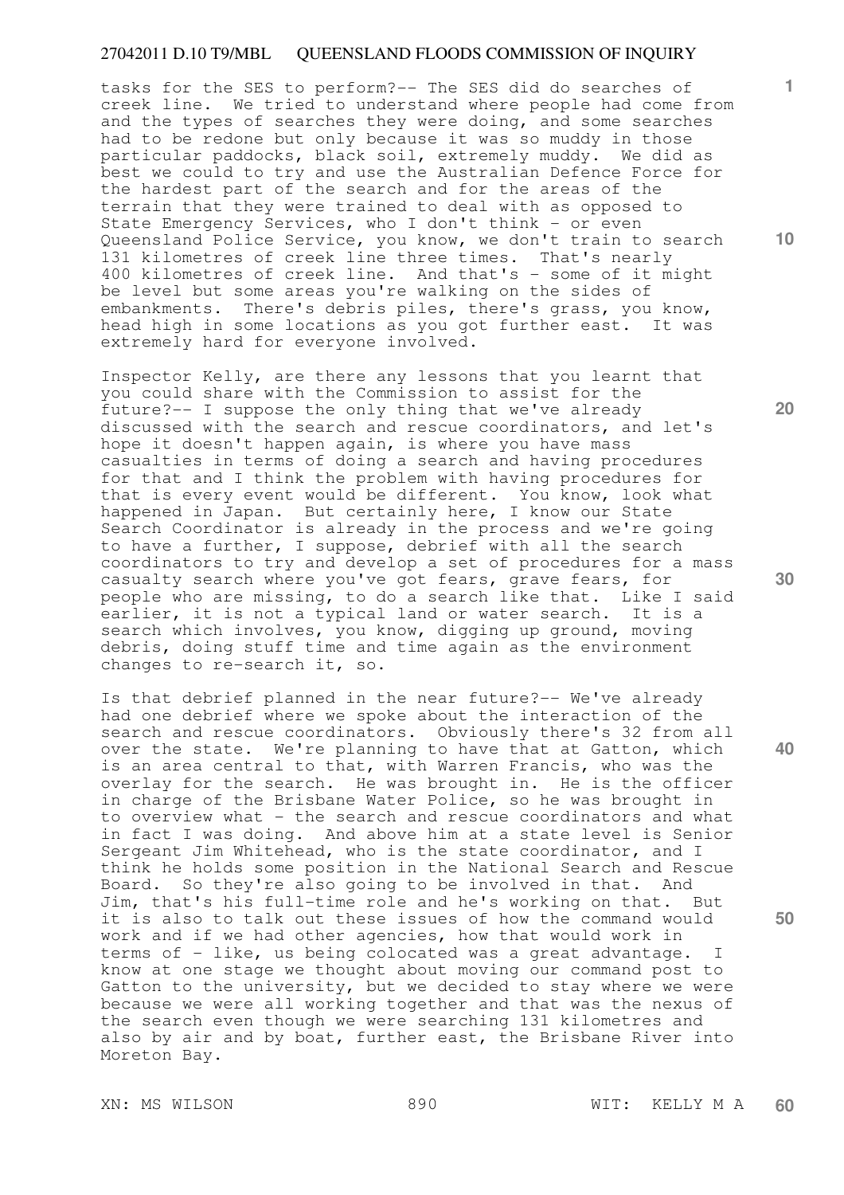tasks for the SES to perform?-- The SES did do searches of creek line. We tried to understand where people had come from and the types of searches they were doing, and some searches had to be redone but only because it was so muddy in those particular paddocks, black soil, extremely muddy. We did as best we could to try and use the Australian Defence Force for the hardest part of the search and for the areas of the terrain that they were trained to deal with as opposed to State Emergency Services, who I don't think - or even Queensland Police Service, you know, we don't train to search 131 kilometres of creek line three times. That's nearly 400 kilometres of creek line. And that's - some of it might be level but some areas you're walking on the sides of embankments. There's debris piles, there's grass, you know, head high in some locations as you got further east. It was extremely hard for everyone involved.

Inspector Kelly, are there any lessons that you learnt that you could share with the Commission to assist for the future?-- I suppose the only thing that we've already discussed with the search and rescue coordinators, and let's hope it doesn't happen again, is where you have mass casualties in terms of doing a search and having procedures for that and I think the problem with having procedures for that is every event would be different. You know, look what happened in Japan. But certainly here, I know our State Search Coordinator is already in the process and we're going to have a further, I suppose, debrief with all the search coordinators to try and develop a set of procedures for a mass casualty search where you've got fears, grave fears, for people who are missing, to do a search like that. Like I said earlier, it is not a typical land or water search. It is a search which involves, you know, digging up ground, moving debris, doing stuff time and time again as the environment changes to re-search it, so.

Is that debrief planned in the near future?-- We've already had one debrief where we spoke about the interaction of the search and rescue coordinators. Obviously there's 32 from all over the state. We're planning to have that at Gatton, which is an area central to that, with Warren Francis, who was the overlay for the search. He was brought in. He is the officer in charge of the Brisbane Water Police, so he was brought in to overview what - the search and rescue coordinators and what in fact I was doing. And above him at a state level is Senior Sergeant Jim Whitehead, who is the state coordinator, and I think he holds some position in the National Search and Rescue Board. So they're also going to be involved in that. And Jim, that's his full-time role and he's working on that. But it is also to talk out these issues of how the command would work and if we had other agencies, how that would work in terms of - like, us being colocated was a great advantage. I know at one stage we thought about moving our command post to Gatton to the university, but we decided to stay where we were because we were all working together and that was the nexus of the search even though we were searching 131 kilometres and also by air and by boat, further east, the Brisbane River into Moreton Bay.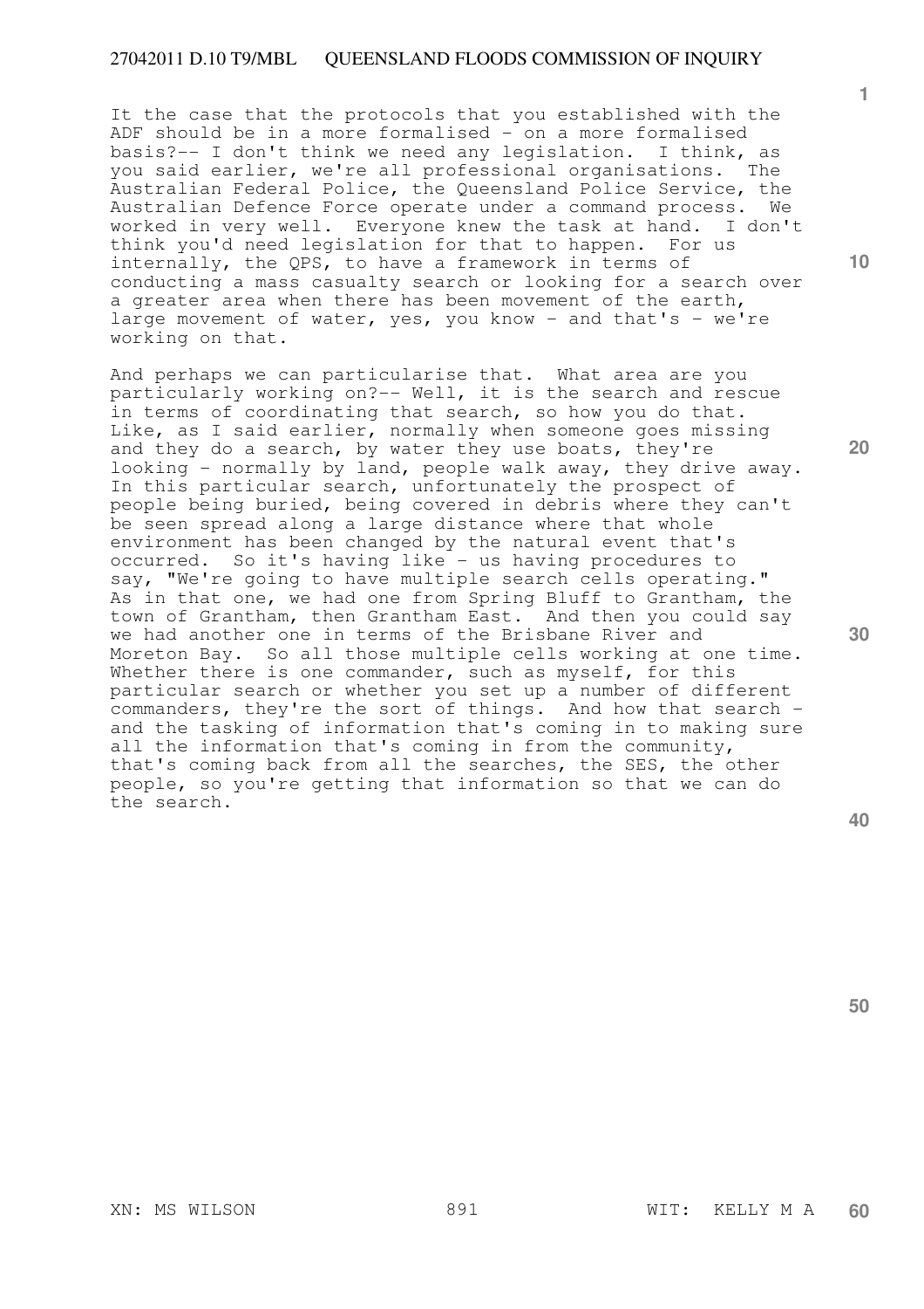It the case that the protocols that you established with the ADF should be in a more formalised - on a more formalised basis?-- I don't think we need any legislation. I think, as you said earlier, we're all professional organisations. The Australian Federal Police, the Queensland Police Service, the Australian Defence Force operate under a command process. We worked in very well. Everyone knew the task at hand. I don't think you'd need legislation for that to happen. For us internally, the QPS, to have a framework in terms of conducting a mass casualty search or looking for a search over a greater area when there has been movement of the earth, large movement of water, yes, you know - and that's - we're working on that.

And perhaps we can particularise that. What area are you particularly working on?-- Well, it is the search and rescue in terms of coordinating that search, so how you do that. Like, as I said earlier, normally when someone goes missing and they do a search, by water they use boats, they're looking - normally by land, people walk away, they drive away. In this particular search, unfortunately the prospect of people being buried, being covered in debris where they can't be seen spread along a large distance where that whole environment has been changed by the natural event that's occurred. So it's having like - us having procedures to say, "We're going to have multiple search cells operating." As in that one, we had one from Spring Bluff to Grantham, the town of Grantham, then Grantham East. And then you could say we had another one in terms of the Brisbane River and Moreton Bay. So all those multiple cells working at one time. Whether there is one commander, such as myself, for this particular search or whether you set up a number of different commanders, they're the sort of things. And how that search - and the tasking of information that's coming in to making sure all the information that's coming in from the community, that's coming back from all the searches, the SES, the other people, so you're getting that information so that we can do the search.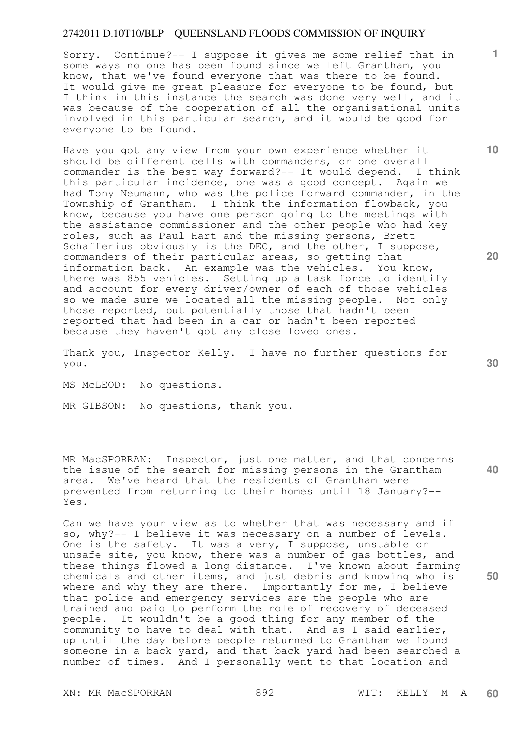Sorry. Continue?-- I suppose it gives me some relief that in some ways no one has been found since we left Grantham, you know, that we've found everyone that was there to be found. It would give me great pleasure for everyone to be found, but I think in this instance the search was done very well, and it was because of the cooperation of all the organisational units involved in this particular search, and it would be good for everyone to be found.

Have you got any view from your own experience whether it should be different cells with commanders, or one overall commander is the best way forward?-- It would depend. I think this particular incidence, one was a good concept. Again we had Tony Neumann, who was the police forward commander, in the Township of Grantham. I think the information flowback, you know, because you have one person going to the meetings with the assistance commissioner and the other people who had key roles, such as Paul Hart and the missing persons, Brett Schafferius obviously is the DEC, and the other, I suppose, commanders of their particular areas, so getting that information back. An example was the vehicles. You know, there was 855 vehicles. Setting up a task force to identify and account for every driver/owner of each of those vehicles so we made sure we located all the missing people. Not only those reported, but potentially those that hadn't been reported that had been in a car or hadn't been reported because they haven't got any close loved ones.

Thank you, Inspector Kelly. I have no further questions for you.

MS McLEOD: No questions.

MR GIBSON: No questions, thank you.

MR MacSPORRAN: Inspector, just one matter, and that concerns the issue of the search for missing persons in the Grantham area. We've heard that the residents of Grantham were prevented from returning to their homes until 18 January?-- Yes.

Can we have your view as to whether that was necessary and if so, why?-- I believe it was necessary on a number of levels. One is the safety. It was a very, I suppose, unstable or unsafe site, you know, there was a number of gas bottles, and these things flowed a long distance. I've known about farming chemicals and other items, and just debris and knowing who is where and why they are there. Importantly for me, I believe that police and emergency services are the people who are trained and paid to perform the role of recovery of deceased people. It wouldn't be a good thing for any member of the community to have to deal with that. And as I said earlier, up until the day before people returned to Grantham we found someone in a back yard, and that back yard had been searched a number of times. And I personally went to that location and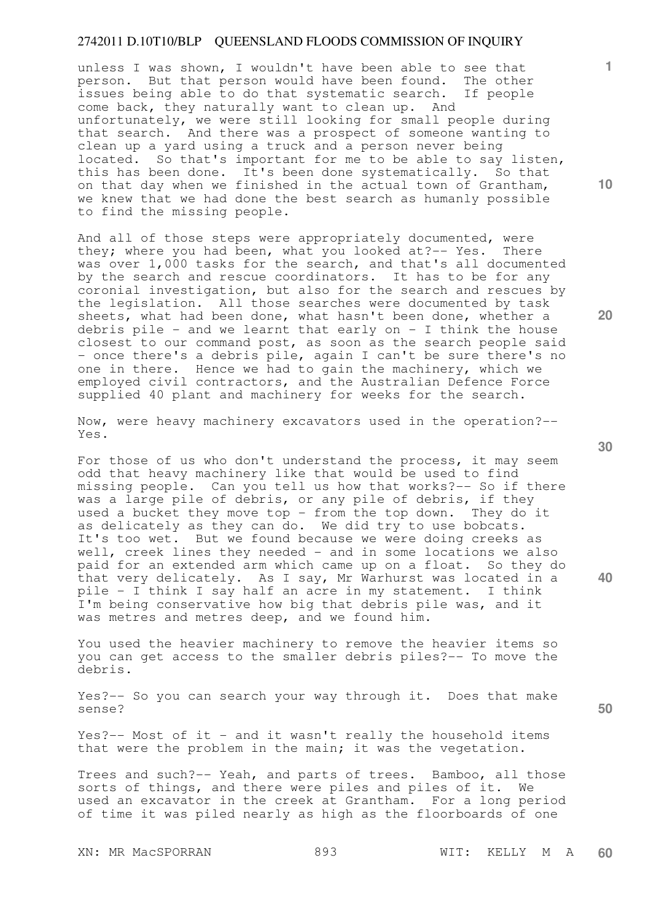unless I was shown, I wouldn't have been able to see that person. But that person would have been found. The other issues being able to do that systematic search. If people come back, they naturally want to clean up. And unfortunately, we were still looking for small people during that search. And there was a prospect of someone wanting to clean up a yard using a truck and a person never being located. So that's important for me to be able to say listen, this has been done. It's been done systematically. So that on that day when we finished in the actual town of Grantham, we knew that we had done the best search as humanly possible to find the missing people.

And all of those steps were appropriately documented, were they; where you had been, what you looked at?-- Yes. There was over 1,000 tasks for the search, and that's all documented by the search and rescue coordinators. It has to be for any coronial investigation, but also for the search and rescues by the legislation. All those searches were documented by task sheets, what had been done, what hasn't been done, whether a debris pile - and we learnt that early on - I think the house closest to our command post, as soon as the search people said - once there's a debris pile, again I can't be sure there's no one in there. Hence we had to gain the machinery, which we employed civil contractors, and the Australian Defence Force supplied 40 plant and machinery for weeks for the search.

Now, were heavy machinery excavators used in the operation?-- Yes.

For those of us who don't understand the process, it may seem odd that heavy machinery like that would be used to find missing people. Can you tell us how that works?-- So if there was a large pile of debris, or any pile of debris, if they used a bucket they move top - from the top down. They do it as delicately as they can do. We did try to use bobcats. It's too wet. But we found because we were doing creeks as well, creek lines they needed - and in some locations we also paid for an extended arm which came up on a float. So they do that very delicately. As I say, Mr Warhurst was located in a pile - I think I say half an acre in my statement. I think I'm being conservative how big that debris pile was, and it was metres and metres deep, and we found him.

You used the heavier machinery to remove the heavier items so you can get access to the smaller debris piles?-- To move the debris.

Yes?-- So you can search your way through it. Does that make sense?

Yes?-- Most of it - and it wasn't really the household items that were the problem in the main; it was the vegetation.

Trees and such?-- Yeah, and parts of trees. Bamboo, all those sorts of things, and there were piles and piles of it. We used an excavator in the creek at Grantham. For a long period of time it was piled nearly as high as the floorboards of one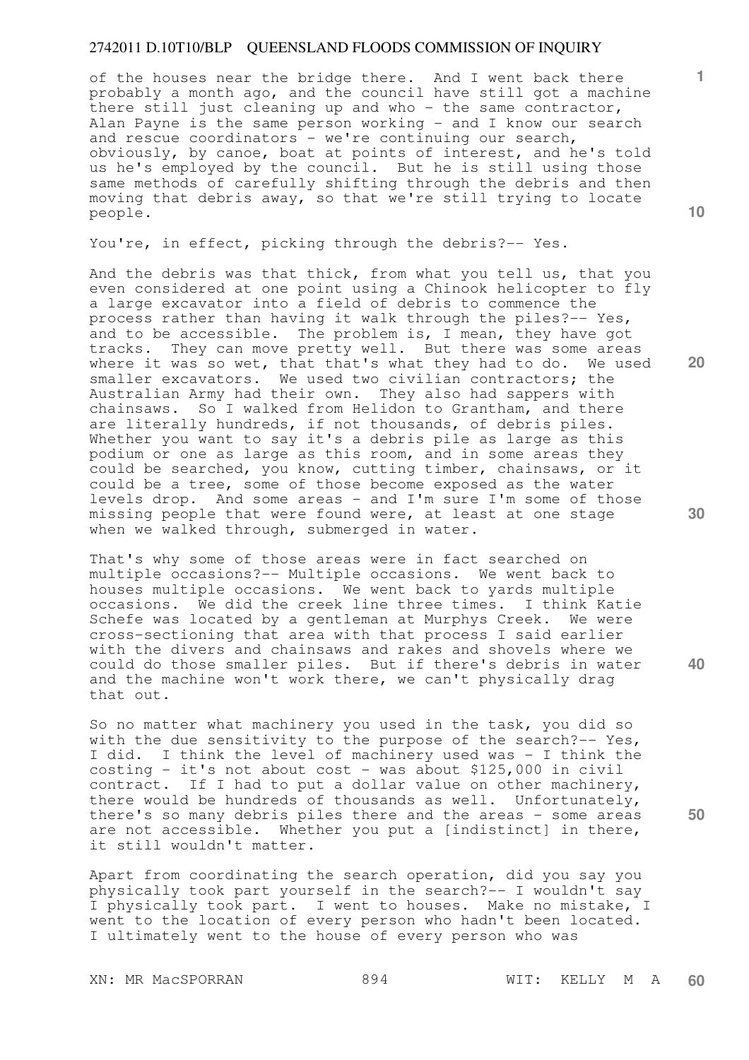of the houses near the bridge there. And I went back there probably a month ago, and the council have still got a machine there still just cleaning up and who - the same contractor, Alan Payne is the same person working - and I know our search and rescue coordinators - we're continuing our search, obviously, by canoe, boat at points of interest, and he's told us he's employed by the council. But he is still using those same methods of carefully shifting through the debris and then moving that debris away, so that we're still trying to locate people.

You're, in effect, picking through the debris?-- Yes.

And the debris was that thick, from what you tell us, that you even considered at one point using a Chinook helicopter to fly a large excavator into a field of debris to commence the process rather than having it walk through the piles?-- Yes, and to be accessible. The problem is, I mean, they have got tracks. They can move pretty well. But there was some areas where it was so wet, that that's what they had to do. We used smaller excavators. We used two civilian contractors; the Australian Army had their own. They also had sappers with chainsaws. So I walked from Helidon to Grantham, and there are literally hundreds, if not thousands, of debris piles. Whether you want to say it's a debris pile as large as this podium or one as large as this room, and in some areas they could be searched, you know, cutting timber, chainsaws, or it could be a tree, some of those become exposed as the water levels drop. And some areas - and I'm sure I'm some of those missing people that were found were, at least at one stage when we walked through, submerged in water.

That's why some of those areas were in fact searched on multiple occasions?-- Multiple occasions. We went back to houses multiple occasions. We went back to yards multiple occasions. We did the creek line three times. I think Katie Schefe was located by a gentleman at Murphys Creek. We were cross-sectioning that area with that process I said earlier with the divers and chainsaws and rakes and shovels where we could do those smaller piles. But if there's debris in water and the machine won't work there, we can't physically drag that out.

So no matter what machinery you used in the task, you did so with the due sensitivity to the purpose of the search?-- Yes, I did. I think the level of machinery used was - I think the costing - it's not about cost - was about $125,000 in civil contract. If I had to put a dollar value on other machinery, there would be hundreds of thousands as well. Unfortunately, there's so many debris piles there and the areas - some areas are not accessible. Whether you put a [indistinct] in there, it still wouldn't matter.

Apart from coordinating the search operation, did you say you physically took part yourself in the search?-- I wouldn't say I physically took part. I went to houses. Make no mistake, I went to the location of every person who hadn't been located. I ultimately went to the house of every person who was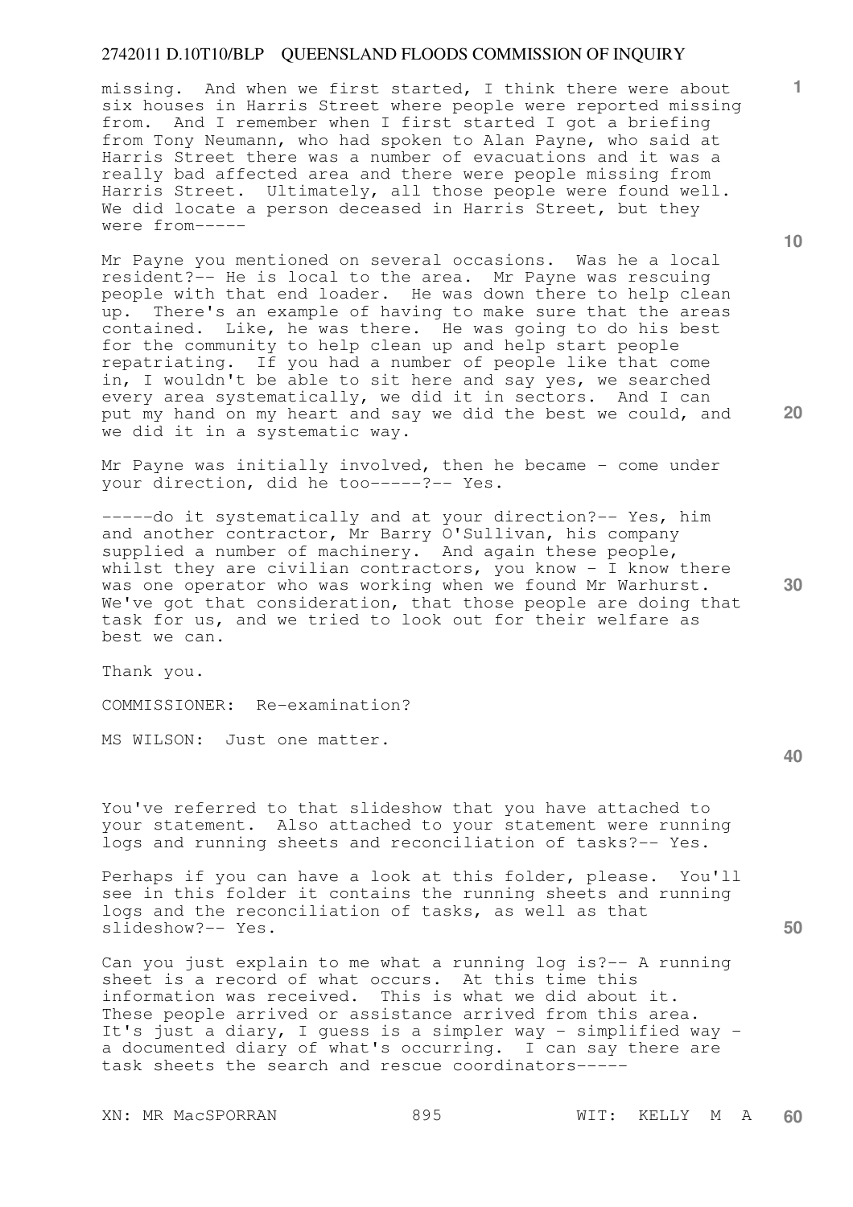missing. And when we first started, I think there were about six houses in Harris Street where people were reported missing from. And I remember when I first started I got a briefing from Tony Neumann, who had spoken to Alan Payne, who said at Harris Street there was a number of evacuations and it was a really bad affected area and there were people missing from Harris Street. Ultimately, all those people were found well. We did locate a person deceased in Harris Street, but they were from-----

Mr Payne you mentioned on several occasions. Was he a local resident?-- He is local to the area. Mr Payne was rescuing people with that end loader. He was down there to help clean up. There's an example of having to make sure that the areas contained. Like, he was there. He was going to do his best for the community to help clean up and help start people repatriating. If you had a number of people like that come in, I wouldn't be able to sit here and say yes, we searched every area systematically, we did it in sectors. And I can put my hand on my heart and say we did the best we could, and we did it in a systematic way.

Mr Payne was initially involved, then he became - come under your direction, did he too-----?-- Yes.

-----do it systematically and at your direction?-- Yes, him and another contractor, Mr Barry O'Sullivan, his company supplied a number of machinery. And again these people, whilst they are civilian contractors, you know - I know there was one operator who was working when we found Mr Warhurst. We've got that consideration, that those people are doing that task for us, and we tried to look out for their welfare as best we can.

Thank you.

COMMISSIONER: Re-examination?

MS WILSON: Just one matter.

You've referred to that slideshow that you have attached to your statement. Also attached to your statement were running logs and running sheets and reconciliation of tasks?-- Yes.

Perhaps if you can have a look at this folder, please. You'll see in this folder it contains the running sheets and running logs and the reconciliation of tasks, as well as that slideshow?-- Yes.

Can you just explain to me what a running log is?-- A running sheet is a record of what occurs. At this time this information was received. This is what we did about it. These people arrived or assistance arrived from this area. It's just a diary, I guess is a simpler way - simplified way - a documented diary of what's occurring. I can say there are task sheets the search and rescue coordinators-----

XN: MR MacSPORRAN    WIT: KELLY M A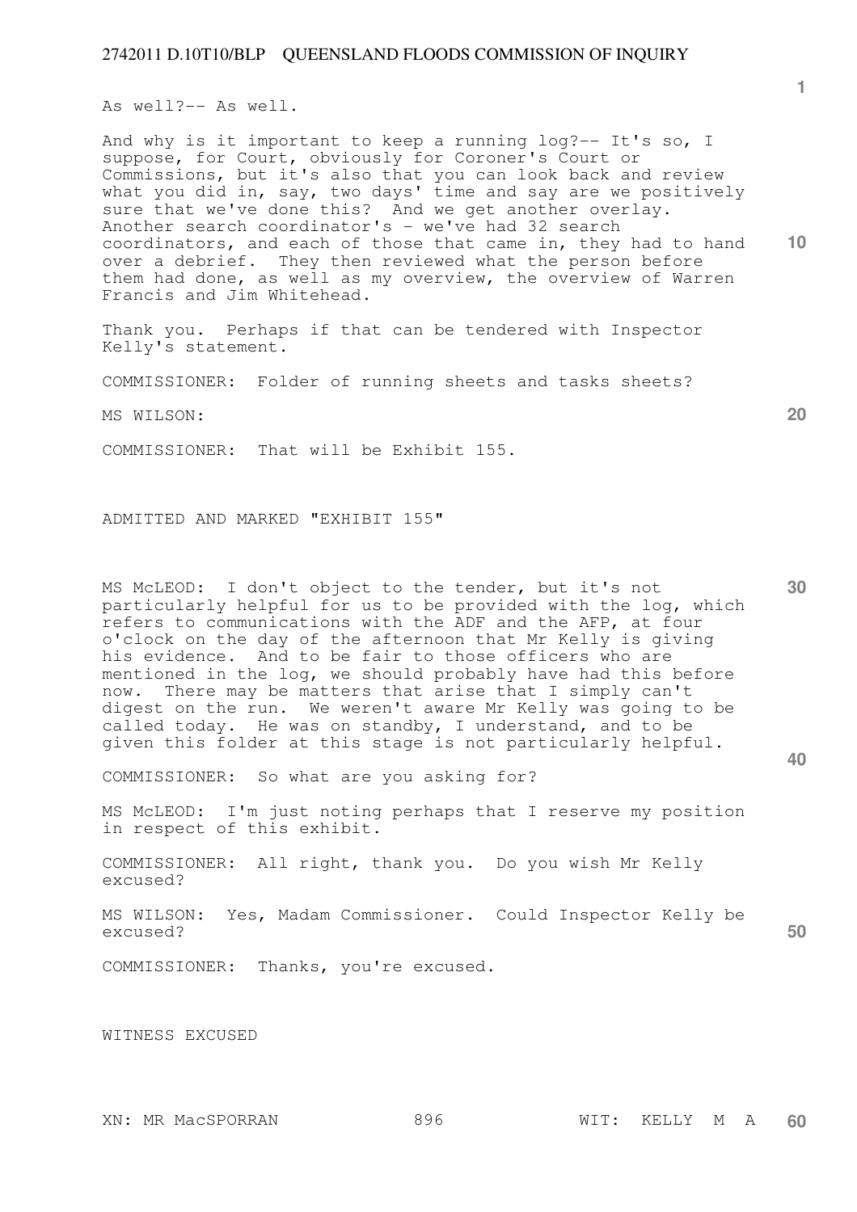As well?-- As well.

And why is it important to keep a running log?-- It's so, I suppose, for Court, obviously for Coroner's Court or Commissions, but it's also that you can look back and review what you did in, say, two days' time and say are we positively sure that we've done this? And we get another overlay. Another search coordinator's - we've had 32 search coordinators, and each of those that came in, they had to hand over a debrief. They then reviewed what the person before them had done, as well as my overview, the overview of Warren Francis and Jim Whitehead.

Thank you. Perhaps if that can be tendered with Inspector Kelly's statement.

COMMISSIONER: Folder of running sheets and tasks sheets?

MS WILSON:

COMMISSIONER: That will be Exhibit 155.

ADMITTED AND MARKED "EXHIBIT 155"

MS McLEOD: I don't object to the tender, but it's not particularly helpful for us to be provided with the log, which refers to communications with the ADF and the AFP, at four o'clock on the day of the afternoon that Mr Kelly is giving his evidence. And to be fair to those officers who are mentioned in the log, we should probably have had this before now. There may be matters that arise that I simply can't digest on the run. We weren't aware Mr Kelly was going to be called today. He was on standby, I understand, and to be given this folder at this stage is not particularly helpful.

COMMISSIONER: So what are you asking for?

MS McLEOD: I'm just noting perhaps that I reserve my position in respect of this exhibit.

COMMISSIONER: All right, thank you. Do you wish Mr Kelly excused?

MS WILSON: Yes, Madam Commissioner. Could Inspector Kelly be excused?

COMMISSIONER: Thanks, you're excused.

WITNESS EXCUSED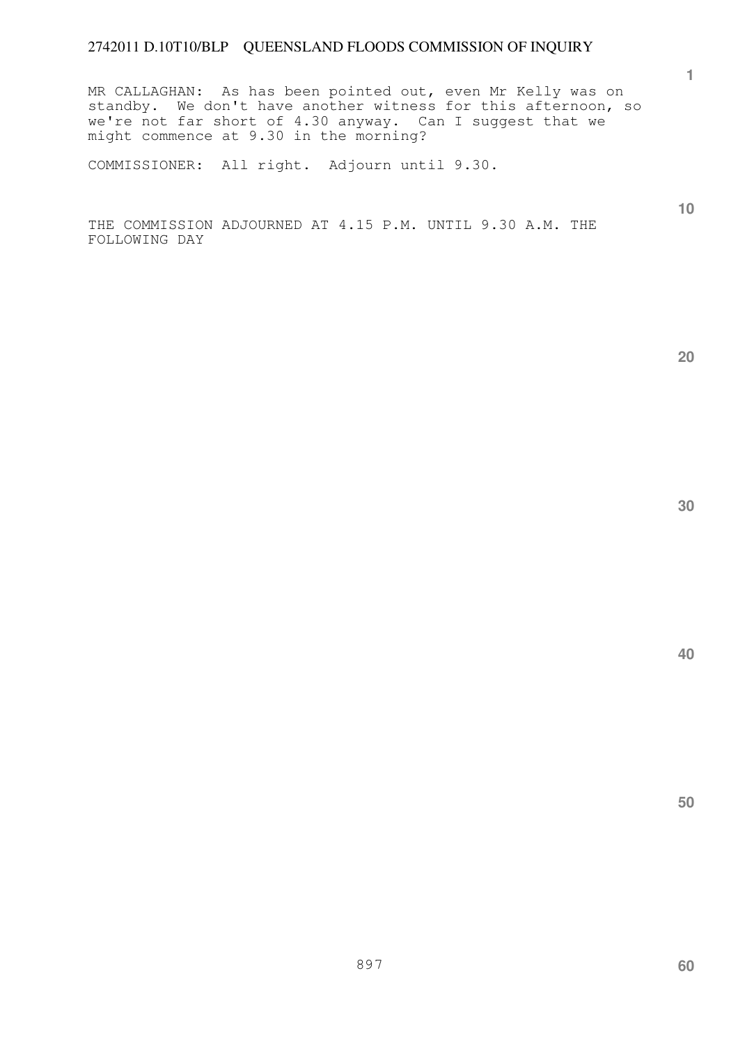MR CALLAGHAN: As has been pointed out, even Mr Kelly was on standby. We don't have another witness for this afternoon, so we're not far short of 4.30 anyway. Can I suggest that we might commence at 9.30 in the morning?

COMMISSIONER: All right. Adjourn until 9.30.

THE COMMISSION ADJOURNED AT 4.15 P.M. UNTIL 9.30 A.M. THE FOLLOWING DAY